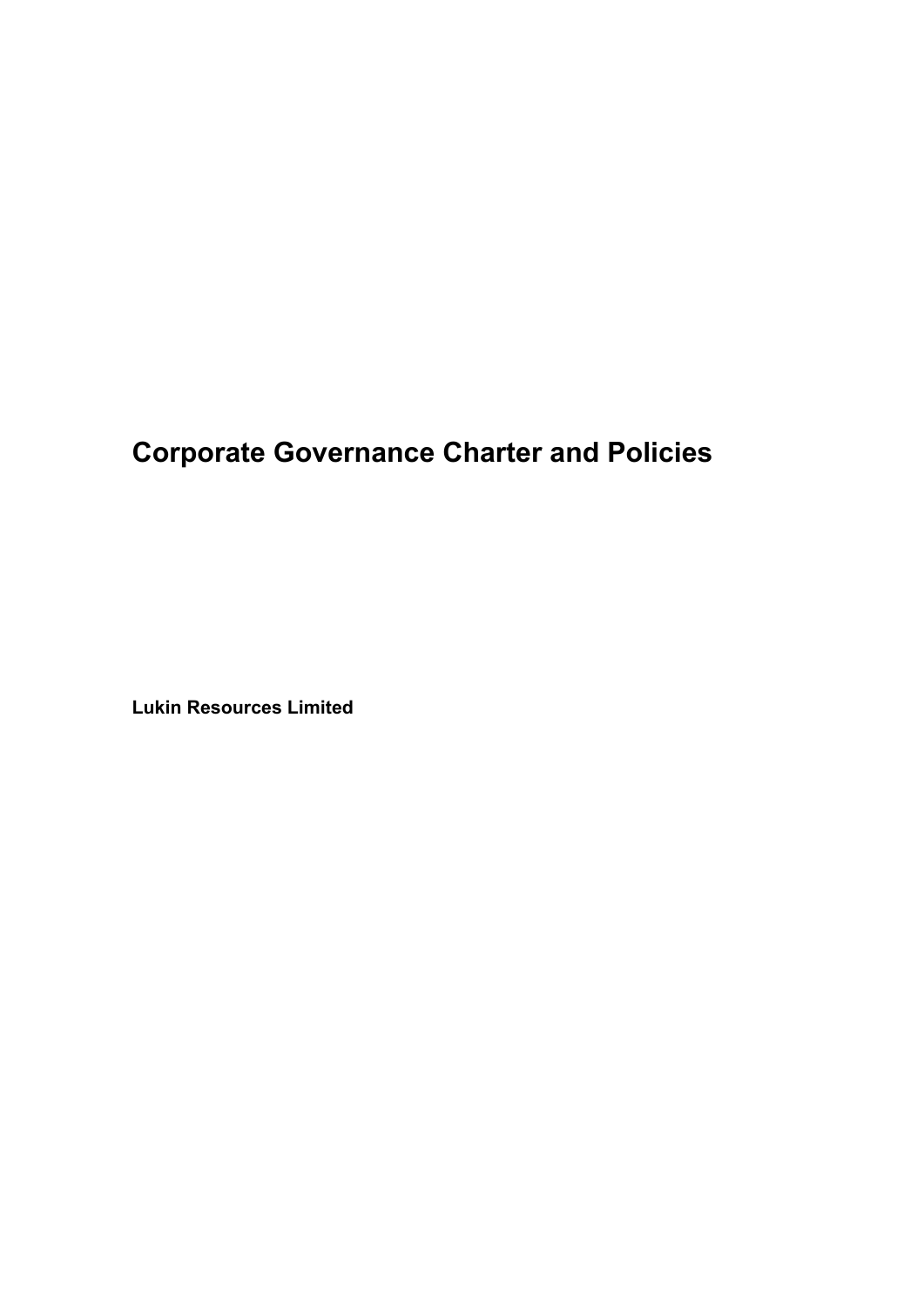# Corporate Governance Charter and Policies

**Lukin Resources Limited**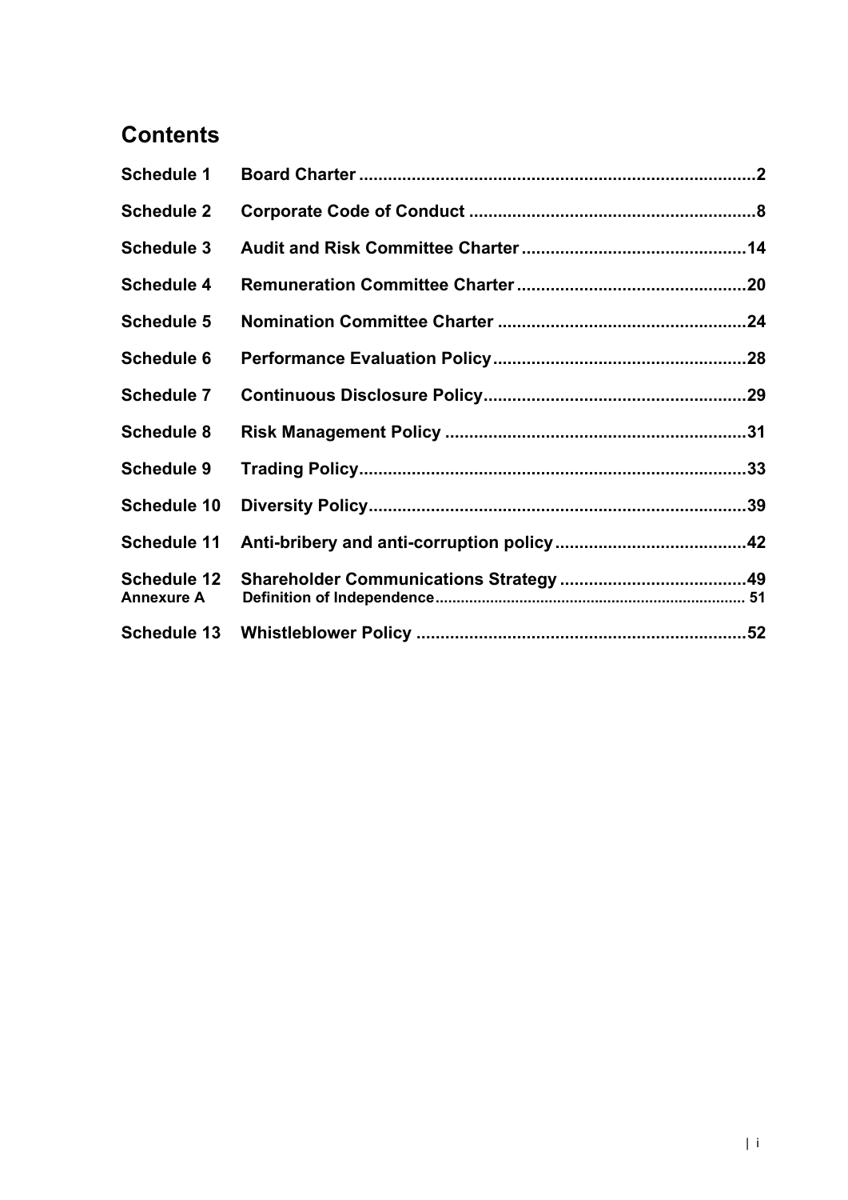# Contents

| | | |
|---|---|---|
| **Schedule 1** | **Board Charter** | **2** |
| **Schedule 2** | **Corporate Code of Conduct** | **8** |
| **Schedule 3** | **Audit and Risk Committee Charter** | **14** |
| **Schedule 4** | **Remuneration Committee Charter** | **20** |
| **Schedule 5** | **Nomination Committee Charter** | **24** |
| **Schedule 6** | **Performance Evaluation Policy** | **28** |
| **Schedule 7** | **Continuous Disclosure Policy** | **29** |
| **Schedule 8** | **Risk Management Policy** | **31** |
| **Schedule 9** | **Trading Policy** | **33** |
| **Schedule 10** | **Diversity Policy** | **39** |
| **Schedule 11** | **Anti-bribery and anti-corruption policy** | **42** |
| **Schedule 12** | **Shareholder Communications Strategy** | **49** |
| **Annexure A** | **Definition of Independence** | **51** |
| **Schedule 13** | **Whistleblower Policy** | **52** |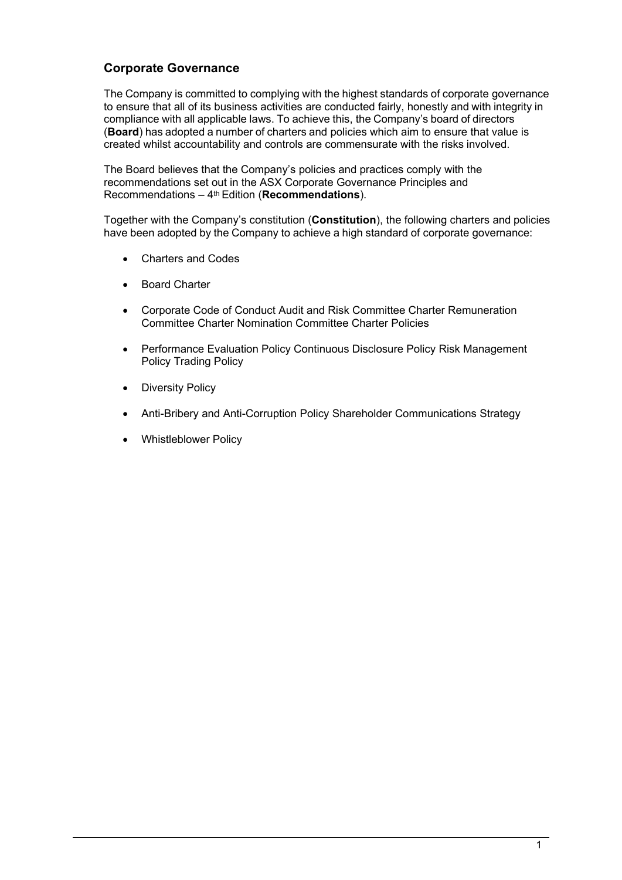## Corporate Governance

The Company is committed to complying with the highest standards of corporate governance to ensure that all of its business activities are conducted fairly, honestly and with integrity in compliance with all applicable laws. To achieve this, the Company's board of directors (**Board**) has adopted a number of charters and policies which aim to ensure that value is created whilst accountability and controls are commensurate with the risks involved.

The Board believes that the Company's policies and practices comply with the recommendations set out in the ASX Corporate Governance Principles and Recommendations – 4th Edition (**Recommendations**).

Together with the Company's constitution (**Constitution**), the following charters and policies have been adopted by the Company to achieve a high standard of corporate governance:

- Charters and Codes
- Board Charter
- Corporate Code of Conduct Audit and Risk Committee Charter Remuneration Committee Charter Nomination Committee Charter Policies
- Performance Evaluation Policy Continuous Disclosure Policy Risk Management Policy Trading Policy
- Diversity Policy
- Anti-Bribery and Anti-Corruption Policy Shareholder Communications Strategy
- Whistleblower Policy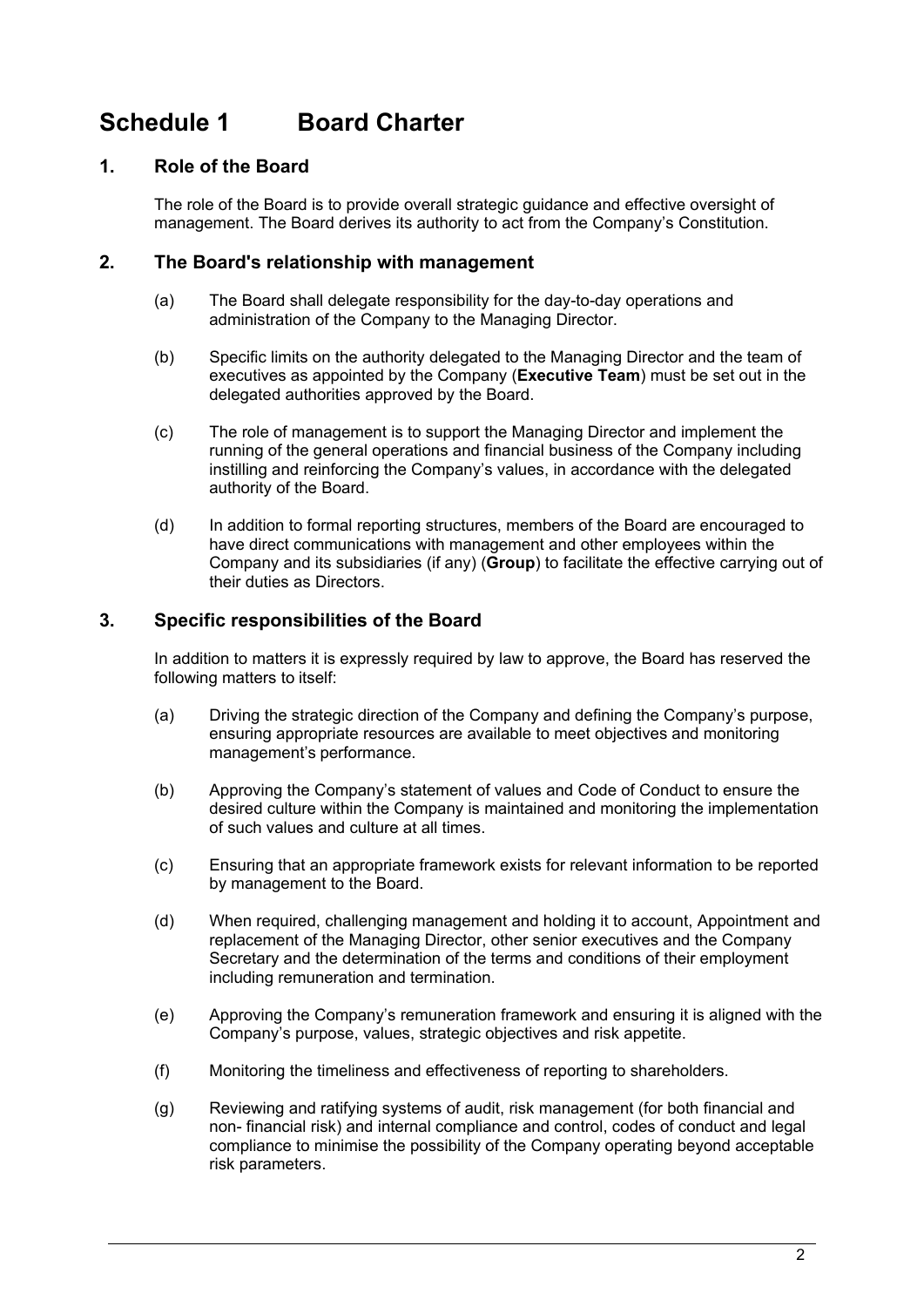# Schedule 1 Board Charter

## 1. Role of the Board

The role of the Board is to provide overall strategic guidance and effective oversight of management. The Board derives its authority to act from the Company's Constitution.

## 2. The Board's relationship with management

(a) The Board shall delegate responsibility for the day-to-day operations and administration of the Company to the Managing Director.

(b) Specific limits on the authority delegated to the Managing Director and the team of executives as appointed by the Company (**Executive Team**) must be set out in the delegated authorities approved by the Board.

(c) The role of management is to support the Managing Director and implement the running of the general operations and financial business of the Company including instilling and reinforcing the Company's values, in accordance with the delegated authority of the Board.

(d) In addition to formal reporting structures, members of the Board are encouraged to have direct communications with management and other employees within the Company and its subsidiaries (if any) (**Group**) to facilitate the effective carrying out of their duties as Directors.

## 3. Specific responsibilities of the Board

In addition to matters it is expressly required by law to approve, the Board has reserved the following matters to itself:

(a) Driving the strategic direction of the Company and defining the Company's purpose, ensuring appropriate resources are available to meet objectives and monitoring management's performance.

(b) Approving the Company's statement of values and Code of Conduct to ensure the desired culture within the Company is maintained and monitoring the implementation of such values and culture at all times.

(c) Ensuring that an appropriate framework exists for relevant information to be reported by management to the Board.

(d) When required, challenging management and holding it to account, Appointment and replacement of the Managing Director, other senior executives and the Company Secretary and the determination of the terms and conditions of their employment including remuneration and termination.

(e) Approving the Company's remuneration framework and ensuring it is aligned with the Company's purpose, values, strategic objectives and risk appetite.

(f) Monitoring the timeliness and effectiveness of reporting to shareholders.

(g) Reviewing and ratifying systems of audit, risk management (for both financial and non- financial risk) and internal compliance and control, codes of conduct and legal compliance to minimise the possibility of the Company operating beyond acceptable risk parameters.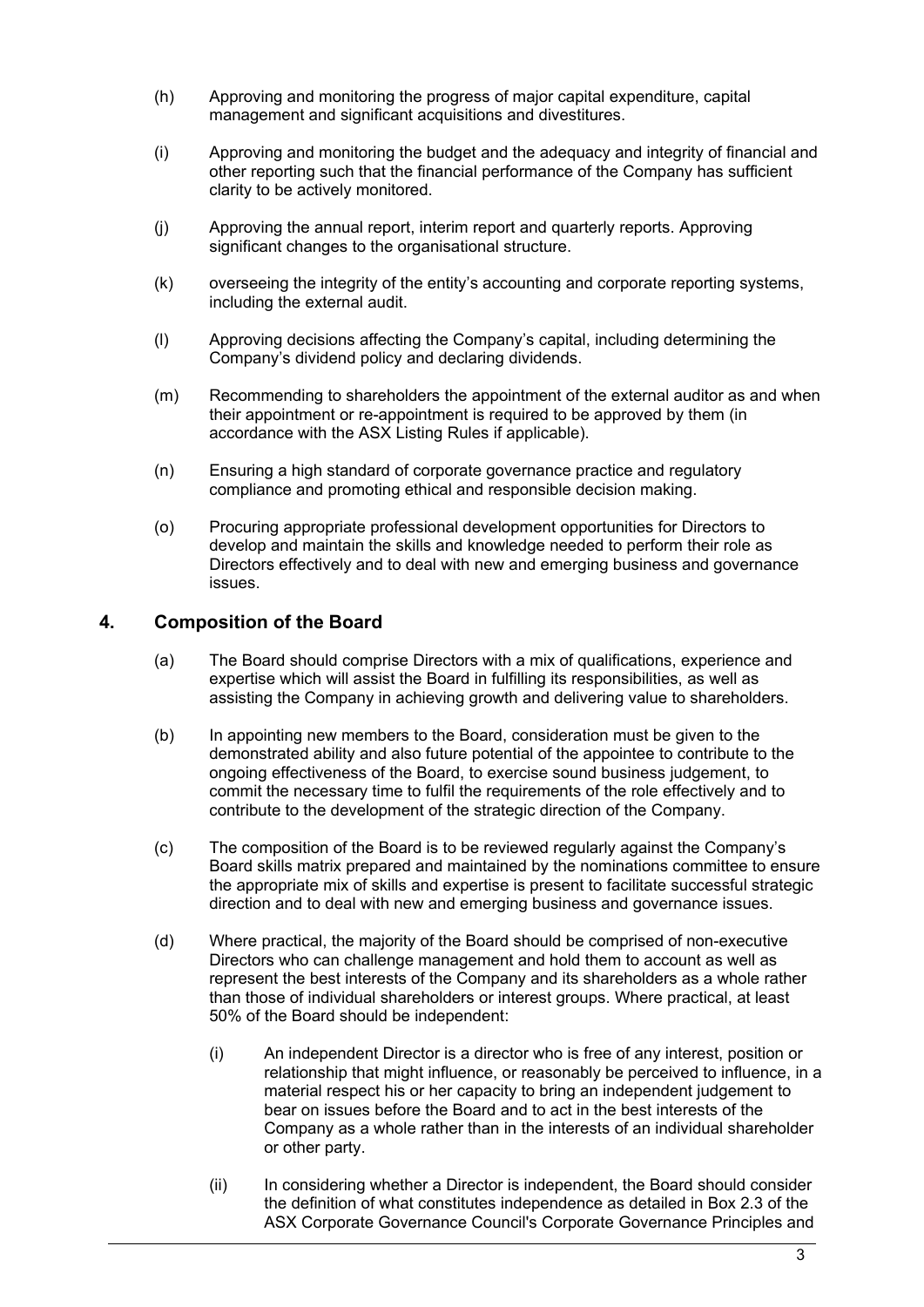(h) Approving and monitoring the progress of major capital expenditure, capital management and significant acquisitions and divestitures.

(i) Approving and monitoring the budget and the adequacy and integrity of financial and other reporting such that the financial performance of the Company has sufficient clarity to be actively monitored.

(j) Approving the annual report, interim report and quarterly reports. Approving significant changes to the organisational structure.

(k) overseeing the integrity of the entity's accounting and corporate reporting systems, including the external audit.

(l) Approving decisions affecting the Company's capital, including determining the Company's dividend policy and declaring dividends.

(m) Recommending to shareholders the appointment of the external auditor as and when their appointment or re-appointment is required to be approved by them (in accordance with the ASX Listing Rules if applicable).

(n) Ensuring a high standard of corporate governance practice and regulatory compliance and promoting ethical and responsible decision making.

(o) Procuring appropriate professional development opportunities for Directors to develop and maintain the skills and knowledge needed to perform their role as Directors effectively and to deal with new and emerging business and governance issues.

## 4. Composition of the Board

(a) The Board should comprise Directors with a mix of qualifications, experience and expertise which will assist the Board in fulfilling its responsibilities, as well as assisting the Company in achieving growth and delivering value to shareholders.

(b) In appointing new members to the Board, consideration must be given to the demonstrated ability and also future potential of the appointee to contribute to the ongoing effectiveness of the Board, to exercise sound business judgement, to commit the necessary time to fulfil the requirements of the role effectively and to contribute to the development of the strategic direction of the Company.

(c) The composition of the Board is to be reviewed regularly against the Company's Board skills matrix prepared and maintained by the nominations committee to ensure the appropriate mix of skills and expertise is present to facilitate successful strategic direction and to deal with new and emerging business and governance issues.

(d) Where practical, the majority of the Board should be comprised of non-executive Directors who can challenge management and hold them to account as well as represent the best interests of the Company and its shareholders as a whole rather than those of individual shareholders or interest groups. Where practical, at least 50% of the Board should be independent:

   (i) An independent Director is a director who is free of any interest, position or relationship that might influence, or reasonably be perceived to influence, in a material respect his or her capacity to bring an independent judgement to bear on issues before the Board and to act in the best interests of the Company as a whole rather than in the interests of an individual shareholder or other party.

   (ii) In considering whether a Director is independent, the Board should consider the definition of what constitutes independence as detailed in Box 2.3 of the ASX Corporate Governance Council's Corporate Governance Principles and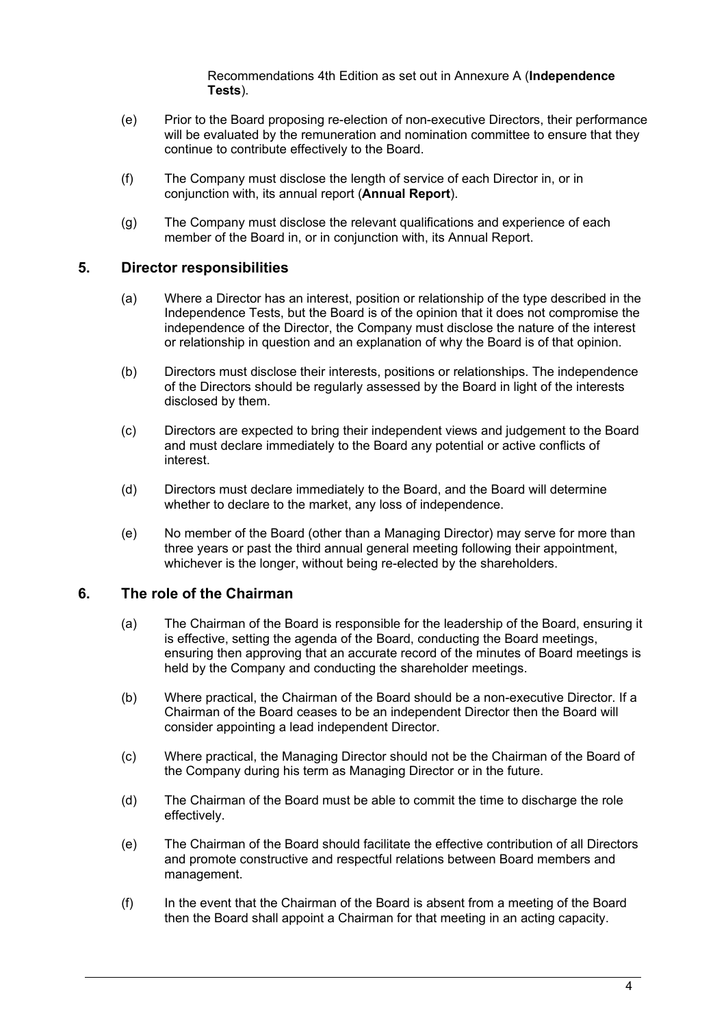Recommendations 4th Edition as set out in Annexure A (**Independence Tests**).

(e) Prior to the Board proposing re-election of non-executive Directors, their performance will be evaluated by the remuneration and nomination committee to ensure that they continue to contribute effectively to the Board.

(f) The Company must disclose the length of service of each Director in, or in conjunction with, its annual report (**Annual Report**).

(g) The Company must disclose the relevant qualifications and experience of each member of the Board in, or in conjunction with, its Annual Report.

## 5. Director responsibilities

(a) Where a Director has an interest, position or relationship of the type described in the Independence Tests, but the Board is of the opinion that it does not compromise the independence of the Director, the Company must disclose the nature of the interest or relationship in question and an explanation of why the Board is of that opinion.

(b) Directors must disclose their interests, positions or relationships. The independence of the Directors should be regularly assessed by the Board in light of the interests disclosed by them.

(c) Directors are expected to bring their independent views and judgement to the Board and must declare immediately to the Board any potential or active conflicts of interest.

(d) Directors must declare immediately to the Board, and the Board will determine whether to declare to the market, any loss of independence.

(e) No member of the Board (other than a Managing Director) may serve for more than three years or past the third annual general meeting following their appointment, whichever is the longer, without being re-elected by the shareholders.

## 6. The role of the Chairman

(a) The Chairman of the Board is responsible for the leadership of the Board, ensuring it is effective, setting the agenda of the Board, conducting the Board meetings, ensuring then approving that an accurate record of the minutes of Board meetings is held by the Company and conducting the shareholder meetings.

(b) Where practical, the Chairman of the Board should be a non-executive Director. If a Chairman of the Board ceases to be an independent Director then the Board will consider appointing a lead independent Director.

(c) Where practical, the Managing Director should not be the Chairman of the Board of the Company during his term as Managing Director or in the future.

(d) The Chairman of the Board must be able to commit the time to discharge the role effectively.

(e) The Chairman of the Board should facilitate the effective contribution of all Directors and promote constructive and respectful relations between Board members and management.

(f) In the event that the Chairman of the Board is absent from a meeting of the Board then the Board shall appoint a Chairman for that meeting in an acting capacity.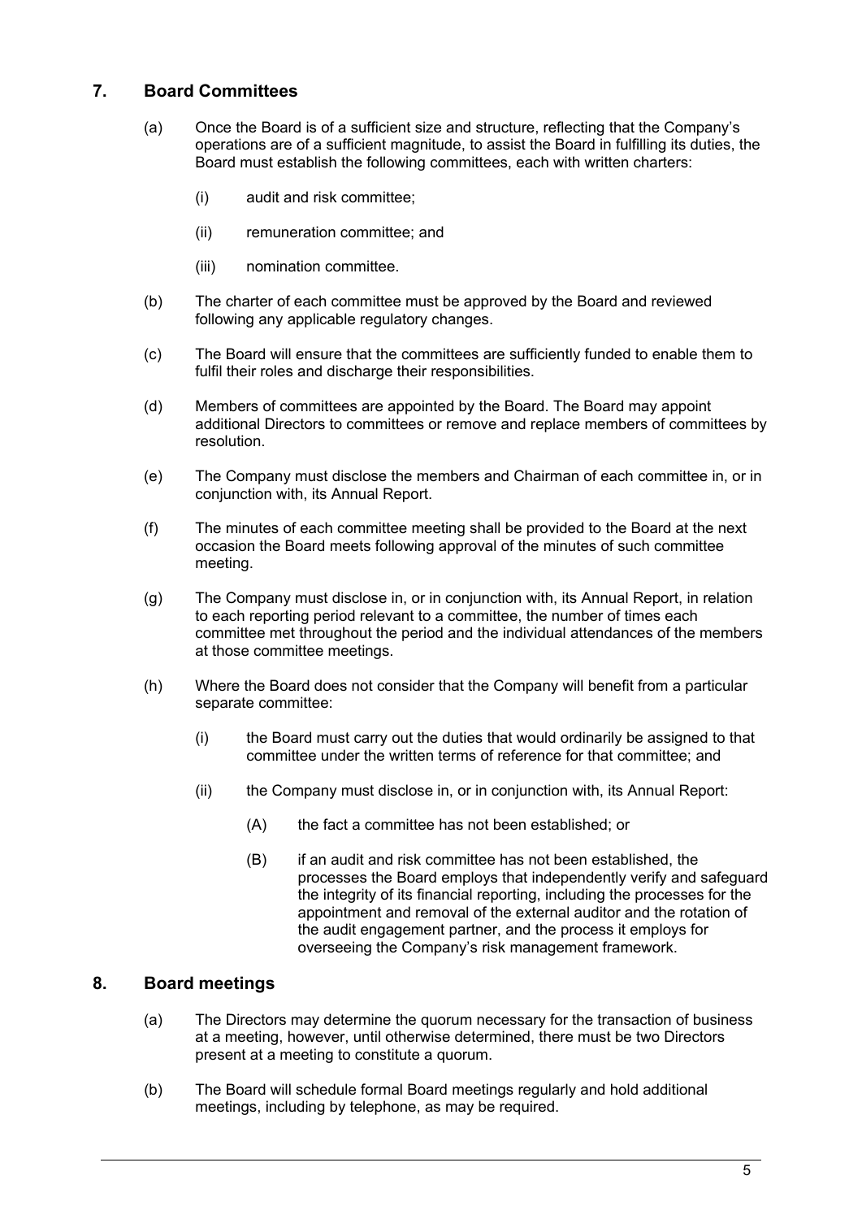## 7. Board Committees

(a) Once the Board is of a sufficient size and structure, reflecting that the Company's operations are of a sufficient magnitude, to assist the Board in fulfilling its duties, the Board must establish the following committees, each with written charters:

(i) audit and risk committee;

(ii) remuneration committee; and

(iii) nomination committee.

(b) The charter of each committee must be approved by the Board and reviewed following any applicable regulatory changes.

(c) The Board will ensure that the committees are sufficiently funded to enable them to fulfil their roles and discharge their responsibilities.

(d) Members of committees are appointed by the Board. The Board may appoint additional Directors to committees or remove and replace members of committees by resolution.

(e) The Company must disclose the members and Chairman of each committee in, or in conjunction with, its Annual Report.

(f) The minutes of each committee meeting shall be provided to the Board at the next occasion the Board meets following approval of the minutes of such committee meeting.

(g) The Company must disclose in, or in conjunction with, its Annual Report, in relation to each reporting period relevant to a committee, the number of times each committee met throughout the period and the individual attendances of the members at those committee meetings.

(h) Where the Board does not consider that the Company will benefit from a particular separate committee:

(i) the Board must carry out the duties that would ordinarily be assigned to that committee under the written terms of reference for that committee; and

(ii) the Company must disclose in, or in conjunction with, its Annual Report:

(A) the fact a committee has not been established; or

(B) if an audit and risk committee has not been established, the processes the Board employs that independently verify and safeguard the integrity of its financial reporting, including the processes for the appointment and removal of the external auditor and the rotation of the audit engagement partner, and the process it employs for overseeing the Company's risk management framework.

## 8. Board meetings

(a) The Directors may determine the quorum necessary for the transaction of business at a meeting, however, until otherwise determined, there must be two Directors present at a meeting to constitute a quorum.

(b) The Board will schedule formal Board meetings regularly and hold additional meetings, including by telephone, as may be required.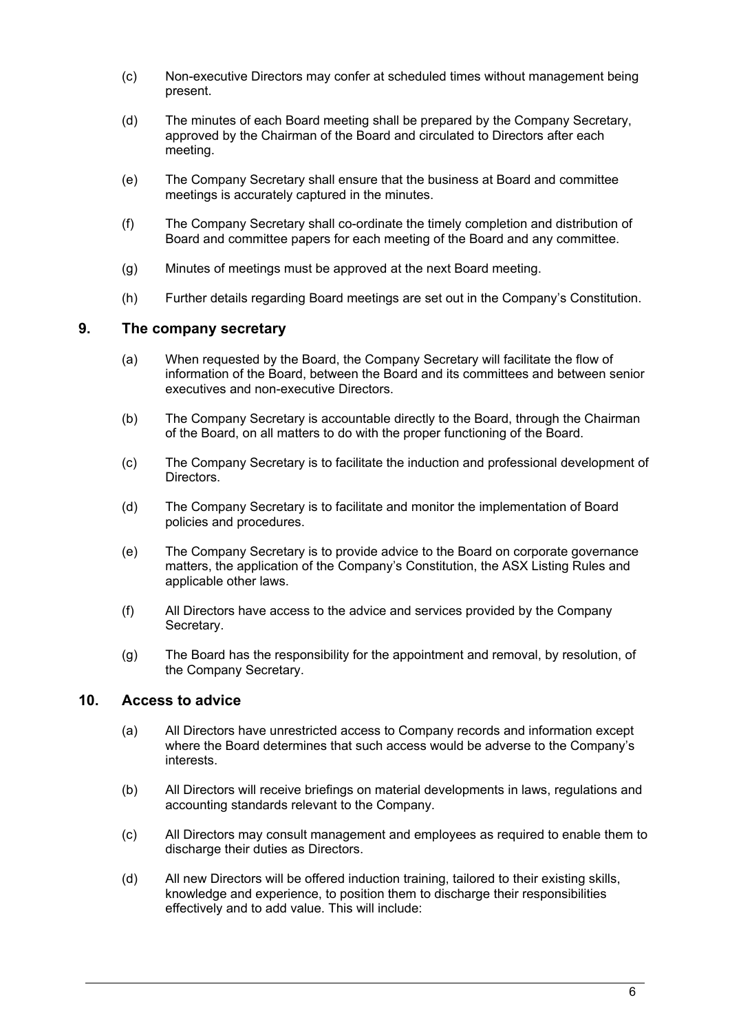(c) Non-executive Directors may confer at scheduled times without management being present.

(d) The minutes of each Board meeting shall be prepared by the Company Secretary, approved by the Chairman of the Board and circulated to Directors after each meeting.

(e) The Company Secretary shall ensure that the business at Board and committee meetings is accurately captured in the minutes.

(f) The Company Secretary shall co-ordinate the timely completion and distribution of Board and committee papers for each meeting of the Board and any committee.

(g) Minutes of meetings must be approved at the next Board meeting.

(h) Further details regarding Board meetings are set out in the Company's Constitution.

## 9. The company secretary

(a) When requested by the Board, the Company Secretary will facilitate the flow of information of the Board, between the Board and its committees and between senior executives and non-executive Directors.

(b) The Company Secretary is accountable directly to the Board, through the Chairman of the Board, on all matters to do with the proper functioning of the Board.

(c) The Company Secretary is to facilitate the induction and professional development of Directors.

(d) The Company Secretary is to facilitate and monitor the implementation of Board policies and procedures.

(e) The Company Secretary is to provide advice to the Board on corporate governance matters, the application of the Company's Constitution, the ASX Listing Rules and applicable other laws.

(f) All Directors have access to the advice and services provided by the Company Secretary.

(g) The Board has the responsibility for the appointment and removal, by resolution, of the Company Secretary.

## 10. Access to advice

(a) All Directors have unrestricted access to Company records and information except where the Board determines that such access would be adverse to the Company's interests.

(b) All Directors will receive briefings on material developments in laws, regulations and accounting standards relevant to the Company.

(c) All Directors may consult management and employees as required to enable them to discharge their duties as Directors.

(d) All new Directors will be offered induction training, tailored to their existing skills, knowledge and experience, to position them to discharge their responsibilities effectively and to add value. This will include: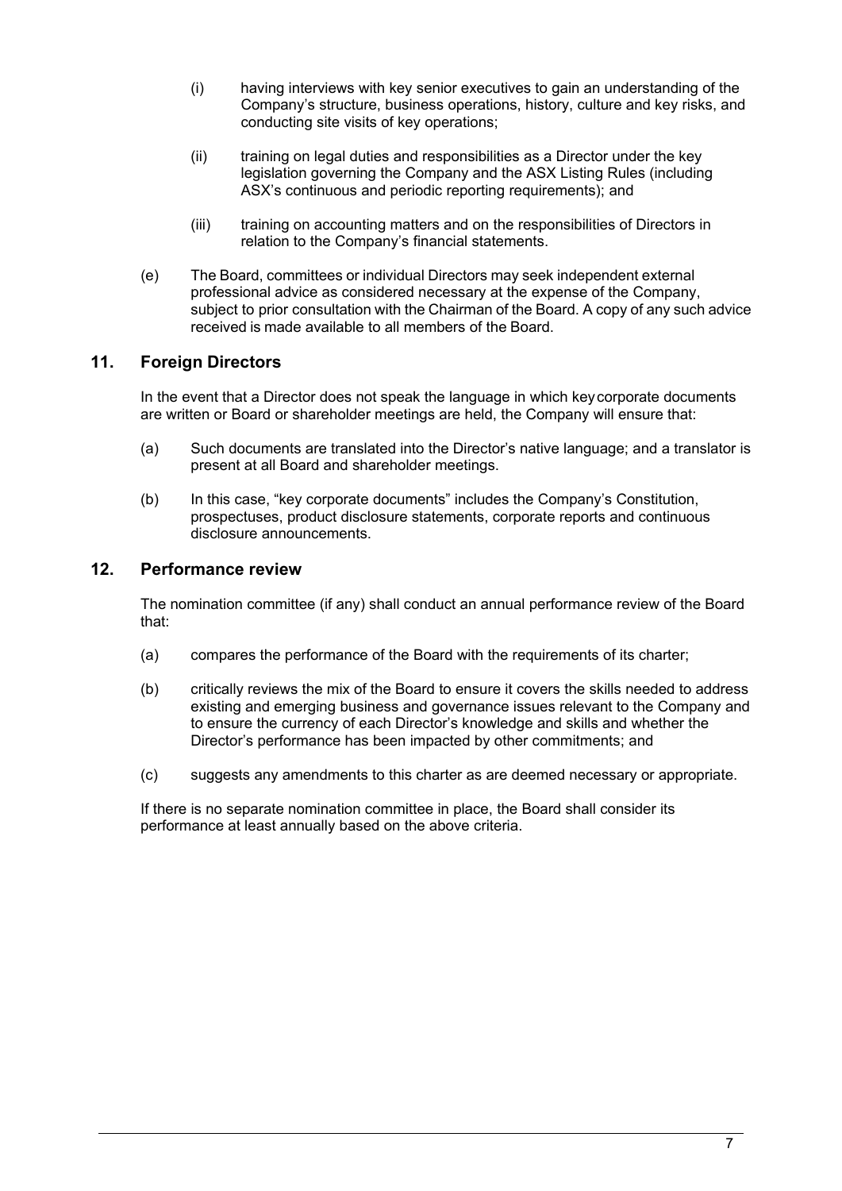(i) having interviews with key senior executives to gain an understanding of the Company's structure, business operations, history, culture and key risks, and conducting site visits of key operations;

(ii) training on legal duties and responsibilities as a Director under the key legislation governing the Company and the ASX Listing Rules (including ASX's continuous and periodic reporting requirements); and

(iii) training on accounting matters and on the responsibilities of Directors in relation to the Company's financial statements.

(e) The Board, committees or individual Directors may seek independent external professional advice as considered necessary at the expense of the Company, subject to prior consultation with the Chairman of the Board. A copy of any such advice received is made available to all members of the Board.

## 11. Foreign Directors

In the event that a Director does not speak the language in which key corporate documents are written or Board or shareholder meetings are held, the Company will ensure that:

(a) Such documents are translated into the Director's native language; and a translator is present at all Board and shareholder meetings.

(b) In this case, "key corporate documents" includes the Company's Constitution, prospectuses, product disclosure statements, corporate reports and continuous disclosure announcements.

## 12. Performance review

The nomination committee (if any) shall conduct an annual performance review of the Board that:

(a) compares the performance of the Board with the requirements of its charter;

(b) critically reviews the mix of the Board to ensure it covers the skills needed to address existing and emerging business and governance issues relevant to the Company and to ensure the currency of each Director's knowledge and skills and whether the Director's performance has been impacted by other commitments; and

(c) suggests any amendments to this charter as are deemed necessary or appropriate.

If there is no separate nomination committee in place, the Board shall consider its performance at least annually based on the above criteria.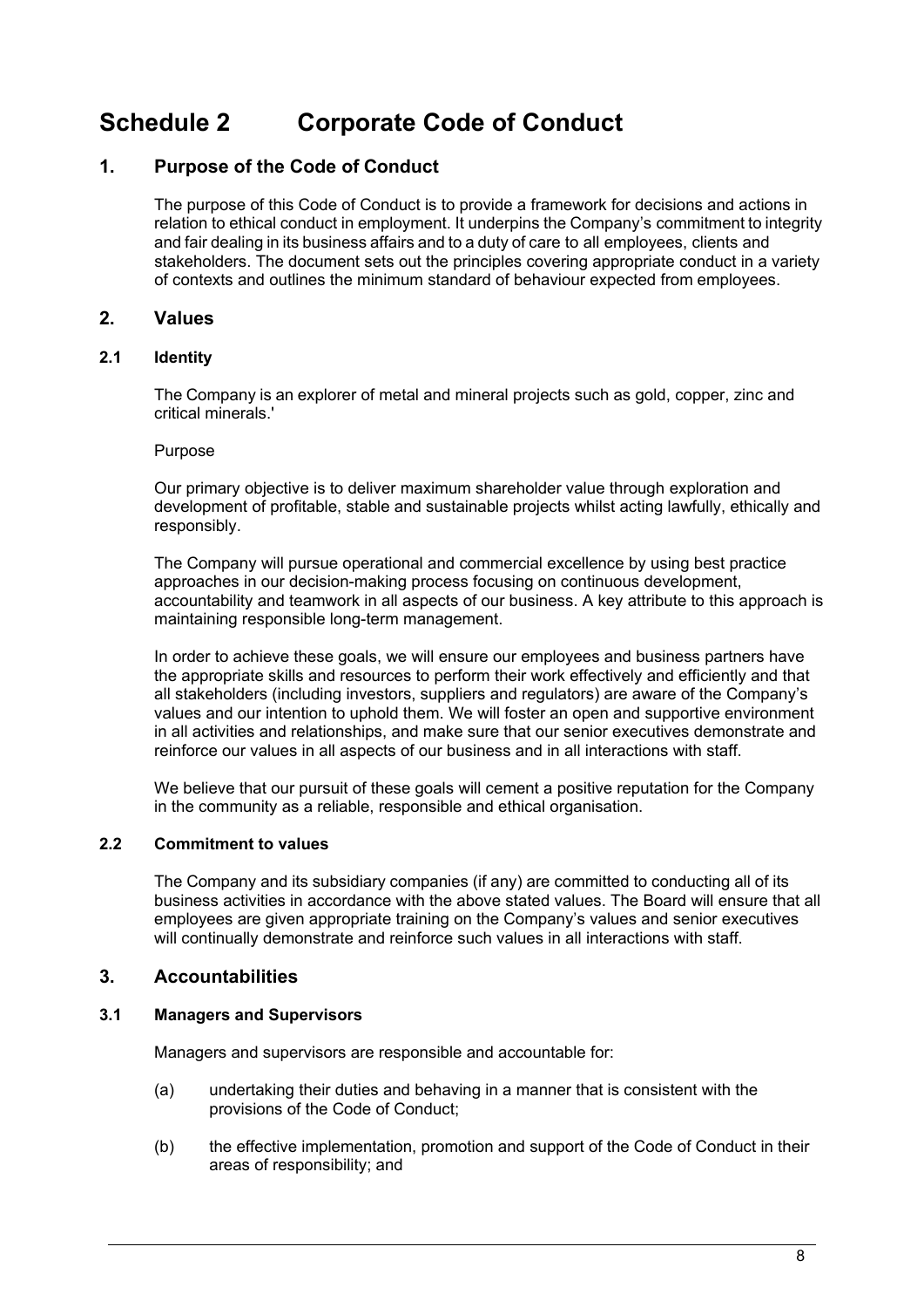# Schedule 2 Corporate Code of Conduct

## 1. Purpose of the Code of Conduct

The purpose of this Code of Conduct is to provide a framework for decisions and actions in relation to ethical conduct in employment. It underpins the Company's commitment to integrity and fair dealing in its business affairs and to a duty of care to all employees, clients and stakeholders. The document sets out the principles covering appropriate conduct in a variety of contexts and outlines the minimum standard of behaviour expected from employees.

## 2. Values

### 2.1 Identity

The Company is an explorer of metal and mineral projects such as gold, copper, zinc and critical minerals.'

Purpose

Our primary objective is to deliver maximum shareholder value through exploration and development of profitable, stable and sustainable projects whilst acting lawfully, ethically and responsibly.

The Company will pursue operational and commercial excellence by using best practice approaches in our decision-making process focusing on continuous development, accountability and teamwork in all aspects of our business. A key attribute to this approach is maintaining responsible long-term management.

In order to achieve these goals, we will ensure our employees and business partners have the appropriate skills and resources to perform their work effectively and efficiently and that all stakeholders (including investors, suppliers and regulators) are aware of the Company's values and our intention to uphold them. We will foster an open and supportive environment in all activities and relationships, and make sure that our senior executives demonstrate and reinforce our values in all aspects of our business and in all interactions with staff.

We believe that our pursuit of these goals will cement a positive reputation for the Company in the community as a reliable, responsible and ethical organisation.

### 2.2 Commitment to values

The Company and its subsidiary companies (if any) are committed to conducting all of its business activities in accordance with the above stated values. The Board will ensure that all employees are given appropriate training on the Company's values and senior executives will continually demonstrate and reinforce such values in all interactions with staff.

## 3. Accountabilities

### 3.1 Managers and Supervisors

Managers and supervisors are responsible and accountable for:

(a) undertaking their duties and behaving in a manner that is consistent with the provisions of the Code of Conduct;

(b) the effective implementation, promotion and support of the Code of Conduct in their areas of responsibility; and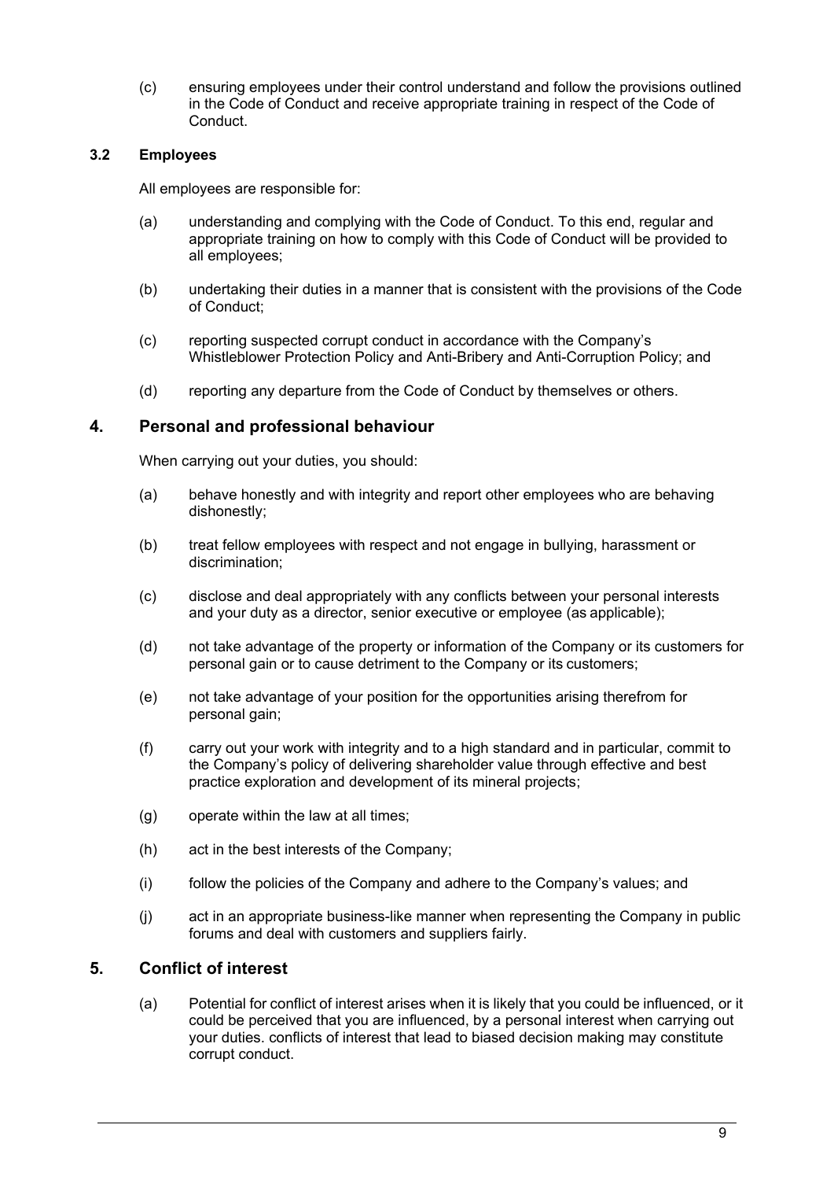(c) ensuring employees under their control understand and follow the provisions outlined in the Code of Conduct and receive appropriate training in respect of the Code of Conduct.

### 3.2 Employees

All employees are responsible for:

(a) understanding and complying with the Code of Conduct. To this end, regular and appropriate training on how to comply with this Code of Conduct will be provided to all employees;

(b) undertaking their duties in a manner that is consistent with the provisions of the Code of Conduct;

(c) reporting suspected corrupt conduct in accordance with the Company's Whistleblower Protection Policy and Anti-Bribery and Anti-Corruption Policy; and

(d) reporting any departure from the Code of Conduct by themselves or others.

## 4. Personal and professional behaviour

When carrying out your duties, you should:

(a) behave honestly and with integrity and report other employees who are behaving dishonestly;

(b) treat fellow employees with respect and not engage in bullying, harassment or discrimination;

(c) disclose and deal appropriately with any conflicts between your personal interests and your duty as a director, senior executive or employee (as applicable);

(d) not take advantage of the property or information of the Company or its customers for personal gain or to cause detriment to the Company or its customers;

(e) not take advantage of your position for the opportunities arising therefrom for personal gain;

(f) carry out your work with integrity and to a high standard and in particular, commit to the Company's policy of delivering shareholder value through effective and best practice exploration and development of its mineral projects;

(g) operate within the law at all times;

(h) act in the best interests of the Company;

(i) follow the policies of the Company and adhere to the Company's values; and

(j) act in an appropriate business-like manner when representing the Company in public forums and deal with customers and suppliers fairly.

## 5. Conflict of interest

(a) Potential for conflict of interest arises when it is likely that you could be influenced, or it could be perceived that you are influenced, by a personal interest when carrying out your duties. conflicts of interest that lead to biased decision making may constitute corrupt conduct.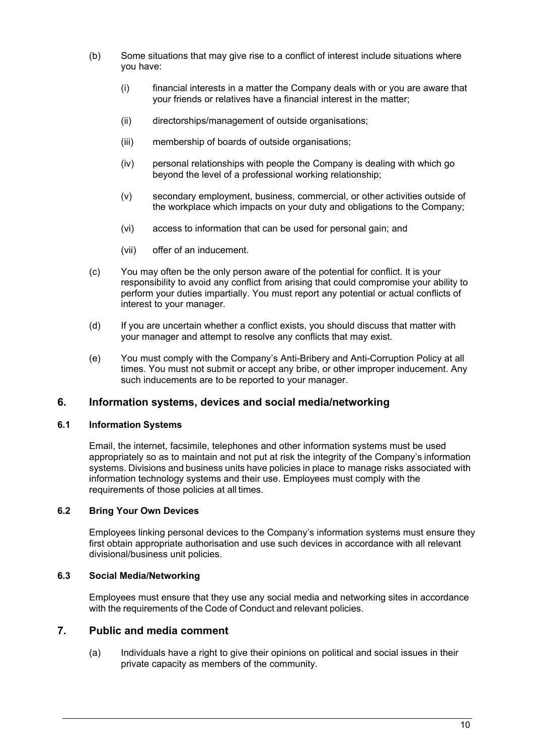(b) Some situations that may give rise to a conflict of interest include situations where you have:

   (i) financial interests in a matter the Company deals with or you are aware that your friends or relatives have a financial interest in the matter;

   (ii) directorships/management of outside organisations;

   (iii) membership of boards of outside organisations;

   (iv) personal relationships with people the Company is dealing with which go beyond the level of a professional working relationship;

   (v) secondary employment, business, commercial, or other activities outside of the workplace which impacts on your duty and obligations to the Company;

   (vi) access to information that can be used for personal gain; and

   (vii) offer of an inducement.

(c) You may often be the only person aware of the potential for conflict. It is your responsibility to avoid any conflict from arising that could compromise your ability to perform your duties impartially. You must report any potential or actual conflicts of interest to your manager.

(d) If you are uncertain whether a conflict exists, you should discuss that matter with your manager and attempt to resolve any conflicts that may exist.

(e) You must comply with the Company's Anti-Bribery and Anti-Corruption Policy at all times. You must not submit or accept any bribe, or other improper inducement. Any such inducements are to be reported to your manager.

## 6. Information systems, devices and social media/networking

### 6.1 Information Systems

Email, the internet, facsimile, telephones and other information systems must be used appropriately so as to maintain and not put at risk the integrity of the Company's information systems. Divisions and business units have policies in place to manage risks associated with information technology systems and their use. Employees must comply with the requirements of those policies at all times.

### 6.2 Bring Your Own Devices

Employees linking personal devices to the Company's information systems must ensure they first obtain appropriate authorisation and use such devices in accordance with all relevant divisional/business unit policies.

### 6.3 Social Media/Networking

Employees must ensure that they use any social media and networking sites in accordance with the requirements of the Code of Conduct and relevant policies.

## 7. Public and media comment

(a) Individuals have a right to give their opinions on political and social issues in their private capacity as members of the community.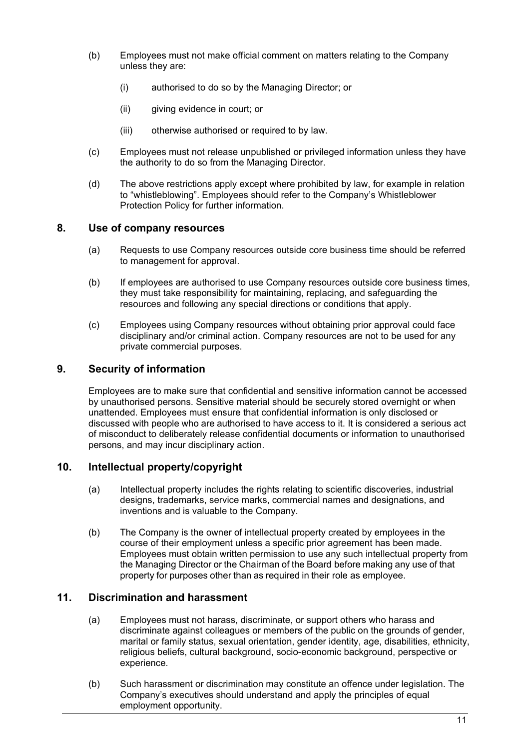(b) Employees must not make official comment on matters relating to the Company unless they are:

  (i) authorised to do so by the Managing Director; or

  (ii) giving evidence in court; or

  (iii) otherwise authorised or required to by law.

(c) Employees must not release unpublished or privileged information unless they have the authority to do so from the Managing Director.

(d) The above restrictions apply except where prohibited by law, for example in relation to "whistleblowing". Employees should refer to the Company's Whistleblower Protection Policy for further information.

## 8. Use of company resources

(a) Requests to use Company resources outside core business time should be referred to management for approval.

(b) If employees are authorised to use Company resources outside core business times, they must take responsibility for maintaining, replacing, and safeguarding the resources and following any special directions or conditions that apply.

(c) Employees using Company resources without obtaining prior approval could face disciplinary and/or criminal action. Company resources are not to be used for any private commercial purposes.

## 9. Security of information

Employees are to make sure that confidential and sensitive information cannot be accessed by unauthorised persons. Sensitive material should be securely stored overnight or when unattended. Employees must ensure that confidential information is only disclosed or discussed with people who are authorised to have access to it. It is considered a serious act of misconduct to deliberately release confidential documents or information to unauthorised persons, and may incur disciplinary action.

## 10. Intellectual property/copyright

(a) Intellectual property includes the rights relating to scientific discoveries, industrial designs, trademarks, service marks, commercial names and designations, and inventions and is valuable to the Company.

(b) The Company is the owner of intellectual property created by employees in the course of their employment unless a specific prior agreement has been made. Employees must obtain written permission to use any such intellectual property from the Managing Director or the Chairman of the Board before making any use of that property for purposes other than as required in their role as employee.

## 11. Discrimination and harassment

(a) Employees must not harass, discriminate, or support others who harass and discriminate against colleagues or members of the public on the grounds of gender, marital or family status, sexual orientation, gender identity, age, disabilities, ethnicity, religious beliefs, cultural background, socio-economic background, perspective or experience.

(b) Such harassment or discrimination may constitute an offence under legislation. The Company's executives should understand and apply the principles of equal employment opportunity.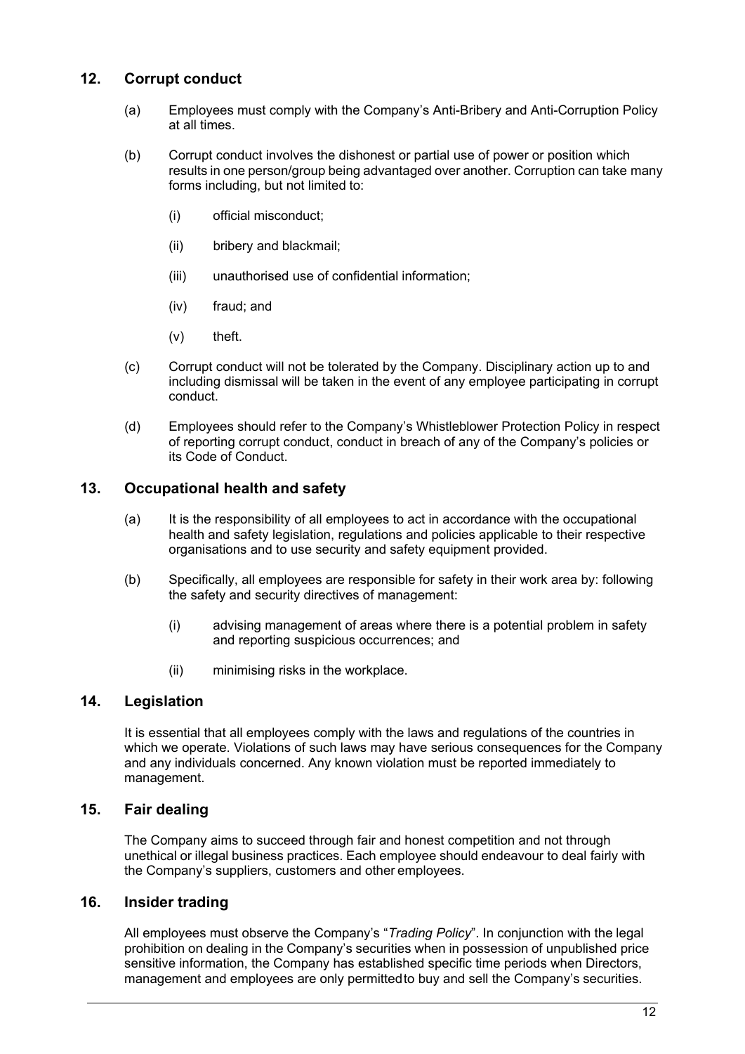## 12. Corrupt conduct

(a) Employees must comply with the Company's Anti-Bribery and Anti-Corruption Policy at all times.

(b) Corrupt conduct involves the dishonest or partial use of power or position which results in one person/group being advantaged over another. Corruption can take many forms including, but not limited to:

  (i) official misconduct;

  (ii) bribery and blackmail;

  (iii) unauthorised use of confidential information;

  (iv) fraud; and

  (v) theft.

(c) Corrupt conduct will not be tolerated by the Company. Disciplinary action up to and including dismissal will be taken in the event of any employee participating in corrupt conduct.

(d) Employees should refer to the Company's Whistleblower Protection Policy in respect of reporting corrupt conduct, conduct in breach of any of the Company's policies or its Code of Conduct.

## 13. Occupational health and safety

(a) It is the responsibility of all employees to act in accordance with the occupational health and safety legislation, regulations and policies applicable to their respective organisations and to use security and safety equipment provided.

(b) Specifically, all employees are responsible for safety in their work area by: following the safety and security directives of management:

  (i) advising management of areas where there is a potential problem in safety and reporting suspicious occurrences; and

  (ii) minimising risks in the workplace.

## 14. Legislation

It is essential that all employees comply with the laws and regulations of the countries in which we operate. Violations of such laws may have serious consequences for the Company and any individuals concerned. Any known violation must be reported immediately to management.

## 15. Fair dealing

The Company aims to succeed through fair and honest competition and not through unethical or illegal business practices. Each employee should endeavour to deal fairly with the Company's suppliers, customers and other employees.

## 16. Insider trading

All employees must observe the Company's "*Trading Policy*". In conjunction with the legal prohibition on dealing in the Company's securities when in possession of unpublished price sensitive information, the Company has established specific time periods when Directors, management and employees are only permitted to buy and sell the Company's securities.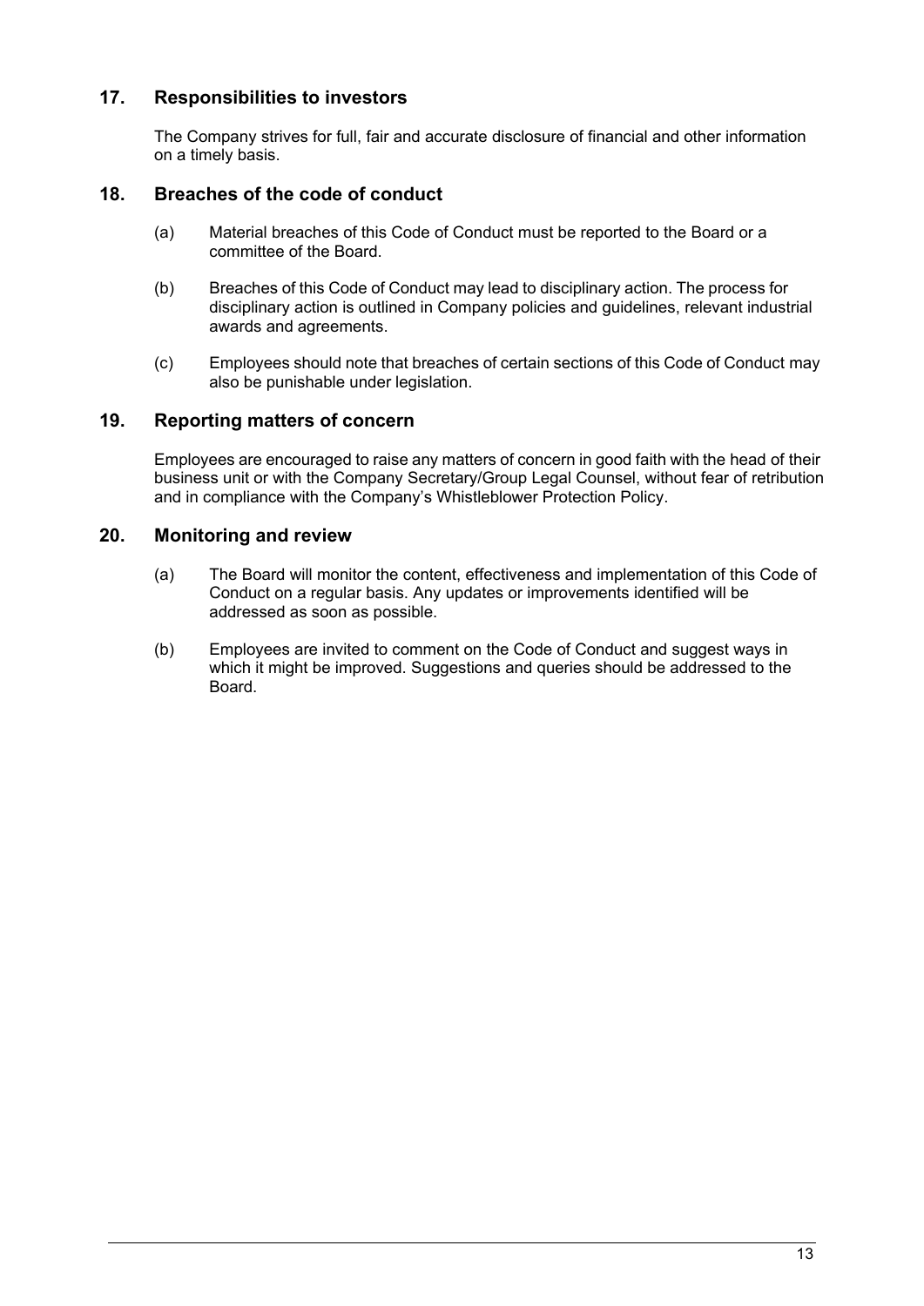## 17. Responsibilities to investors

The Company strives for full, fair and accurate disclosure of financial and other information on a timely basis.

## 18. Breaches of the code of conduct

(a) Material breaches of this Code of Conduct must be reported to the Board or a committee of the Board.

(b) Breaches of this Code of Conduct may lead to disciplinary action. The process for disciplinary action is outlined in Company policies and guidelines, relevant industrial awards and agreements.

(c) Employees should note that breaches of certain sections of this Code of Conduct may also be punishable under legislation.

## 19. Reporting matters of concern

Employees are encouraged to raise any matters of concern in good faith with the head of their business unit or with the Company Secretary/Group Legal Counsel, without fear of retribution and in compliance with the Company's Whistleblower Protection Policy.

## 20. Monitoring and review

(a) The Board will monitor the content, effectiveness and implementation of this Code of Conduct on a regular basis. Any updates or improvements identified will be addressed as soon as possible.

(b) Employees are invited to comment on the Code of Conduct and suggest ways in which it might be improved. Suggestions and queries should be addressed to the Board.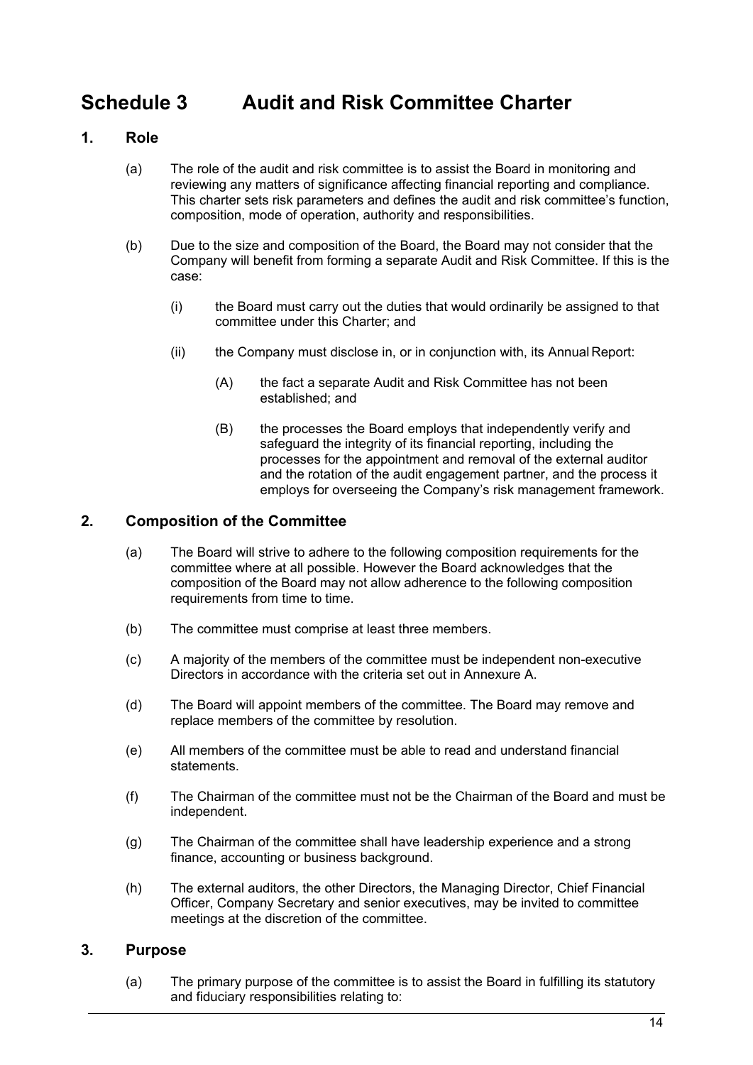# Schedule 3 Audit and Risk Committee Charter

## 1. Role

(a) The role of the audit and risk committee is to assist the Board in monitoring and reviewing any matters of significance affecting financial reporting and compliance. This charter sets risk parameters and defines the audit and risk committee's function, composition, mode of operation, authority and responsibilities.

(b) Due to the size and composition of the Board, the Board may not consider that the Company will benefit from forming a separate Audit and Risk Committee. If this is the case:

- (i) the Board must carry out the duties that would ordinarily be assigned to that committee under this Charter; and
- (ii) the Company must disclose in, or in conjunction with, its Annual Report:
  - (A) the fact a separate Audit and Risk Committee has not been established; and
  - (B) the processes the Board employs that independently verify and safeguard the integrity of its financial reporting, including the processes for the appointment and removal of the external auditor and the rotation of the audit engagement partner, and the process it employs for overseeing the Company's risk management framework.

## 2. Composition of the Committee

(a) The Board will strive to adhere to the following composition requirements for the committee where at all possible. However the Board acknowledges that the composition of the Board may not allow adherence to the following composition requirements from time to time.

(b) The committee must comprise at least three members.

(c) A majority of the members of the committee must be independent non-executive Directors in accordance with the criteria set out in Annexure A.

(d) The Board will appoint members of the committee. The Board may remove and replace members of the committee by resolution.

(e) All members of the committee must be able to read and understand financial statements.

(f) The Chairman of the committee must not be the Chairman of the Board and must be independent.

(g) The Chairman of the committee shall have leadership experience and a strong finance, accounting or business background.

(h) The external auditors, the other Directors, the Managing Director, Chief Financial Officer, Company Secretary and senior executives, may be invited to committee meetings at the discretion of the committee.

## 3. Purpose

(a) The primary purpose of the committee is to assist the Board in fulfilling its statutory and fiduciary responsibilities relating to: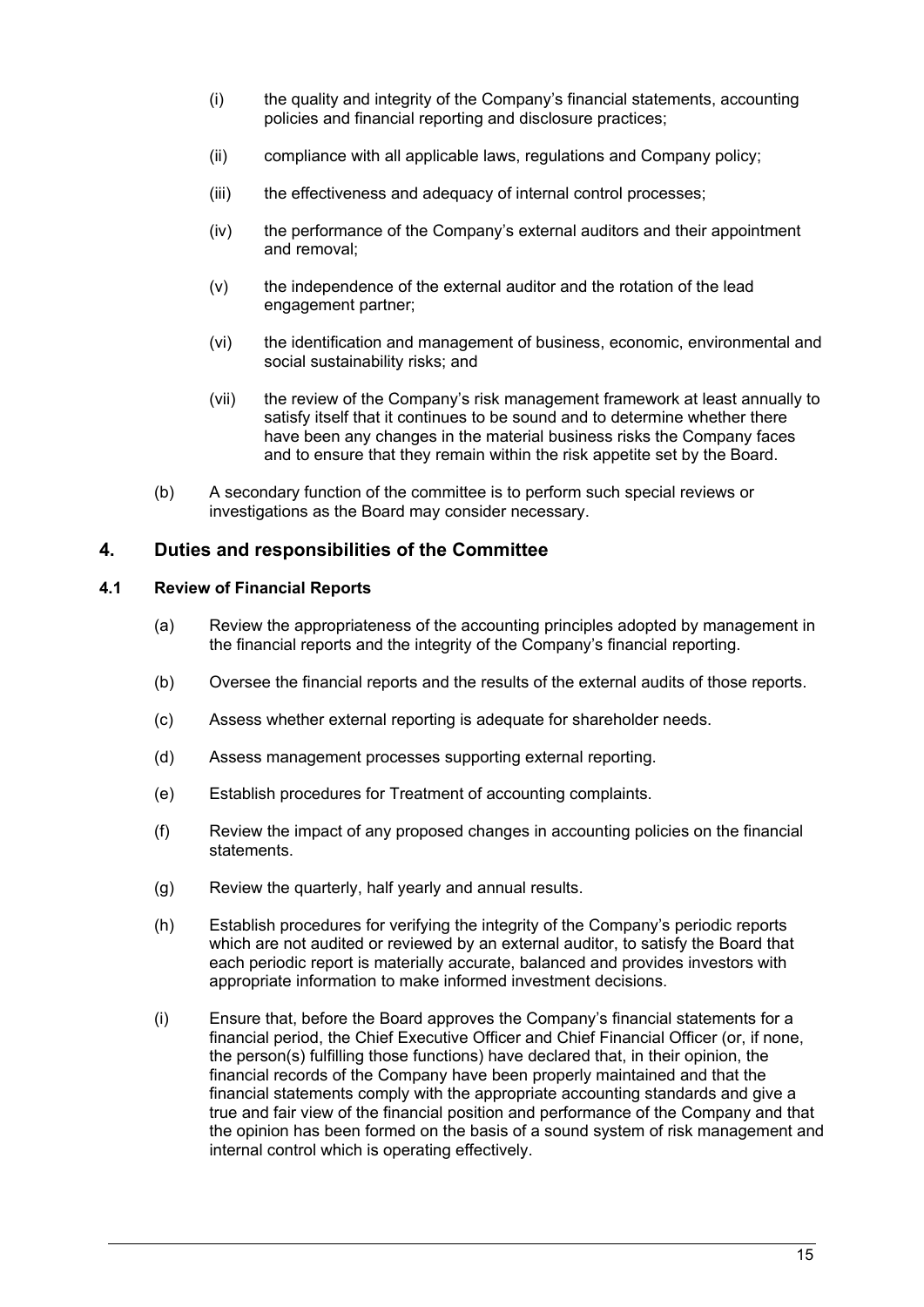- (i) the quality and integrity of the Company's financial statements, accounting policies and financial reporting and disclosure practices;
- (ii) compliance with all applicable laws, regulations and Company policy;
- (iii) the effectiveness and adequacy of internal control processes;
- (iv) the performance of the Company's external auditors and their appointment and removal;
- (v) the independence of the external auditor and the rotation of the lead engagement partner;
- (vi) the identification and management of business, economic, environmental and social sustainability risks; and
- (vii) the review of the Company's risk management framework at least annually to satisfy itself that it continues to be sound and to determine whether there have been any changes in the material business risks the Company faces and to ensure that they remain within the risk appetite set by the Board.

(b) A secondary function of the committee is to perform such special reviews or investigations as the Board may consider necessary.

## 4. Duties and responsibilities of the Committee

### 4.1 Review of Financial Reports

(a) Review the appropriateness of the accounting principles adopted by management in the financial reports and the integrity of the Company's financial reporting.

(b) Oversee the financial reports and the results of the external audits of those reports.

(c) Assess whether external reporting is adequate for shareholder needs.

(d) Assess management processes supporting external reporting.

(e) Establish procedures for Treatment of accounting complaints.

(f) Review the impact of any proposed changes in accounting policies on the financial statements.

(g) Review the quarterly, half yearly and annual results.

(h) Establish procedures for verifying the integrity of the Company's periodic reports which are not audited or reviewed by an external auditor, to satisfy the Board that each periodic report is materially accurate, balanced and provides investors with appropriate information to make informed investment decisions.

(i) Ensure that, before the Board approves the Company's financial statements for a financial period, the Chief Executive Officer and Chief Financial Officer (or, if none, the person(s) fulfilling those functions) have declared that, in their opinion, the financial records of the Company have been properly maintained and that the financial statements comply with the appropriate accounting standards and give a true and fair view of the financial position and performance of the Company and that the opinion has been formed on the basis of a sound system of risk management and internal control which is operating effectively.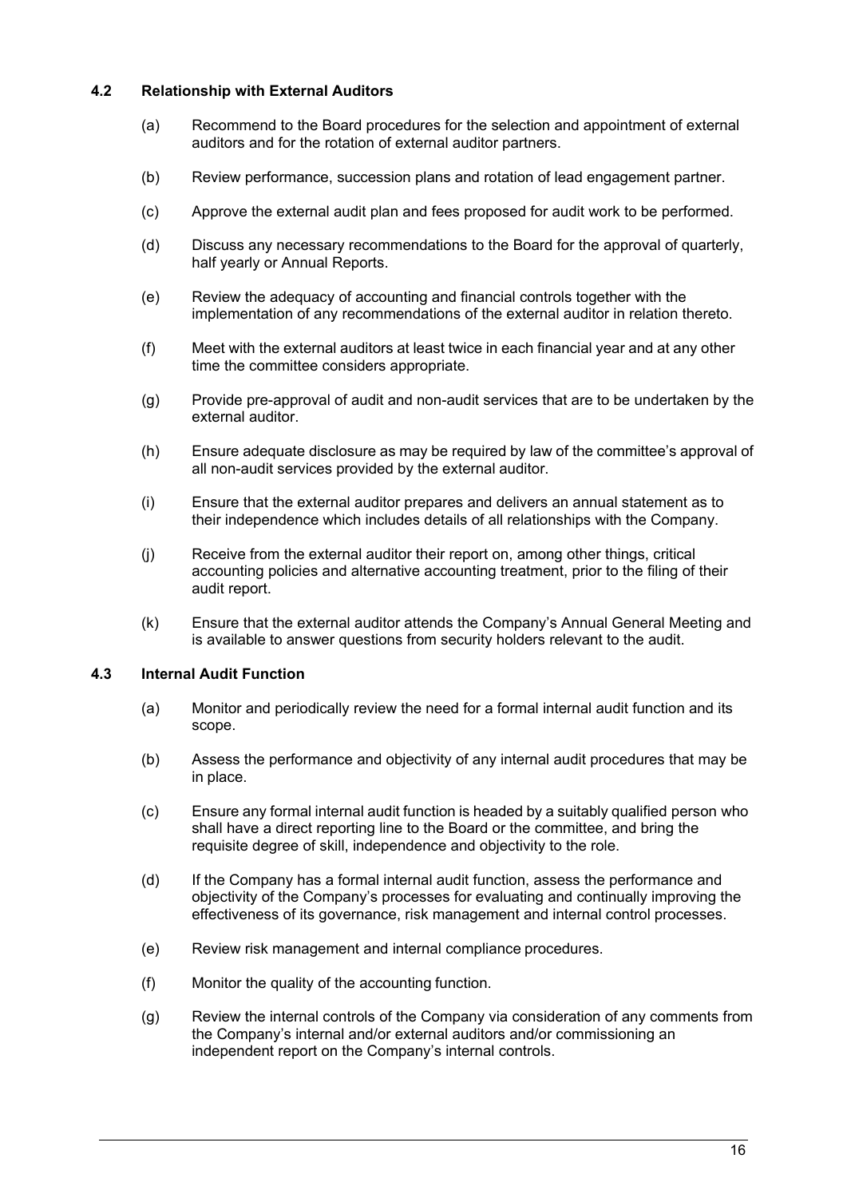### 4.2 Relationship with External Auditors

(a) Recommend to the Board procedures for the selection and appointment of external auditors and for the rotation of external auditor partners.

(b) Review performance, succession plans and rotation of lead engagement partner.

(c) Approve the external audit plan and fees proposed for audit work to be performed.

(d) Discuss any necessary recommendations to the Board for the approval of quarterly, half yearly or Annual Reports.

(e) Review the adequacy of accounting and financial controls together with the implementation of any recommendations of the external auditor in relation thereto.

(f) Meet with the external auditors at least twice in each financial year and at any other time the committee considers appropriate.

(g) Provide pre-approval of audit and non-audit services that are to be undertaken by the external auditor.

(h) Ensure adequate disclosure as may be required by law of the committee's approval of all non-audit services provided by the external auditor.

(i) Ensure that the external auditor prepares and delivers an annual statement as to their independence which includes details of all relationships with the Company.

(j) Receive from the external auditor their report on, among other things, critical accounting policies and alternative accounting treatment, prior to the filing of their audit report.

(k) Ensure that the external auditor attends the Company's Annual General Meeting and is available to answer questions from security holders relevant to the audit.

### 4.3 Internal Audit Function

(a) Monitor and periodically review the need for a formal internal audit function and its scope.

(b) Assess the performance and objectivity of any internal audit procedures that may be in place.

(c) Ensure any formal internal audit function is headed by a suitably qualified person who shall have a direct reporting line to the Board or the committee, and bring the requisite degree of skill, independence and objectivity to the role.

(d) If the Company has a formal internal audit function, assess the performance and objectivity of the Company's processes for evaluating and continually improving the effectiveness of its governance, risk management and internal control processes.

(e) Review risk management and internal compliance procedures.

(f) Monitor the quality of the accounting function.

(g) Review the internal controls of the Company via consideration of any comments from the Company's internal and/or external auditors and/or commissioning an independent report on the Company's internal controls.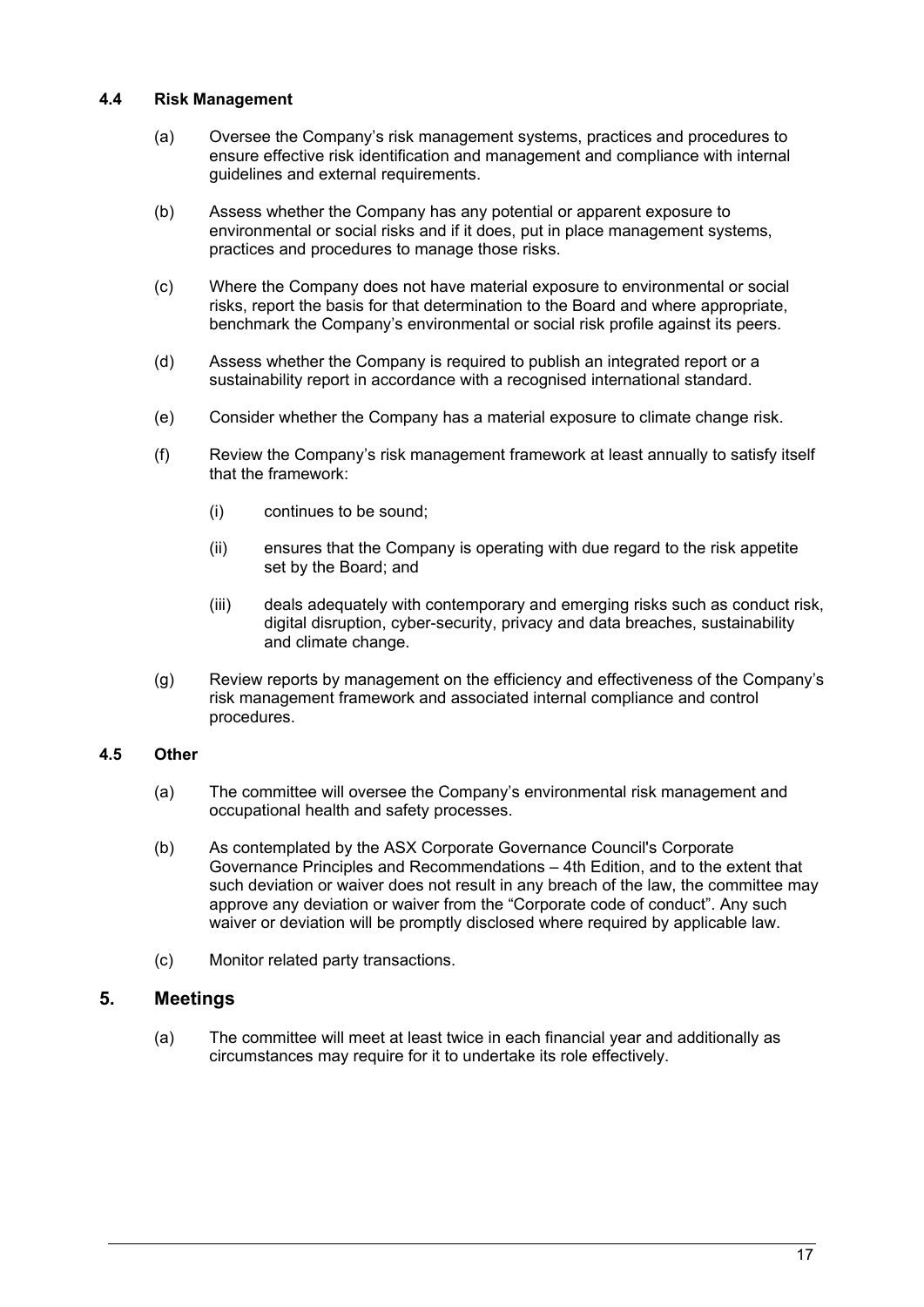### 4.4 Risk Management

(a) Oversee the Company's risk management systems, practices and procedures to ensure effective risk identification and management and compliance with internal guidelines and external requirements.

(b) Assess whether the Company has any potential or apparent exposure to environmental or social risks and if it does, put in place management systems, practices and procedures to manage those risks.

(c) Where the Company does not have material exposure to environmental or social risks, report the basis for that determination to the Board and where appropriate, benchmark the Company's environmental or social risk profile against its peers.

(d) Assess whether the Company is required to publish an integrated report or a sustainability report in accordance with a recognised international standard.

(e) Consider whether the Company has a material exposure to climate change risk.

(f) Review the Company's risk management framework at least annually to satisfy itself that the framework:

(i) continues to be sound;

(ii) ensures that the Company is operating with due regard to the risk appetite set by the Board; and

(iii) deals adequately with contemporary and emerging risks such as conduct risk, digital disruption, cyber-security, privacy and data breaches, sustainability and climate change.

(g) Review reports by management on the efficiency and effectiveness of the Company's risk management framework and associated internal compliance and control procedures.

### 4.5 Other

(a) The committee will oversee the Company's environmental risk management and occupational health and safety processes.

(b) As contemplated by the ASX Corporate Governance Council's Corporate Governance Principles and Recommendations – 4th Edition, and to the extent that such deviation or waiver does not result in any breach of the law, the committee may approve any deviation or waiver from the "Corporate code of conduct". Any such waiver or deviation will be promptly disclosed where required by applicable law.

(c) Monitor related party transactions.

## 5. Meetings

(a) The committee will meet at least twice in each financial year and additionally as circumstances may require for it to undertake its role effectively.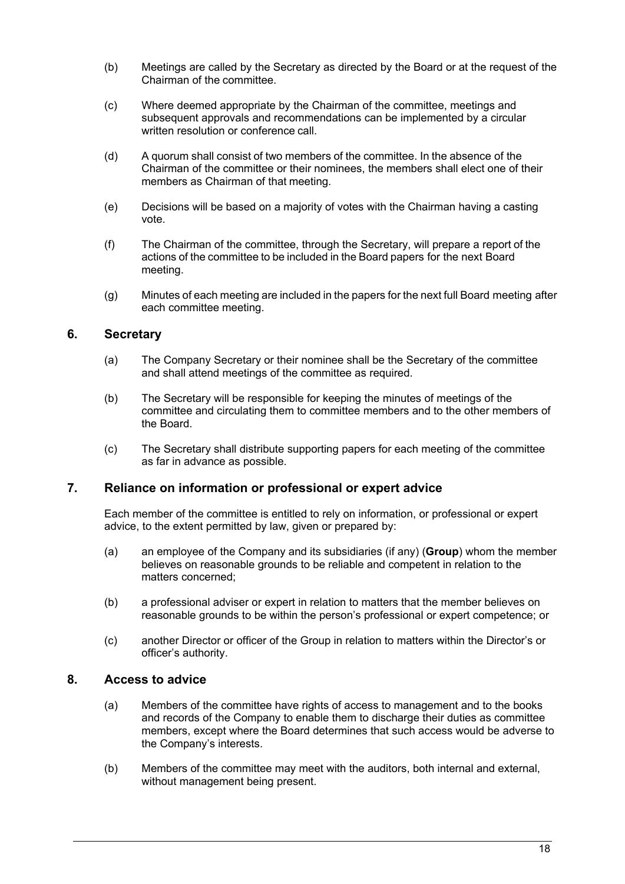(b) Meetings are called by the Secretary as directed by the Board or at the request of the Chairman of the committee.

(c) Where deemed appropriate by the Chairman of the committee, meetings and subsequent approvals and recommendations can be implemented by a circular written resolution or conference call.

(d) A quorum shall consist of two members of the committee. In the absence of the Chairman of the committee or their nominees, the members shall elect one of their members as Chairman of that meeting.

(e) Decisions will be based on a majority of votes with the Chairman having a casting vote.

(f) The Chairman of the committee, through the Secretary, will prepare a report of the actions of the committee to be included in the Board papers for the next Board meeting.

(g) Minutes of each meeting are included in the papers for the next full Board meeting after each committee meeting.

## 6. Secretary

(a) The Company Secretary or their nominee shall be the Secretary of the committee and shall attend meetings of the committee as required.

(b) The Secretary will be responsible for keeping the minutes of meetings of the committee and circulating them to committee members and to the other members of the Board.

(c) The Secretary shall distribute supporting papers for each meeting of the committee as far in advance as possible.

## 7. Reliance on information or professional or expert advice

Each member of the committee is entitled to rely on information, or professional or expert advice, to the extent permitted by law, given or prepared by:

(a) an employee of the Company and its subsidiaries (if any) (**Group**) whom the member believes on reasonable grounds to be reliable and competent in relation to the matters concerned;

(b) a professional adviser or expert in relation to matters that the member believes on reasonable grounds to be within the person's professional or expert competence; or

(c) another Director or officer of the Group in relation to matters within the Director's or officer's authority.

## 8. Access to advice

(a) Members of the committee have rights of access to management and to the books and records of the Company to enable them to discharge their duties as committee members, except where the Board determines that such access would be adverse to the Company's interests.

(b) Members of the committee may meet with the auditors, both internal and external, without management being present.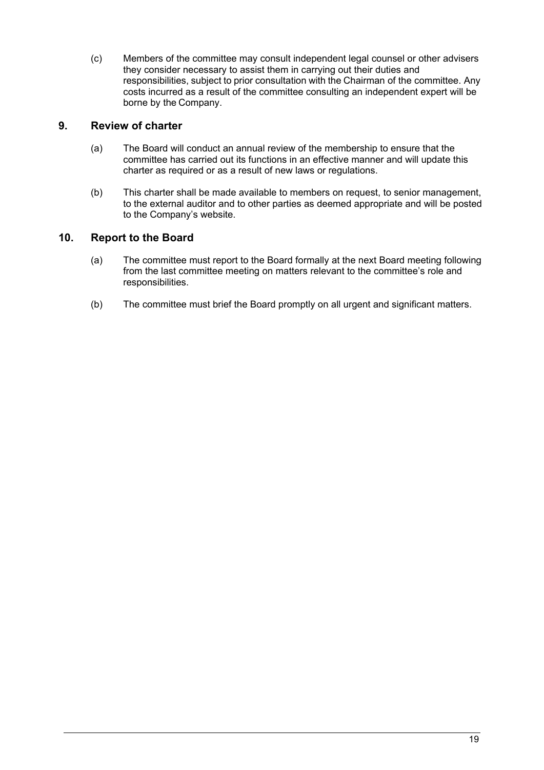(c) Members of the committee may consult independent legal counsel or other advisers they consider necessary to assist them in carrying out their duties and responsibilities, subject to prior consultation with the Chairman of the committee. Any costs incurred as a result of the committee consulting an independent expert will be borne by the Company.

## 9. Review of charter

(a) The Board will conduct an annual review of the membership to ensure that the committee has carried out its functions in an effective manner and will update this charter as required or as a result of new laws or regulations.

(b) This charter shall be made available to members on request, to senior management, to the external auditor and to other parties as deemed appropriate and will be posted to the Company's website.

## 10. Report to the Board

(a) The committee must report to the Board formally at the next Board meeting following from the last committee meeting on matters relevant to the committee's role and responsibilities.

(b) The committee must brief the Board promptly on all urgent and significant matters.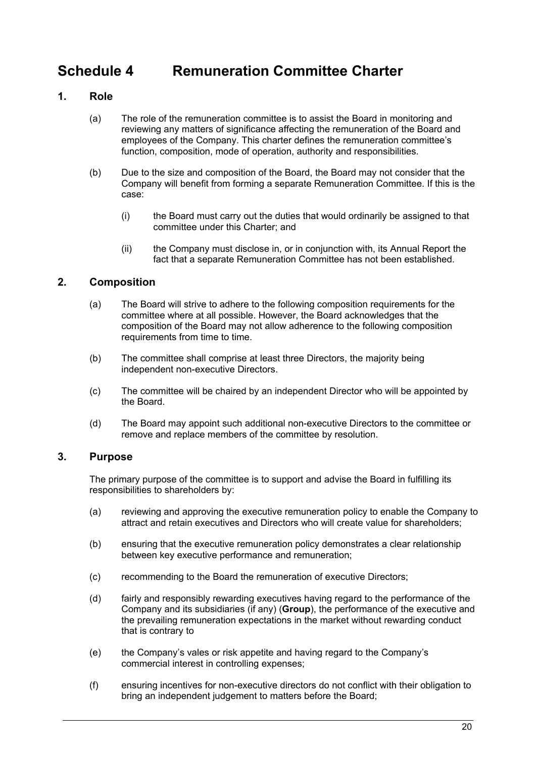# Schedule 4 Remuneration Committee Charter

## 1. Role

(a) The role of the remuneration committee is to assist the Board in monitoring and reviewing any matters of significance affecting the remuneration of the Board and employees of the Company. This charter defines the remuneration committee's function, composition, mode of operation, authority and responsibilities.

(b) Due to the size and composition of the Board, the Board may not consider that the Company will benefit from forming a separate Remuneration Committee. If this is the case:

(i) the Board must carry out the duties that would ordinarily be assigned to that committee under this Charter; and

(ii) the Company must disclose in, or in conjunction with, its Annual Report the fact that a separate Remuneration Committee has not been established.

## 2. Composition

(a) The Board will strive to adhere to the following composition requirements for the committee where at all possible. However, the Board acknowledges that the composition of the Board may not allow adherence to the following composition requirements from time to time.

(b) The committee shall comprise at least three Directors, the majority being independent non-executive Directors.

(c) The committee will be chaired by an independent Director who will be appointed by the Board.

(d) The Board may appoint such additional non-executive Directors to the committee or remove and replace members of the committee by resolution.

## 3. Purpose

The primary purpose of the committee is to support and advise the Board in fulfilling its responsibilities to shareholders by:

(a) reviewing and approving the executive remuneration policy to enable the Company to attract and retain executives and Directors who will create value for shareholders;

(b) ensuring that the executive remuneration policy demonstrates a clear relationship between key executive performance and remuneration;

(c) recommending to the Board the remuneration of executive Directors;

(d) fairly and responsibly rewarding executives having regard to the performance of the Company and its subsidiaries (if any) (**Group**), the performance of the executive and the prevailing remuneration expectations in the market without rewarding conduct that is contrary to

(e) the Company's vales or risk appetite and having regard to the Company's commercial interest in controlling expenses;

(f) ensuring incentives for non-executive directors do not conflict with their obligation to bring an independent judgement to matters before the Board;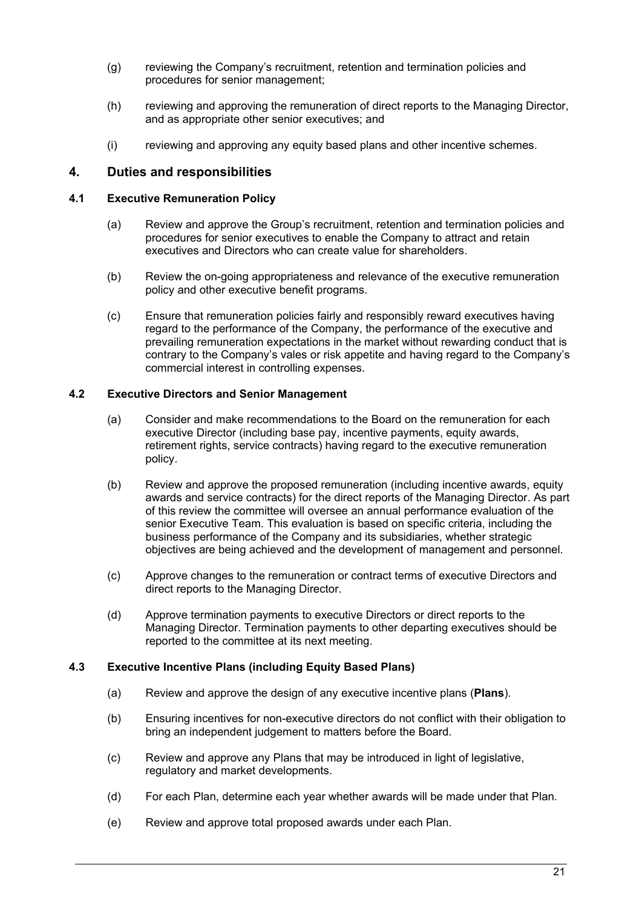(g) reviewing the Company's recruitment, retention and termination policies and procedures for senior management;

(h) reviewing and approving the remuneration of direct reports to the Managing Director, and as appropriate other senior executives; and

(i) reviewing and approving any equity based plans and other incentive schemes.

## 4. Duties and responsibilities

### 4.1 Executive Remuneration Policy

(a) Review and approve the Group's recruitment, retention and termination policies and procedures for senior executives to enable the Company to attract and retain executives and Directors who can create value for shareholders.

(b) Review the on-going appropriateness and relevance of the executive remuneration policy and other executive benefit programs.

(c) Ensure that remuneration policies fairly and responsibly reward executives having regard to the performance of the Company, the performance of the executive and prevailing remuneration expectations in the market without rewarding conduct that is contrary to the Company's vales or risk appetite and having regard to the Company's commercial interest in controlling expenses.

### 4.2 Executive Directors and Senior Management

(a) Consider and make recommendations to the Board on the remuneration for each executive Director (including base pay, incentive payments, equity awards, retirement rights, service contracts) having regard to the executive remuneration policy.

(b) Review and approve the proposed remuneration (including incentive awards, equity awards and service contracts) for the direct reports of the Managing Director. As part of this review the committee will oversee an annual performance evaluation of the senior Executive Team. This evaluation is based on specific criteria, including the business performance of the Company and its subsidiaries, whether strategic objectives are being achieved and the development of management and personnel.

(c) Approve changes to the remuneration or contract terms of executive Directors and direct reports to the Managing Director.

(d) Approve termination payments to executive Directors or direct reports to the Managing Director. Termination payments to other departing executives should be reported to the committee at its next meeting.

### 4.3 Executive Incentive Plans (including Equity Based Plans)

(a) Review and approve the design of any executive incentive plans (**Plans**).

(b) Ensuring incentives for non-executive directors do not conflict with their obligation to bring an independent judgement to matters before the Board.

(c) Review and approve any Plans that may be introduced in light of legislative, regulatory and market developments.

(d) For each Plan, determine each year whether awards will be made under that Plan.

(e) Review and approve total proposed awards under each Plan.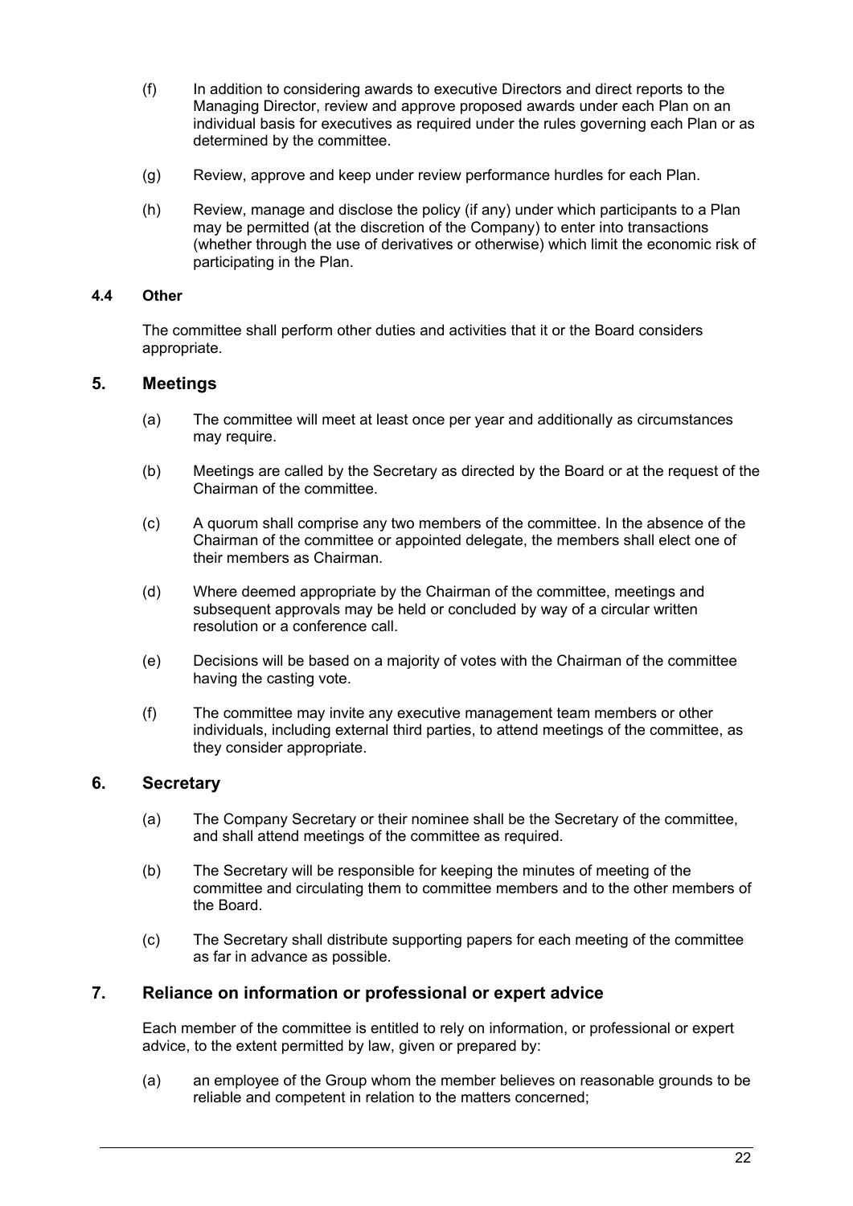(f) In addition to considering awards to executive Directors and direct reports to the Managing Director, review and approve proposed awards under each Plan on an individual basis for executives as required under the rules governing each Plan or as determined by the committee.

(g) Review, approve and keep under review performance hurdles for each Plan.

(h) Review, manage and disclose the policy (if any) under which participants to a Plan may be permitted (at the discretion of the Company) to enter into transactions (whether through the use of derivatives or otherwise) which limit the economic risk of participating in the Plan.

### 4.4 Other

The committee shall perform other duties and activities that it or the Board considers appropriate.

## 5. Meetings

(a) The committee will meet at least once per year and additionally as circumstances may require.

(b) Meetings are called by the Secretary as directed by the Board or at the request of the Chairman of the committee.

(c) A quorum shall comprise any two members of the committee. In the absence of the Chairman of the committee or appointed delegate, the members shall elect one of their members as Chairman.

(d) Where deemed appropriate by the Chairman of the committee, meetings and subsequent approvals may be held or concluded by way of a circular written resolution or a conference call.

(e) Decisions will be based on a majority of votes with the Chairman of the committee having the casting vote.

(f) The committee may invite any executive management team members or other individuals, including external third parties, to attend meetings of the committee, as they consider appropriate.

## 6. Secretary

(a) The Company Secretary or their nominee shall be the Secretary of the committee, and shall attend meetings of the committee as required.

(b) The Secretary will be responsible for keeping the minutes of meeting of the committee and circulating them to committee members and to the other members of the Board.

(c) The Secretary shall distribute supporting papers for each meeting of the committee as far in advance as possible.

## 7. Reliance on information or professional or expert advice

Each member of the committee is entitled to rely on information, or professional or expert advice, to the extent permitted by law, given or prepared by:

(a) an employee of the Group whom the member believes on reasonable grounds to be reliable and competent in relation to the matters concerned;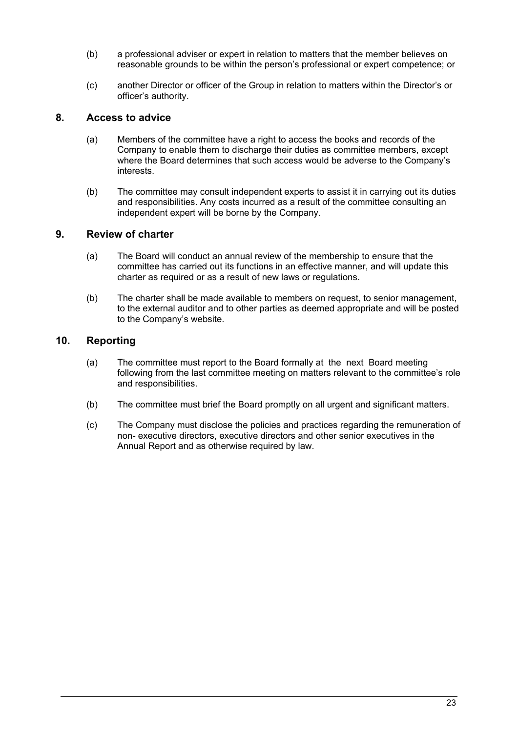(b) a professional adviser or expert in relation to matters that the member believes on reasonable grounds to be within the person's professional or expert competence; or

(c) another Director or officer of the Group in relation to matters within the Director's or officer's authority.

## 8. Access to advice

(a) Members of the committee have a right to access the books and records of the Company to enable them to discharge their duties as committee members, except where the Board determines that such access would be adverse to the Company's interests.

(b) The committee may consult independent experts to assist it in carrying out its duties and responsibilities. Any costs incurred as a result of the committee consulting an independent expert will be borne by the Company.

## 9. Review of charter

(a) The Board will conduct an annual review of the membership to ensure that the committee has carried out its functions in an effective manner, and will update this charter as required or as a result of new laws or regulations.

(b) The charter shall be made available to members on request, to senior management, to the external auditor and to other parties as deemed appropriate and will be posted to the Company's website.

## 10. Reporting

(a) The committee must report to the Board formally at the next Board meeting following from the last committee meeting on matters relevant to the committee's role and responsibilities.

(b) The committee must brief the Board promptly on all urgent and significant matters.

(c) The Company must disclose the policies and practices regarding the remuneration of non- executive directors, executive directors and other senior executives in the Annual Report and as otherwise required by law.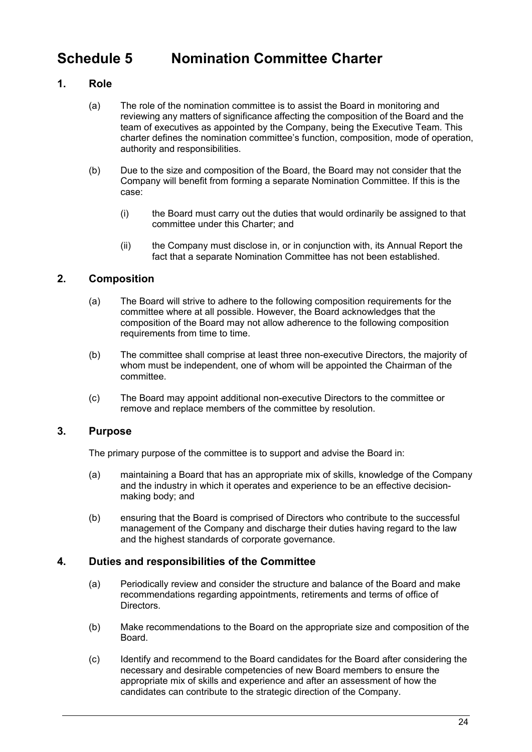# Schedule 5 Nomination Committee Charter

## 1. Role

(a) The role of the nomination committee is to assist the Board in monitoring and reviewing any matters of significance affecting the composition of the Board and the team of executives as appointed by the Company, being the Executive Team. This charter defines the nomination committee's function, composition, mode of operation, authority and responsibilities.

(b) Due to the size and composition of the Board, the Board may not consider that the Company will benefit from forming a separate Nomination Committee. If this is the case:

(i) the Board must carry out the duties that would ordinarily be assigned to that committee under this Charter; and

(ii) the Company must disclose in, or in conjunction with, its Annual Report the fact that a separate Nomination Committee has not been established.

## 2. Composition

(a) The Board will strive to adhere to the following composition requirements for the committee where at all possible. However, the Board acknowledges that the composition of the Board may not allow adherence to the following composition requirements from time to time.

(b) The committee shall comprise at least three non-executive Directors, the majority of whom must be independent, one of whom will be appointed the Chairman of the committee.

(c) The Board may appoint additional non-executive Directors to the committee or remove and replace members of the committee by resolution.

## 3. Purpose

The primary purpose of the committee is to support and advise the Board in:

(a) maintaining a Board that has an appropriate mix of skills, knowledge of the Company and the industry in which it operates and experience to be an effective decision-making body; and

(b) ensuring that the Board is comprised of Directors who contribute to the successful management of the Company and discharge their duties having regard to the law and the highest standards of corporate governance.

## 4. Duties and responsibilities of the Committee

(a) Periodically review and consider the structure and balance of the Board and make recommendations regarding appointments, retirements and terms of office of Directors.

(b) Make recommendations to the Board on the appropriate size and composition of the Board.

(c) Identify and recommend to the Board candidates for the Board after considering the necessary and desirable competencies of new Board members to ensure the appropriate mix of skills and experience and after an assessment of how the candidates can contribute to the strategic direction of the Company.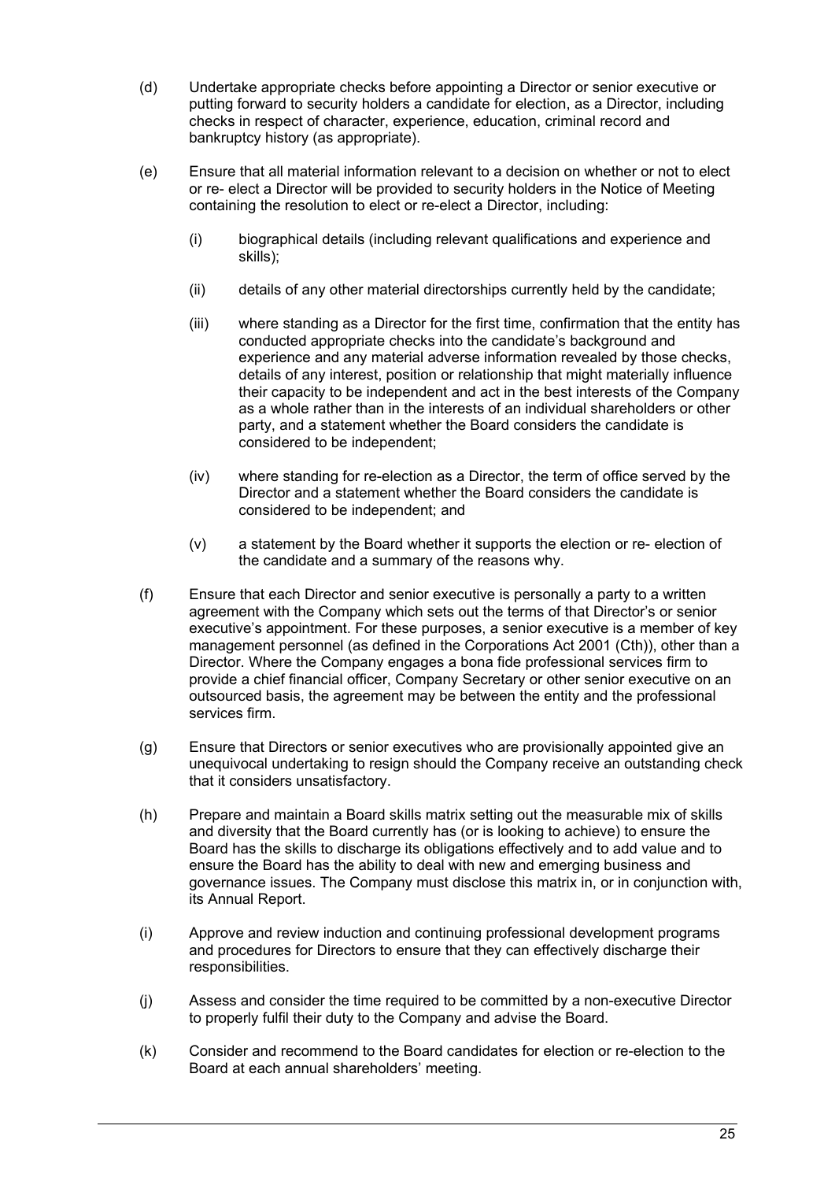(d) Undertake appropriate checks before appointing a Director or senior executive or putting forward to security holders a candidate for election, as a Director, including checks in respect of character, experience, education, criminal record and bankruptcy history (as appropriate).

(e) Ensure that all material information relevant to a decision on whether or not to elect or re- elect a Director will be provided to security holders in the Notice of Meeting containing the resolution to elect or re-elect a Director, including:

  (i) biographical details (including relevant qualifications and experience and skills);

  (ii) details of any other material directorships currently held by the candidate;

  (iii) where standing as a Director for the first time, confirmation that the entity has conducted appropriate checks into the candidate's background and experience and any material adverse information revealed by those checks, details of any interest, position or relationship that might materially influence their capacity to be independent and act in the best interests of the Company as a whole rather than in the interests of an individual shareholders or other party, and a statement whether the Board considers the candidate is considered to be independent;

  (iv) where standing for re-election as a Director, the term of office served by the Director and a statement whether the Board considers the candidate is considered to be independent; and

  (v) a statement by the Board whether it supports the election or re- election of the candidate and a summary of the reasons why.

(f) Ensure that each Director and senior executive is personally a party to a written agreement with the Company which sets out the terms of that Director's or senior executive's appointment. For these purposes, a senior executive is a member of key management personnel (as defined in the Corporations Act 2001 (Cth)), other than a Director. Where the Company engages a bona fide professional services firm to provide a chief financial officer, Company Secretary or other senior executive on an outsourced basis, the agreement may be between the entity and the professional services firm.

(g) Ensure that Directors or senior executives who are provisionally appointed give an unequivocal undertaking to resign should the Company receive an outstanding check that it considers unsatisfactory.

(h) Prepare and maintain a Board skills matrix setting out the measurable mix of skills and diversity that the Board currently has (or is looking to achieve) to ensure the Board has the skills to discharge its obligations effectively and to add value and to ensure the Board has the ability to deal with new and emerging business and governance issues. The Company must disclose this matrix in, or in conjunction with, its Annual Report.

(i) Approve and review induction and continuing professional development programs and procedures for Directors to ensure that they can effectively discharge their responsibilities.

(j) Assess and consider the time required to be committed by a non-executive Director to properly fulfil their duty to the Company and advise the Board.

(k) Consider and recommend to the Board candidates for election or re-election to the Board at each annual shareholders' meeting.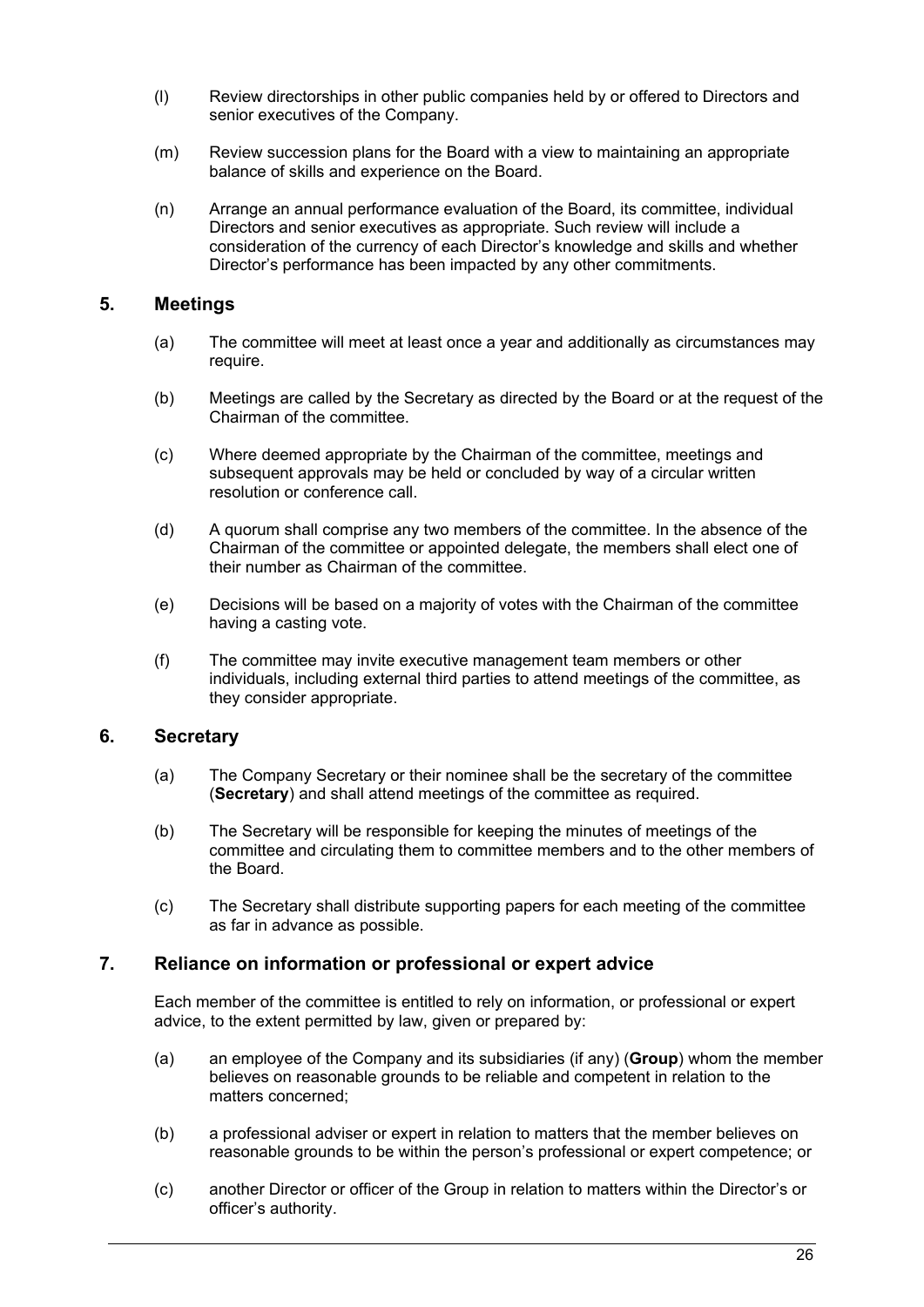(l) Review directorships in other public companies held by or offered to Directors and senior executives of the Company.

(m) Review succession plans for the Board with a view to maintaining an appropriate balance of skills and experience on the Board.

(n) Arrange an annual performance evaluation of the Board, its committee, individual Directors and senior executives as appropriate. Such review will include a consideration of the currency of each Director's knowledge and skills and whether Director's performance has been impacted by any other commitments.

## 5. Meetings

(a) The committee will meet at least once a year and additionally as circumstances may require.

(b) Meetings are called by the Secretary as directed by the Board or at the request of the Chairman of the committee.

(c) Where deemed appropriate by the Chairman of the committee, meetings and subsequent approvals may be held or concluded by way of a circular written resolution or conference call.

(d) A quorum shall comprise any two members of the committee. In the absence of the Chairman of the committee or appointed delegate, the members shall elect one of their number as Chairman of the committee.

(e) Decisions will be based on a majority of votes with the Chairman of the committee having a casting vote.

(f) The committee may invite executive management team members or other individuals, including external third parties to attend meetings of the committee, as they consider appropriate.

## 6. Secretary

(a) The Company Secretary or their nominee shall be the secretary of the committee (**Secretary**) and shall attend meetings of the committee as required.

(b) The Secretary will be responsible for keeping the minutes of meetings of the committee and circulating them to committee members and to the other members of the Board.

(c) The Secretary shall distribute supporting papers for each meeting of the committee as far in advance as possible.

## 7. Reliance on information or professional or expert advice

Each member of the committee is entitled to rely on information, or professional or expert advice, to the extent permitted by law, given or prepared by:

(a) an employee of the Company and its subsidiaries (if any) (**Group**) whom the member believes on reasonable grounds to be reliable and competent in relation to the matters concerned;

(b) a professional adviser or expert in relation to matters that the member believes on reasonable grounds to be within the person's professional or expert competence; or

(c) another Director or officer of the Group in relation to matters within the Director's or officer's authority.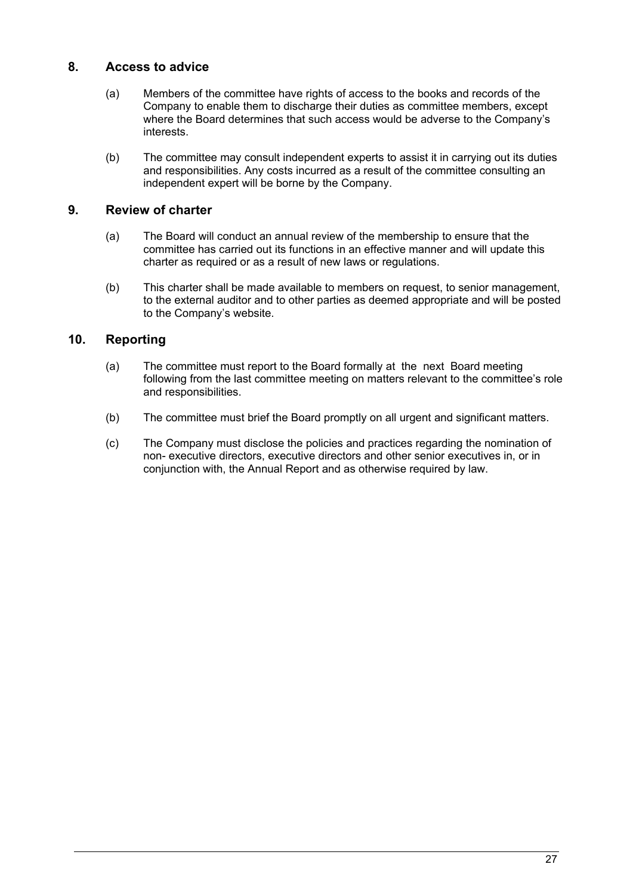## 8. Access to advice

(a) Members of the committee have rights of access to the books and records of the Company to enable them to discharge their duties as committee members, except where the Board determines that such access would be adverse to the Company's interests.

(b) The committee may consult independent experts to assist it in carrying out its duties and responsibilities. Any costs incurred as a result of the committee consulting an independent expert will be borne by the Company.

## 9. Review of charter

(a) The Board will conduct an annual review of the membership to ensure that the committee has carried out its functions in an effective manner and will update this charter as required or as a result of new laws or regulations.

(b) This charter shall be made available to members on request, to senior management, to the external auditor and to other parties as deemed appropriate and will be posted to the Company's website.

## 10. Reporting

(a) The committee must report to the Board formally at the next Board meeting following from the last committee meeting on matters relevant to the committee's role and responsibilities.

(b) The committee must brief the Board promptly on all urgent and significant matters.

(c) The Company must disclose the policies and practices regarding the nomination of non- executive directors, executive directors and other senior executives in, or in conjunction with, the Annual Report and as otherwise required by law.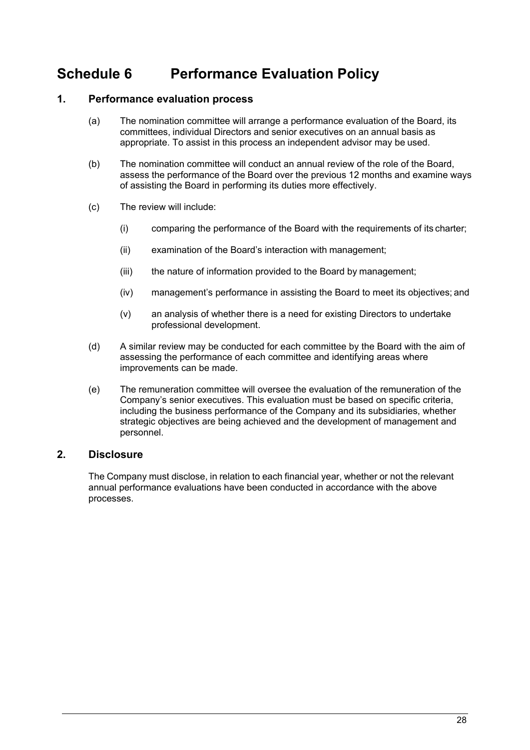# Schedule 6 Performance Evaluation Policy

## 1. Performance evaluation process

(a) The nomination committee will arrange a performance evaluation of the Board, its committees, individual Directors and senior executives on an annual basis as appropriate. To assist in this process an independent advisor may be used.

(b) The nomination committee will conduct an annual review of the role of the Board, assess the performance of the Board over the previous 12 months and examine ways of assisting the Board in performing its duties more effectively.

(c) The review will include:

  (i) comparing the performance of the Board with the requirements of its charter;

  (ii) examination of the Board's interaction with management;

  (iii) the nature of information provided to the Board by management;

  (iv) management's performance in assisting the Board to meet its objectives; and

  (v) an analysis of whether there is a need for existing Directors to undertake professional development.

(d) A similar review may be conducted for each committee by the Board with the aim of assessing the performance of each committee and identifying areas where improvements can be made.

(e) The remuneration committee will oversee the evaluation of the remuneration of the Company's senior executives. This evaluation must be based on specific criteria, including the business performance of the Company and its subsidiaries, whether strategic objectives are being achieved and the development of management and personnel.

## 2. Disclosure

The Company must disclose, in relation to each financial year, whether or not the relevant annual performance evaluations have been conducted in accordance with the above processes.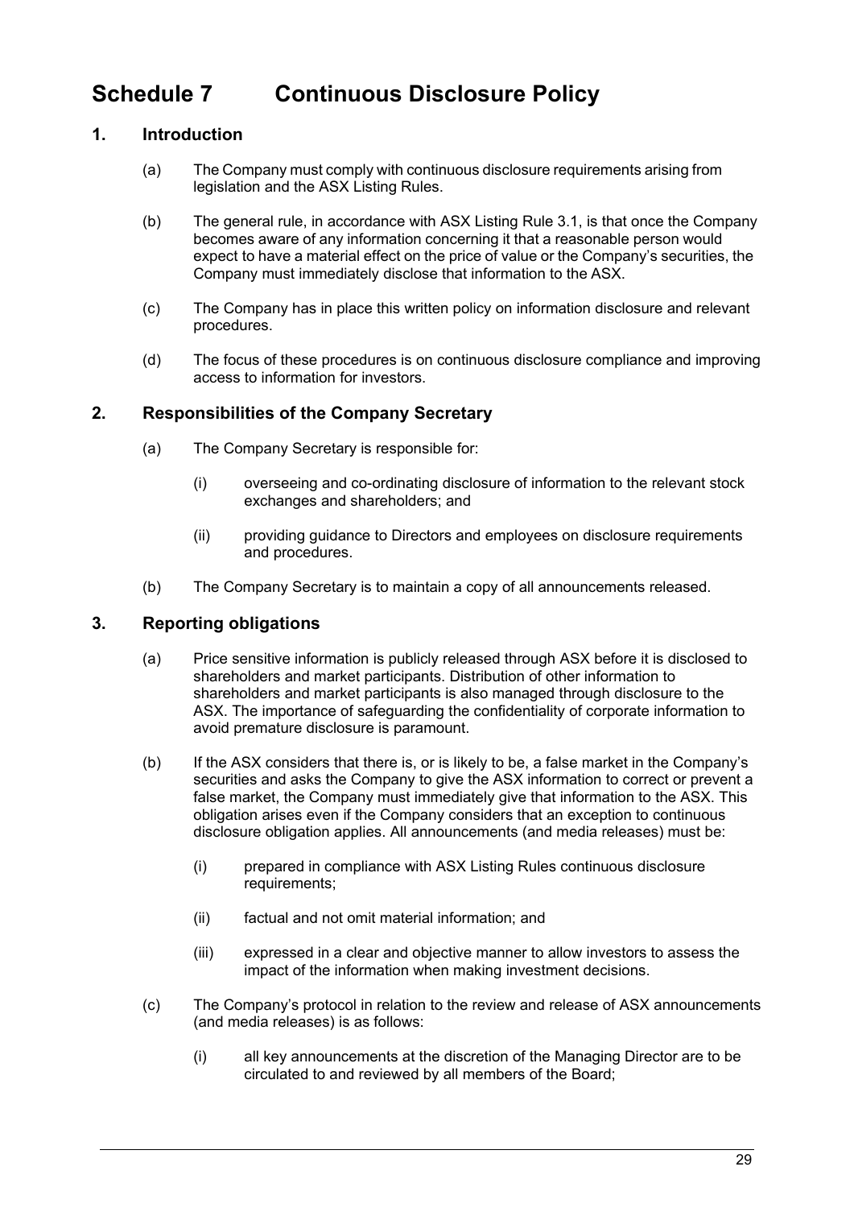# Schedule 7 Continuous Disclosure Policy

## 1. Introduction

(a) The Company must comply with continuous disclosure requirements arising from legislation and the ASX Listing Rules.

(b) The general rule, in accordance with ASX Listing Rule 3.1, is that once the Company becomes aware of any information concerning it that a reasonable person would expect to have a material effect on the price of value or the Company's securities, the Company must immediately disclose that information to the ASX.

(c) The Company has in place this written policy on information disclosure and relevant procedures.

(d) The focus of these procedures is on continuous disclosure compliance and improving access to information for investors.

## 2. Responsibilities of the Company Secretary

(a) The Company Secretary is responsible for:

(i) overseeing and co-ordinating disclosure of information to the relevant stock exchanges and shareholders; and

(ii) providing guidance to Directors and employees on disclosure requirements and procedures.

(b) The Company Secretary is to maintain a copy of all announcements released.

## 3. Reporting obligations

(a) Price sensitive information is publicly released through ASX before it is disclosed to shareholders and market participants. Distribution of other information to shareholders and market participants is also managed through disclosure to the ASX. The importance of safeguarding the confidentiality of corporate information to avoid premature disclosure is paramount.

(b) If the ASX considers that there is, or is likely to be, a false market in the Company's securities and asks the Company to give the ASX information to correct or prevent a false market, the Company must immediately give that information to the ASX. This obligation arises even if the Company considers that an exception to continuous disclosure obligation applies. All announcements (and media releases) must be:

(i) prepared in compliance with ASX Listing Rules continuous disclosure requirements;

(ii) factual and not omit material information; and

(iii) expressed in a clear and objective manner to allow investors to assess the impact of the information when making investment decisions.

(c) The Company's protocol in relation to the review and release of ASX announcements (and media releases) is as follows:

(i) all key announcements at the discretion of the Managing Director are to be circulated to and reviewed by all members of the Board;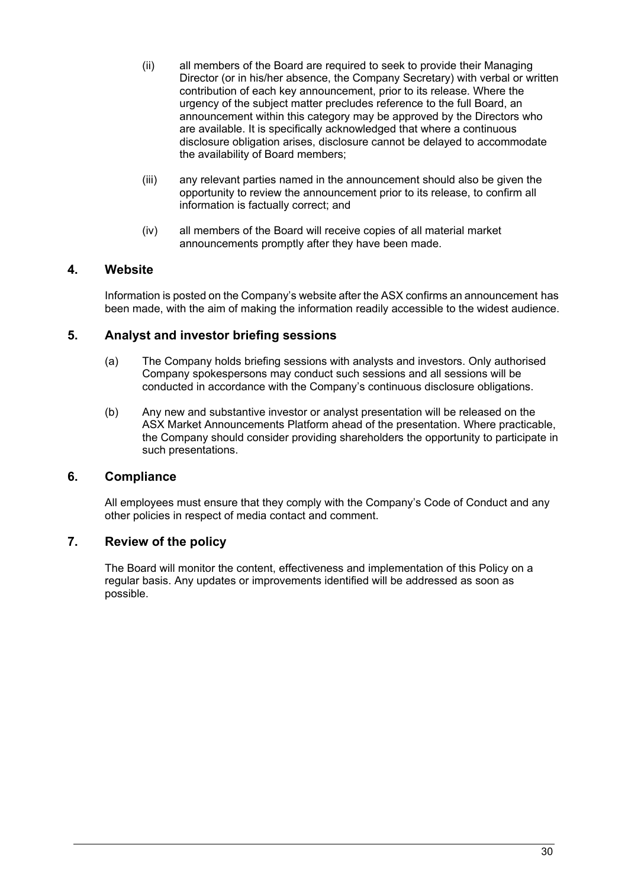(ii) all members of the Board are required to seek to provide their Managing Director (or in his/her absence, the Company Secretary) with verbal or written contribution of each key announcement, prior to its release. Where the urgency of the subject matter precludes reference to the full Board, an announcement within this category may be approved by the Directors who are available. It is specifically acknowledged that where a continuous disclosure obligation arises, disclosure cannot be delayed to accommodate the availability of Board members;

(iii) any relevant parties named in the announcement should also be given the opportunity to review the announcement prior to its release, to confirm all information is factually correct; and

(iv) all members of the Board will receive copies of all material market announcements promptly after they have been made.

## 4. Website

Information is posted on the Company's website after the ASX confirms an announcement has been made, with the aim of making the information readily accessible to the widest audience.

## 5. Analyst and investor briefing sessions

(a) The Company holds briefing sessions with analysts and investors. Only authorised Company spokespersons may conduct such sessions and all sessions will be conducted in accordance with the Company's continuous disclosure obligations.

(b) Any new and substantive investor or analyst presentation will be released on the ASX Market Announcements Platform ahead of the presentation. Where practicable, the Company should consider providing shareholders the opportunity to participate in such presentations.

## 6. Compliance

All employees must ensure that they comply with the Company's Code of Conduct and any other policies in respect of media contact and comment.

## 7. Review of the policy

The Board will monitor the content, effectiveness and implementation of this Policy on a regular basis. Any updates or improvements identified will be addressed as soon as possible.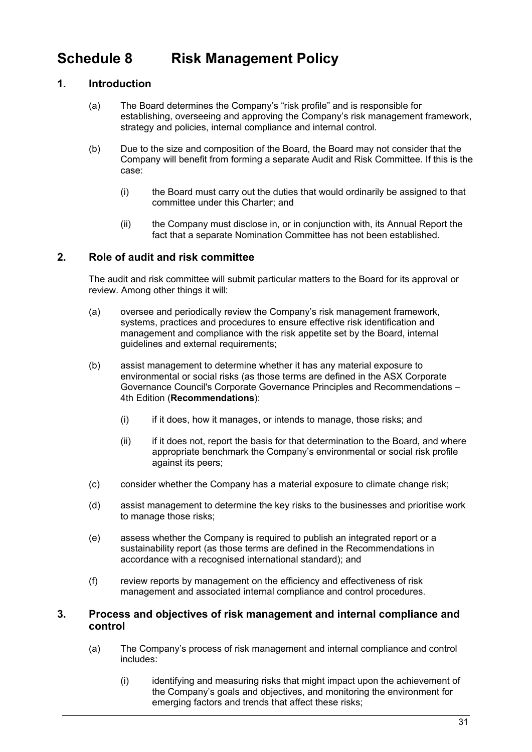# Schedule 8 Risk Management Policy

## 1. Introduction

(a) The Board determines the Company's "risk profile" and is responsible for establishing, overseeing and approving the Company's risk management framework, strategy and policies, internal compliance and internal control.

(b) Due to the size and composition of the Board, the Board may not consider that the Company will benefit from forming a separate Audit and Risk Committee. If this is the case:

(i) the Board must carry out the duties that would ordinarily be assigned to that committee under this Charter; and

(ii) the Company must disclose in, or in conjunction with, its Annual Report the fact that a separate Nomination Committee has not been established.

## 2. Role of audit and risk committee

The audit and risk committee will submit particular matters to the Board for its approval or review. Among other things it will:

(a) oversee and periodically review the Company's risk management framework, systems, practices and procedures to ensure effective risk identification and management and compliance with the risk appetite set by the Board, internal guidelines and external requirements;

(b) assist management to determine whether it has any material exposure to environmental or social risks (as those terms are defined in the ASX Corporate Governance Council's Corporate Governance Principles and Recommendations – 4th Edition (**Recommendations**):

(i) if it does, how it manages, or intends to manage, those risks; and

(ii) if it does not, report the basis for that determination to the Board, and where appropriate benchmark the Company's environmental or social risk profile against its peers;

(c) consider whether the Company has a material exposure to climate change risk;

(d) assist management to determine the key risks to the businesses and prioritise work to manage those risks;

(e) assess whether the Company is required to publish an integrated report or a sustainability report (as those terms are defined in the Recommendations in accordance with a recognised international standard); and

(f) review reports by management on the efficiency and effectiveness of risk management and associated internal compliance and control procedures.

## 3. Process and objectives of risk management and internal compliance and control

(a) The Company's process of risk management and internal compliance and control includes:

(i) identifying and measuring risks that might impact upon the achievement of the Company's goals and objectives, and monitoring the environment for emerging factors and trends that affect these risks;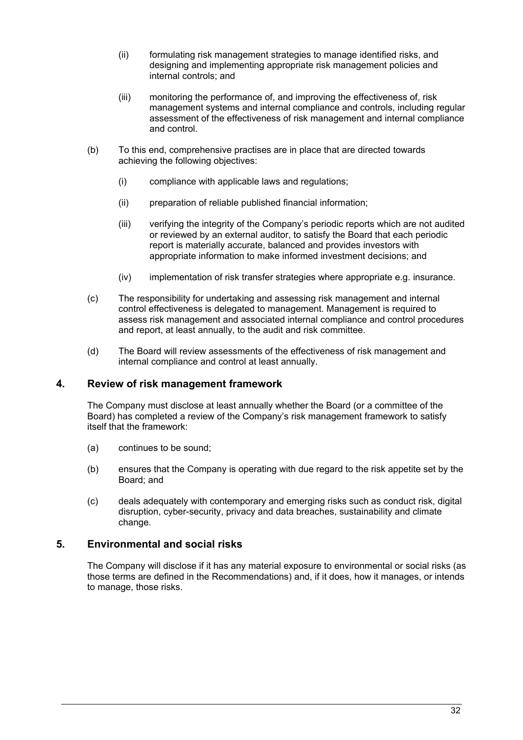(ii) formulating risk management strategies to manage identified risks, and designing and implementing appropriate risk management policies and internal controls; and

(iii) monitoring the performance of, and improving the effectiveness of, risk management systems and internal compliance and controls, including regular assessment of the effectiveness of risk management and internal compliance and control.

(b) To this end, comprehensive practises are in place that are directed towards achieving the following objectives:

(i) compliance with applicable laws and regulations;

(ii) preparation of reliable published financial information;

(iii) verifying the integrity of the Company's periodic reports which are not audited or reviewed by an external auditor, to satisfy the Board that each periodic report is materially accurate, balanced and provides investors with appropriate information to make informed investment decisions; and

(iv) implementation of risk transfer strategies where appropriate e.g. insurance.

(c) The responsibility for undertaking and assessing risk management and internal control effectiveness is delegated to management. Management is required to assess risk management and associated internal compliance and control procedures and report, at least annually, to the audit and risk committee.

(d) The Board will review assessments of the effectiveness of risk management and internal compliance and control at least annually.

## 4. Review of risk management framework

The Company must disclose at least annually whether the Board (or a committee of the Board) has completed a review of the Company's risk management framework to satisfy itself that the framework:

(a) continues to be sound;

(b) ensures that the Company is operating with due regard to the risk appetite set by the Board; and

(c) deals adequately with contemporary and emerging risks such as conduct risk, digital disruption, cyber-security, privacy and data breaches, sustainability and climate change.

## 5. Environmental and social risks

The Company will disclose if it has any material exposure to environmental or social risks (as those terms are defined in the Recommendations) and, if it does, how it manages, or intends to manage, those risks.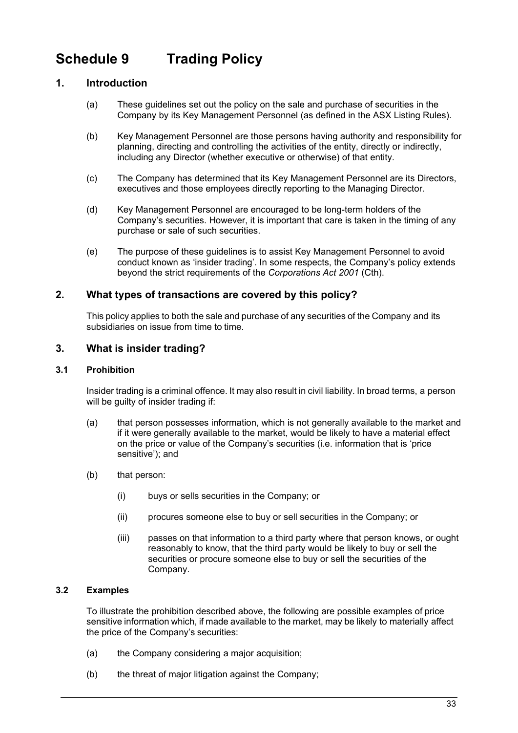# Schedule 9 Trading Policy

## 1. Introduction

(a) These guidelines set out the policy on the sale and purchase of securities in the Company by its Key Management Personnel (as defined in the ASX Listing Rules).

(b) Key Management Personnel are those persons having authority and responsibility for planning, directing and controlling the activities of the entity, directly or indirectly, including any Director (whether executive or otherwise) of that entity.

(c) The Company has determined that its Key Management Personnel are its Directors, executives and those employees directly reporting to the Managing Director.

(d) Key Management Personnel are encouraged to be long-term holders of the Company's securities. However, it is important that care is taken in the timing of any purchase or sale of such securities.

(e) The purpose of these guidelines is to assist Key Management Personnel to avoid conduct known as 'insider trading'. In some respects, the Company's policy extends beyond the strict requirements of the *Corporations Act 2001* (Cth).

## 2. What types of transactions are covered by this policy?

This policy applies to both the sale and purchase of any securities of the Company and its subsidiaries on issue from time to time.

## 3. What is insider trading?

### 3.1 Prohibition

Insider trading is a criminal offence. It may also result in civil liability. In broad terms, a person will be guilty of insider trading if:

(a) that person possesses information, which is not generally available to the market and if it were generally available to the market, would be likely to have a material effect on the price or value of the Company's securities (i.e. information that is 'price sensitive'); and

(b) that person:

(i) buys or sells securities in the Company; or

(ii) procures someone else to buy or sell securities in the Company; or

(iii) passes on that information to a third party where that person knows, or ought reasonably to know, that the third party would be likely to buy or sell the securities or procure someone else to buy or sell the securities of the Company.

### 3.2 Examples

To illustrate the prohibition described above, the following are possible examples of price sensitive information which, if made available to the market, may be likely to materially affect the price of the Company's securities:

(a) the Company considering a major acquisition;

(b) the threat of major litigation against the Company;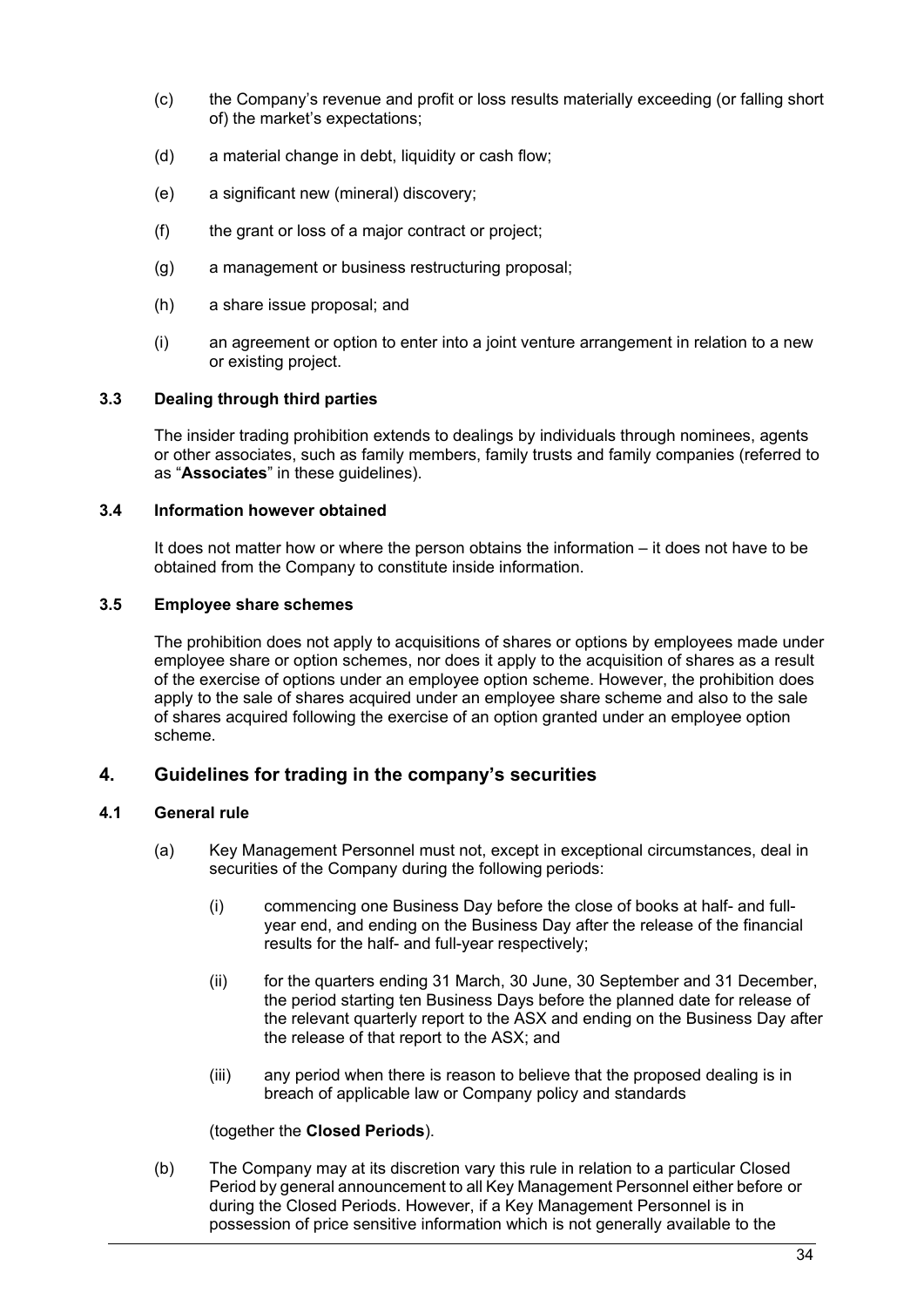(c) the Company's revenue and profit or loss results materially exceeding (or falling short of) the market's expectations;

(d) a material change in debt, liquidity or cash flow;

(e) a significant new (mineral) discovery;

(f) the grant or loss of a major contract or project;

(g) a management or business restructuring proposal;

(h) a share issue proposal; and

(i) an agreement or option to enter into a joint venture arrangement in relation to a new or existing project.

### 3.3 Dealing through third parties

The insider trading prohibition extends to dealings by individuals through nominees, agents or other associates, such as family members, family trusts and family companies (referred to as "**Associates**" in these guidelines).

### 3.4 Information however obtained

It does not matter how or where the person obtains the information – it does not have to be obtained from the Company to constitute inside information.

### 3.5 Employee share schemes

The prohibition does not apply to acquisitions of shares or options by employees made under employee share or option schemes, nor does it apply to the acquisition of shares as a result of the exercise of options under an employee option scheme. However, the prohibition does apply to the sale of shares acquired under an employee share scheme and also to the sale of shares acquired following the exercise of an option granted under an employee option scheme.

## 4. Guidelines for trading in the company's securities

### 4.1 General rule

(a) Key Management Personnel must not, except in exceptional circumstances, deal in securities of the Company during the following periods:

(i) commencing one Business Day before the close of books at half- and full-year end, and ending on the Business Day after the release of the financial results for the half- and full-year respectively;

(ii) for the quarters ending 31 March, 30 June, 30 September and 31 December, the period starting ten Business Days before the planned date for release of the relevant quarterly report to the ASX and ending on the Business Day after the release of that report to the ASX; and

(iii) any period when there is reason to believe that the proposed dealing is in breach of applicable law or Company policy and standards

(together the **Closed Periods**).

(b) The Company may at its discretion vary this rule in relation to a particular Closed Period by general announcement to all Key Management Personnel either before or during the Closed Periods. However, if a Key Management Personnel is in possession of price sensitive information which is not generally available to the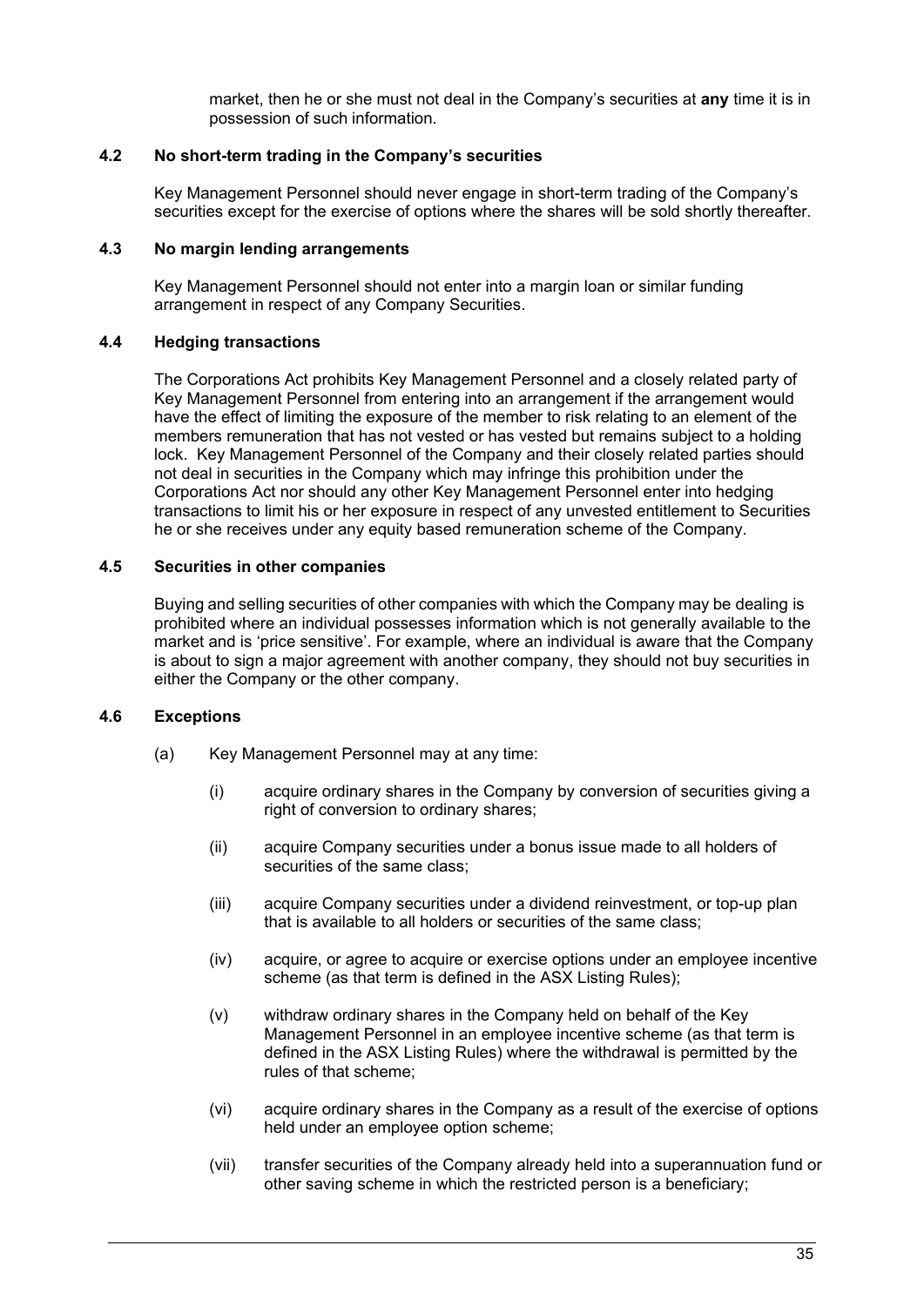market, then he or she must not deal in the Company's securities at **any** time it is in possession of such information.

### 4.2 No short-term trading in the Company's securities

Key Management Personnel should never engage in short-term trading of the Company's securities except for the exercise of options where the shares will be sold shortly thereafter.

### 4.3 No margin lending arrangements

Key Management Personnel should not enter into a margin loan or similar funding arrangement in respect of any Company Securities.

### 4.4 Hedging transactions

The Corporations Act prohibits Key Management Personnel and a closely related party of Key Management Personnel from entering into an arrangement if the arrangement would have the effect of limiting the exposure of the member to risk relating to an element of the members remuneration that has not vested or has vested but remains subject to a holding lock. Key Management Personnel of the Company and their closely related parties should not deal in securities in the Company which may infringe this prohibition under the Corporations Act nor should any other Key Management Personnel enter into hedging transactions to limit his or her exposure in respect of any unvested entitlement to Securities he or she receives under any equity based remuneration scheme of the Company.

### 4.5 Securities in other companies

Buying and selling securities of other companies with which the Company may be dealing is prohibited where an individual possesses information which is not generally available to the market and is 'price sensitive'. For example, where an individual is aware that the Company is about to sign a major agreement with another company, they should not buy securities in either the Company or the other company.

### 4.6 Exceptions

(a) Key Management Personnel may at any time:

(i) acquire ordinary shares in the Company by conversion of securities giving a right of conversion to ordinary shares;

(ii) acquire Company securities under a bonus issue made to all holders of securities of the same class;

(iii) acquire Company securities under a dividend reinvestment, or top-up plan that is available to all holders or securities of the same class;

(iv) acquire, or agree to acquire or exercise options under an employee incentive scheme (as that term is defined in the ASX Listing Rules);

(v) withdraw ordinary shares in the Company held on behalf of the Key Management Personnel in an employee incentive scheme (as that term is defined in the ASX Listing Rules) where the withdrawal is permitted by the rules of that scheme;

(vi) acquire ordinary shares in the Company as a result of the exercise of options held under an employee option scheme;

(vii) transfer securities of the Company already held into a superannuation fund or other saving scheme in which the restricted person is a beneficiary;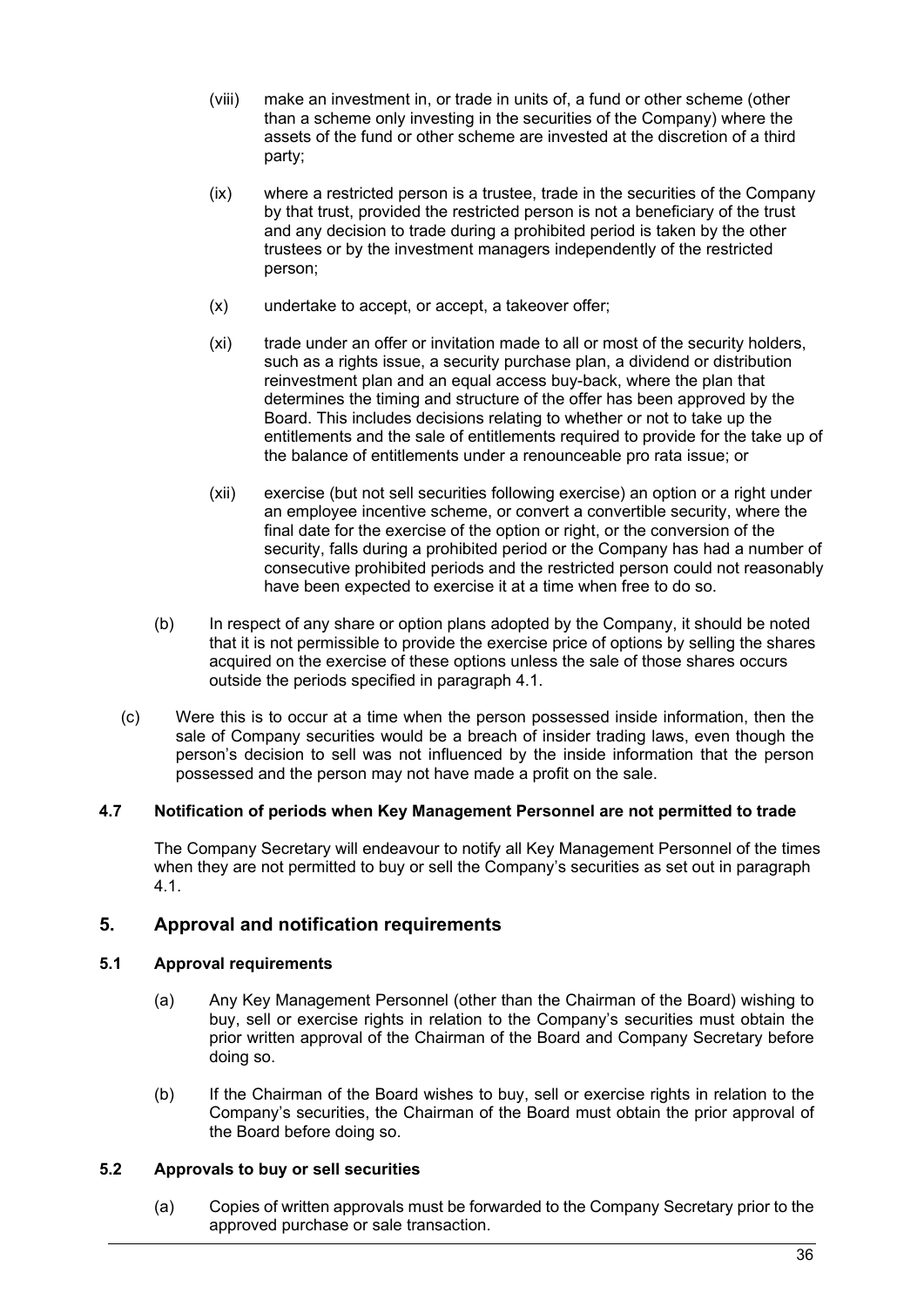(viii) make an investment in, or trade in units of, a fund or other scheme (other than a scheme only investing in the securities of the Company) where the assets of the fund or other scheme are invested at the discretion of a third party;

(ix) where a restricted person is a trustee, trade in the securities of the Company by that trust, provided the restricted person is not a beneficiary of the trust and any decision to trade during a prohibited period is taken by the other trustees or by the investment managers independently of the restricted person;

(x) undertake to accept, or accept, a takeover offer;

(xi) trade under an offer or invitation made to all or most of the security holders, such as a rights issue, a security purchase plan, a dividend or distribution reinvestment plan and an equal access buy-back, where the plan that determines the timing and structure of the offer has been approved by the Board. This includes decisions relating to whether or not to take up the entitlements and the sale of entitlements required to provide for the take up of the balance of entitlements under a renounceable pro rata issue; or

(xii) exercise (but not sell securities following exercise) an option or a right under an employee incentive scheme, or convert a convertible security, where the final date for the exercise of the option or right, or the conversion of the security, falls during a prohibited period or the Company has had a number of consecutive prohibited periods and the restricted person could not reasonably have been expected to exercise it at a time when free to do so.

(b) In respect of any share or option plans adopted by the Company, it should be noted that it is not permissible to provide the exercise price of options by selling the shares acquired on the exercise of these options unless the sale of those shares occurs outside the periods specified in paragraph 4.1.

(c) Were this is to occur at a time when the person possessed inside information, then the sale of Company securities would be a breach of insider trading laws, even though the person's decision to sell was not influenced by the inside information that the person possessed and the person may not have made a profit on the sale.

**4.7 Notification of periods when Key Management Personnel are not permitted to trade**

The Company Secretary will endeavour to notify all Key Management Personnel of the times when they are not permitted to buy or sell the Company's securities as set out in paragraph 4.1.

## 5. Approval and notification requirements

**5.1 Approval requirements**

(a) Any Key Management Personnel (other than the Chairman of the Board) wishing to buy, sell or exercise rights in relation to the Company's securities must obtain the prior written approval of the Chairman of the Board and Company Secretary before doing so.

(b) If the Chairman of the Board wishes to buy, sell or exercise rights in relation to the Company's securities, the Chairman of the Board must obtain the prior approval of the Board before doing so.

**5.2 Approvals to buy or sell securities**

(a) Copies of written approvals must be forwarded to the Company Secretary prior to the approved purchase or sale transaction.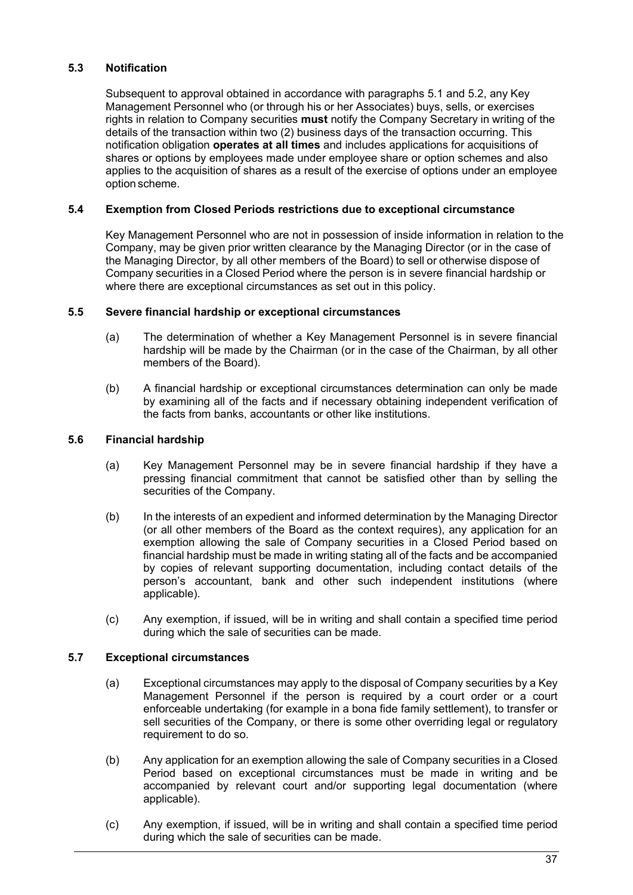### 5.3 Notification

Subsequent to approval obtained in accordance with paragraphs 5.1 and 5.2, any Key Management Personnel who (or through his or her Associates) buys, sells, or exercises rights in relation to Company securities **must** notify the Company Secretary in writing of the details of the transaction within two (2) business days of the transaction occurring. This notification obligation **operates at all times** and includes applications for acquisitions of shares or options by employees made under employee share or option schemes and also applies to the acquisition of shares as a result of the exercise of options under an employee option scheme.

### 5.4 Exemption from Closed Periods restrictions due to exceptional circumstance

Key Management Personnel who are not in possession of inside information in relation to the Company, may be given prior written clearance by the Managing Director (or in the case of the Managing Director, by all other members of the Board) to sell or otherwise dispose of Company securities in a Closed Period where the person is in severe financial hardship or where there are exceptional circumstances as set out in this policy.

### 5.5 Severe financial hardship or exceptional circumstances

(a) The determination of whether a Key Management Personnel is in severe financial hardship will be made by the Chairman (or in the case of the Chairman, by all other members of the Board).

(b) A financial hardship or exceptional circumstances determination can only be made by examining all of the facts and if necessary obtaining independent verification of the facts from banks, accountants or other like institutions.

### 5.6 Financial hardship

(a) Key Management Personnel may be in severe financial hardship if they have a pressing financial commitment that cannot be satisfied other than by selling the securities of the Company.

(b) In the interests of an expedient and informed determination by the Managing Director (or all other members of the Board as the context requires), any application for an exemption allowing the sale of Company securities in a Closed Period based on financial hardship must be made in writing stating all of the facts and be accompanied by copies of relevant supporting documentation, including contact details of the person's accountant, bank and other such independent institutions (where applicable).

(c) Any exemption, if issued, will be in writing and shall contain a specified time period during which the sale of securities can be made.

### 5.7 Exceptional circumstances

(a) Exceptional circumstances may apply to the disposal of Company securities by a Key Management Personnel if the person is required by a court order or a court enforceable undertaking (for example in a bona fide family settlement), to transfer or sell securities of the Company, or there is some other overriding legal or regulatory requirement to do so.

(b) Any application for an exemption allowing the sale of Company securities in a Closed Period based on exceptional circumstances must be made in writing and be accompanied by relevant court and/or supporting legal documentation (where applicable).

(c) Any exemption, if issued, will be in writing and shall contain a specified time period during which the sale of securities can be made.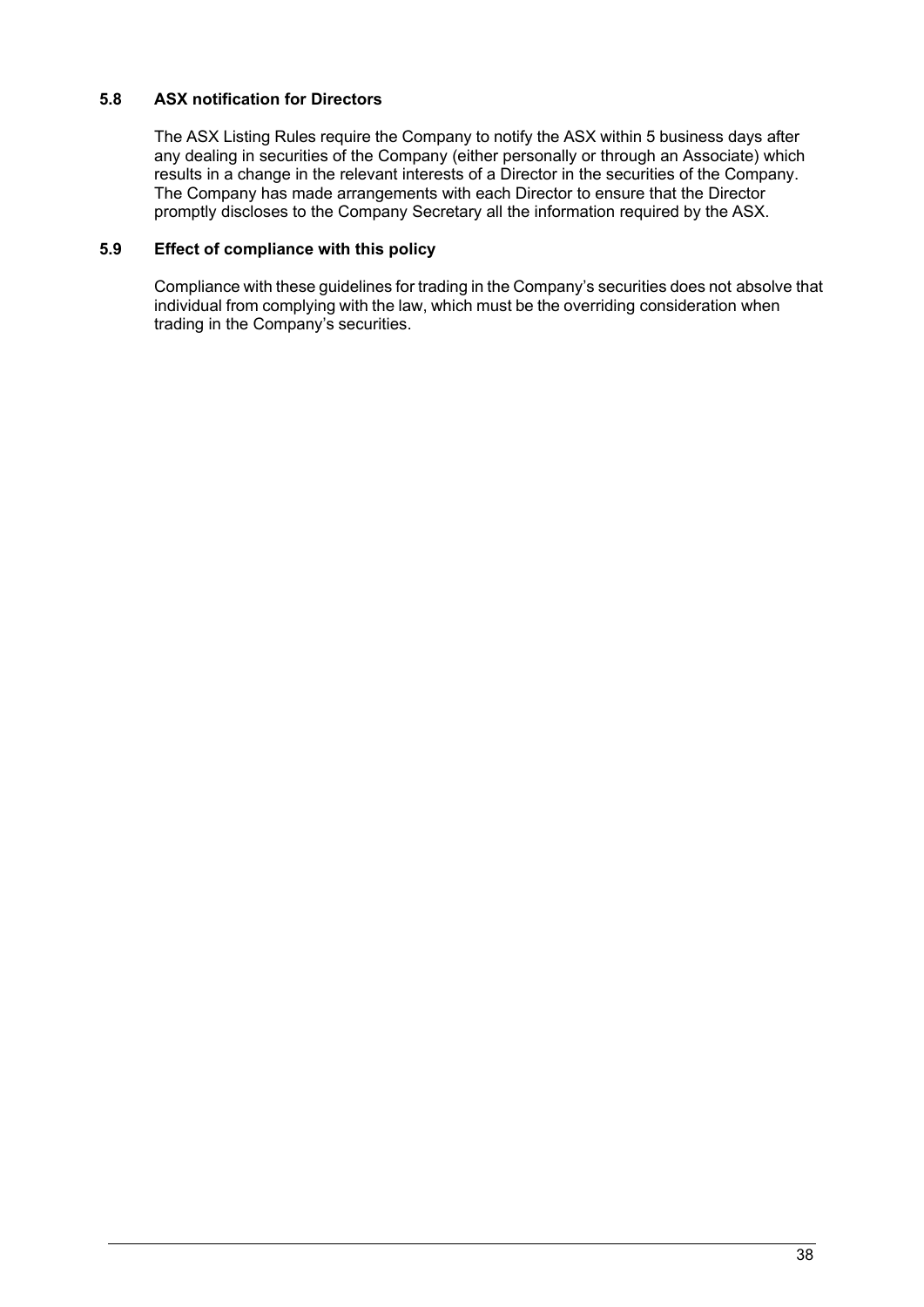### 5.8 ASX notification for Directors

The ASX Listing Rules require the Company to notify the ASX within 5 business days after any dealing in securities of the Company (either personally or through an Associate) which results in a change in the relevant interests of a Director in the securities of the Company. The Company has made arrangements with each Director to ensure that the Director promptly discloses to the Company Secretary all the information required by the ASX.

### 5.9 Effect of compliance with this policy

Compliance with these guidelines for trading in the Company's securities does not absolve that individual from complying with the law, which must be the overriding consideration when trading in the Company's securities.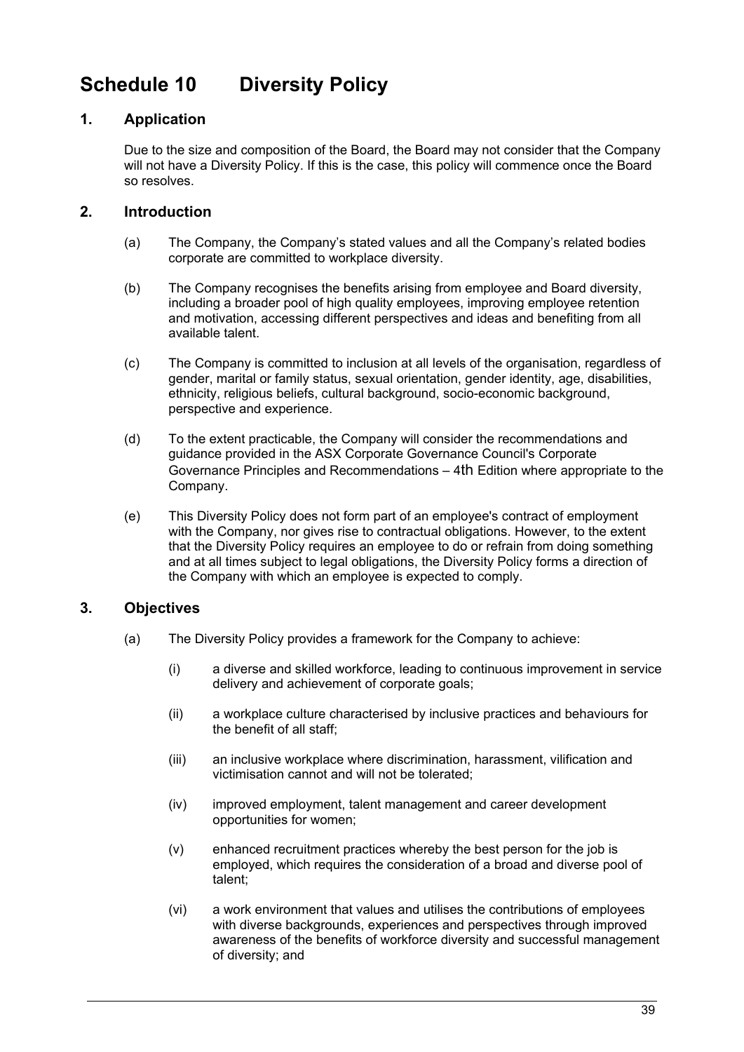# Schedule 10 Diversity Policy

## 1. Application

Due to the size and composition of the Board, the Board may not consider that the Company will not have a Diversity Policy. If this is the case, this policy will commence once the Board so resolves.

## 2. Introduction

(a) The Company, the Company's stated values and all the Company's related bodies corporate are committed to workplace diversity.

(b) The Company recognises the benefits arising from employee and Board diversity, including a broader pool of high quality employees, improving employee retention and motivation, accessing different perspectives and ideas and benefiting from all available talent.

(c) The Company is committed to inclusion at all levels of the organisation, regardless of gender, marital or family status, sexual orientation, gender identity, age, disabilities, ethnicity, religious beliefs, cultural background, socio-economic background, perspective and experience.

(d) To the extent practicable, the Company will consider the recommendations and guidance provided in the ASX Corporate Governance Council's Corporate Governance Principles and Recommendations – 4th Edition where appropriate to the Company.

(e) This Diversity Policy does not form part of an employee's contract of employment with the Company, nor gives rise to contractual obligations. However, to the extent that the Diversity Policy requires an employee to do or refrain from doing something and at all times subject to legal obligations, the Diversity Policy forms a direction of the Company with which an employee is expected to comply.

## 3. Objectives

(a) The Diversity Policy provides a framework for the Company to achieve:

(i) a diverse and skilled workforce, leading to continuous improvement in service delivery and achievement of corporate goals;

(ii) a workplace culture characterised by inclusive practices and behaviours for the benefit of all staff;

(iii) an inclusive workplace where discrimination, harassment, vilification and victimisation cannot and will not be tolerated;

(iv) improved employment, talent management and career development opportunities for women;

(v) enhanced recruitment practices whereby the best person for the job is employed, which requires the consideration of a broad and diverse pool of talent;

(vi) a work environment that values and utilises the contributions of employees with diverse backgrounds, experiences and perspectives through improved awareness of the benefits of workforce diversity and successful management of diversity; and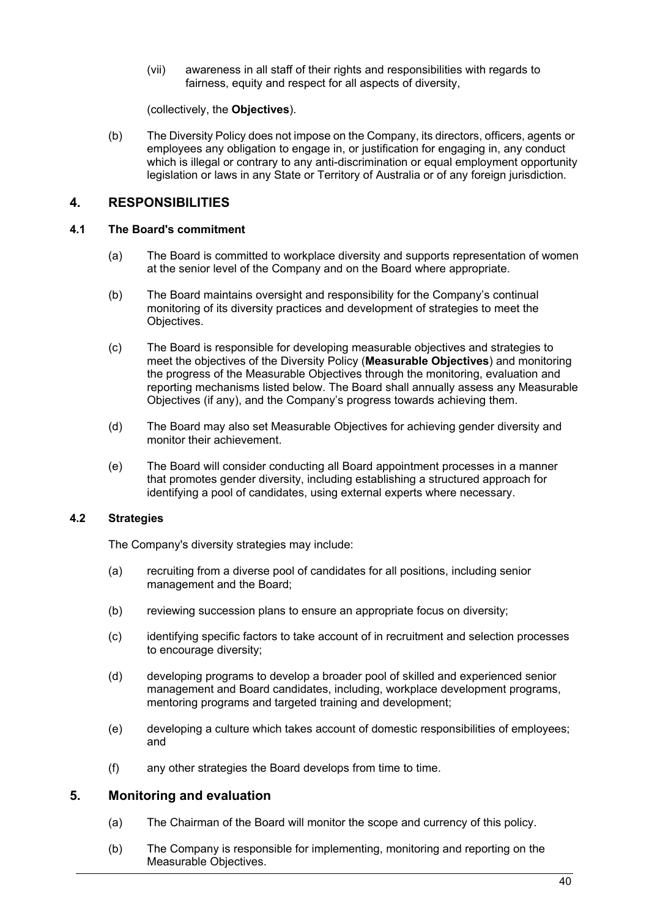(vii) awareness in all staff of their rights and responsibilities with regards to fairness, equity and respect for all aspects of diversity,

(collectively, the **Objectives**).

(b) The Diversity Policy does not impose on the Company, its directors, officers, agents or employees any obligation to engage in, or justification for engaging in, any conduct which is illegal or contrary to any anti-discrimination or equal employment opportunity legislation or laws in any State or Territory of Australia or of any foreign jurisdiction.

## 4. RESPONSIBILITIES

### 4.1 The Board's commitment

(a) The Board is committed to workplace diversity and supports representation of women at the senior level of the Company and on the Board where appropriate.

(b) The Board maintains oversight and responsibility for the Company's continual monitoring of its diversity practices and development of strategies to meet the Objectives.

(c) The Board is responsible for developing measurable objectives and strategies to meet the objectives of the Diversity Policy (**Measurable Objectives**) and monitoring the progress of the Measurable Objectives through the monitoring, evaluation and reporting mechanisms listed below. The Board shall annually assess any Measurable Objectives (if any), and the Company's progress towards achieving them.

(d) The Board may also set Measurable Objectives for achieving gender diversity and monitor their achievement.

(e) The Board will consider conducting all Board appointment processes in a manner that promotes gender diversity, including establishing a structured approach for identifying a pool of candidates, using external experts where necessary.

### 4.2 Strategies

The Company's diversity strategies may include:

(a) recruiting from a diverse pool of candidates for all positions, including senior management and the Board;

(b) reviewing succession plans to ensure an appropriate focus on diversity;

(c) identifying specific factors to take account of in recruitment and selection processes to encourage diversity;

(d) developing programs to develop a broader pool of skilled and experienced senior management and Board candidates, including, workplace development programs, mentoring programs and targeted training and development;

(e) developing a culture which takes account of domestic responsibilities of employees; and

(f) any other strategies the Board develops from time to time.

## 5. Monitoring and evaluation

(a) The Chairman of the Board will monitor the scope and currency of this policy.

(b) The Company is responsible for implementing, monitoring and reporting on the Measurable Objectives.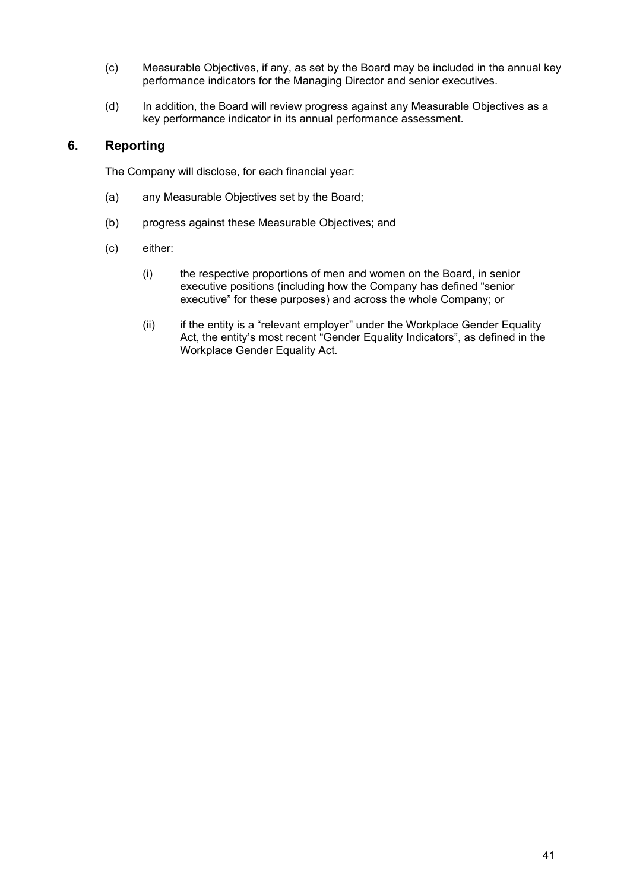(c) Measurable Objectives, if any, as set by the Board may be included in the annual key performance indicators for the Managing Director and senior executives.

(d) In addition, the Board will review progress against any Measurable Objectives as a key performance indicator in its annual performance assessment.

## 6. Reporting

The Company will disclose, for each financial year:

(a) any Measurable Objectives set by the Board;

(b) progress against these Measurable Objectives; and

(c) either:

   (i) the respective proportions of men and women on the Board, in senior executive positions (including how the Company has defined "senior executive" for these purposes) and across the whole Company; or

   (ii) if the entity is a "relevant employer" under the Workplace Gender Equality Act, the entity's most recent "Gender Equality Indicators", as defined in the Workplace Gender Equality Act.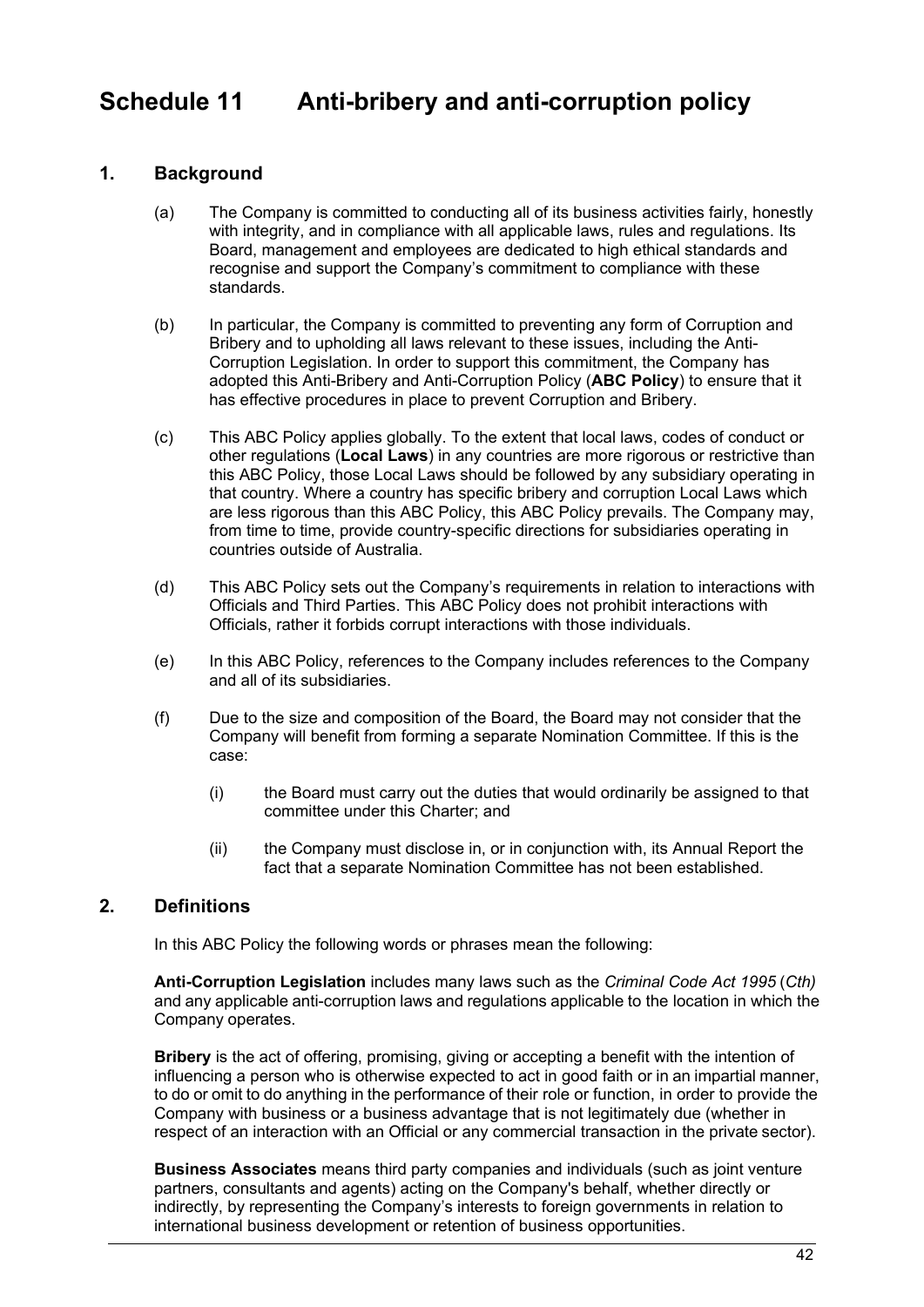# Schedule 11 Anti-bribery and anti-corruption policy

## 1. Background

(a) The Company is committed to conducting all of its business activities fairly, honestly with integrity, and in compliance with all applicable laws, rules and regulations. Its Board, management and employees are dedicated to high ethical standards and recognise and support the Company's commitment to compliance with these standards.

(b) In particular, the Company is committed to preventing any form of Corruption and Bribery and to upholding all laws relevant to these issues, including the Anti-Corruption Legislation. In order to support this commitment, the Company has adopted this Anti-Bribery and Anti-Corruption Policy (**ABC Policy**) to ensure that it has effective procedures in place to prevent Corruption and Bribery.

(c) This ABC Policy applies globally. To the extent that local laws, codes of conduct or other regulations (**Local Laws**) in any countries are more rigorous or restrictive than this ABC Policy, those Local Laws should be followed by any subsidiary operating in that country. Where a country has specific bribery and corruption Local Laws which are less rigorous than this ABC Policy, this ABC Policy prevails. The Company may, from time to time, provide country-specific directions for subsidiaries operating in countries outside of Australia.

(d) This ABC Policy sets out the Company's requirements in relation to interactions with Officials and Third Parties. This ABC Policy does not prohibit interactions with Officials, rather it forbids corrupt interactions with those individuals.

(e) In this ABC Policy, references to the Company includes references to the Company and all of its subsidiaries.

(f) Due to the size and composition of the Board, the Board may not consider that the Company will benefit from forming a separate Nomination Committee. If this is the case:

(i) the Board must carry out the duties that would ordinarily be assigned to that committee under this Charter; and

(ii) the Company must disclose in, or in conjunction with, its Annual Report the fact that a separate Nomination Committee has not been established.

## 2. Definitions

In this ABC Policy the following words or phrases mean the following:

**Anti-Corruption Legislation** includes many laws such as the *Criminal Code Act 1995* (*Cth)* and any applicable anti-corruption laws and regulations applicable to the location in which the Company operates.

**Bribery** is the act of offering, promising, giving or accepting a benefit with the intention of influencing a person who is otherwise expected to act in good faith or in an impartial manner, to do or omit to do anything in the performance of their role or function, in order to provide the Company with business or a business advantage that is not legitimately due (whether in respect of an interaction with an Official or any commercial transaction in the private sector).

**Business Associates** means third party companies and individuals (such as joint venture partners, consultants and agents) acting on the Company's behalf, whether directly or indirectly, by representing the Company's interests to foreign governments in relation to international business development or retention of business opportunities.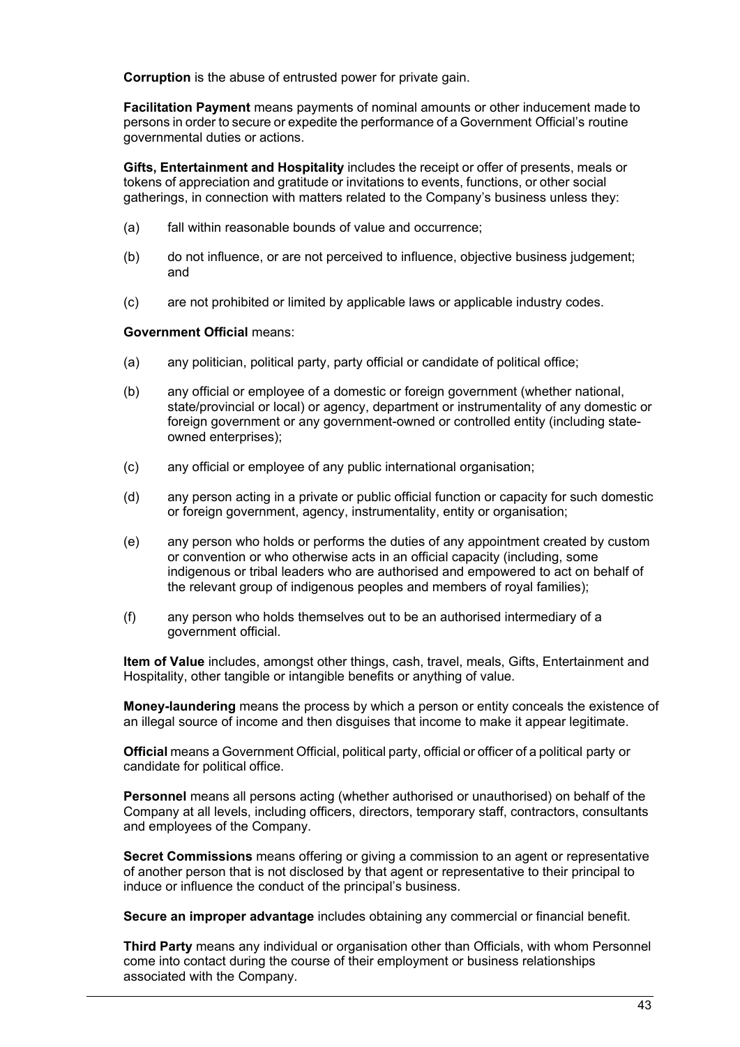**Corruption** is the abuse of entrusted power for private gain.

**Facilitation Payment** means payments of nominal amounts or other inducement made to persons in order to secure or expedite the performance of a Government Official's routine governmental duties or actions.

**Gifts, Entertainment and Hospitality** includes the receipt or offer of presents, meals or tokens of appreciation and gratitude or invitations to events, functions, or other social gatherings, in connection with matters related to the Company's business unless they:

(a) fall within reasonable bounds of value and occurrence;

(b) do not influence, or are not perceived to influence, objective business judgement; and

(c) are not prohibited or limited by applicable laws or applicable industry codes.

**Government Official** means:

(a) any politician, political party, party official or candidate of political office;

(b) any official or employee of a domestic or foreign government (whether national, state/provincial or local) or agency, department or instrumentality of any domestic or foreign government or any government-owned or controlled entity (including state-owned enterprises);

(c) any official or employee of any public international organisation;

(d) any person acting in a private or public official function or capacity for such domestic or foreign government, agency, instrumentality, entity or organisation;

(e) any person who holds or performs the duties of any appointment created by custom or convention or who otherwise acts in an official capacity (including, some indigenous or tribal leaders who are authorised and empowered to act on behalf of the relevant group of indigenous peoples and members of royal families);

(f) any person who holds themselves out to be an authorised intermediary of a government official.

**Item of Value** includes, amongst other things, cash, travel, meals, Gifts, Entertainment and Hospitality, other tangible or intangible benefits or anything of value.

**Money-laundering** means the process by which a person or entity conceals the existence of an illegal source of income and then disguises that income to make it appear legitimate.

**Official** means a Government Official, political party, official or officer of a political party or candidate for political office.

**Personnel** means all persons acting (whether authorised or unauthorised) on behalf of the Company at all levels, including officers, directors, temporary staff, contractors, consultants and employees of the Company.

**Secret Commissions** means offering or giving a commission to an agent or representative of another person that is not disclosed by that agent or representative to their principal to induce or influence the conduct of the principal's business.

**Secure an improper advantage** includes obtaining any commercial or financial benefit.

**Third Party** means any individual or organisation other than Officials, with whom Personnel come into contact during the course of their employment or business relationships associated with the Company.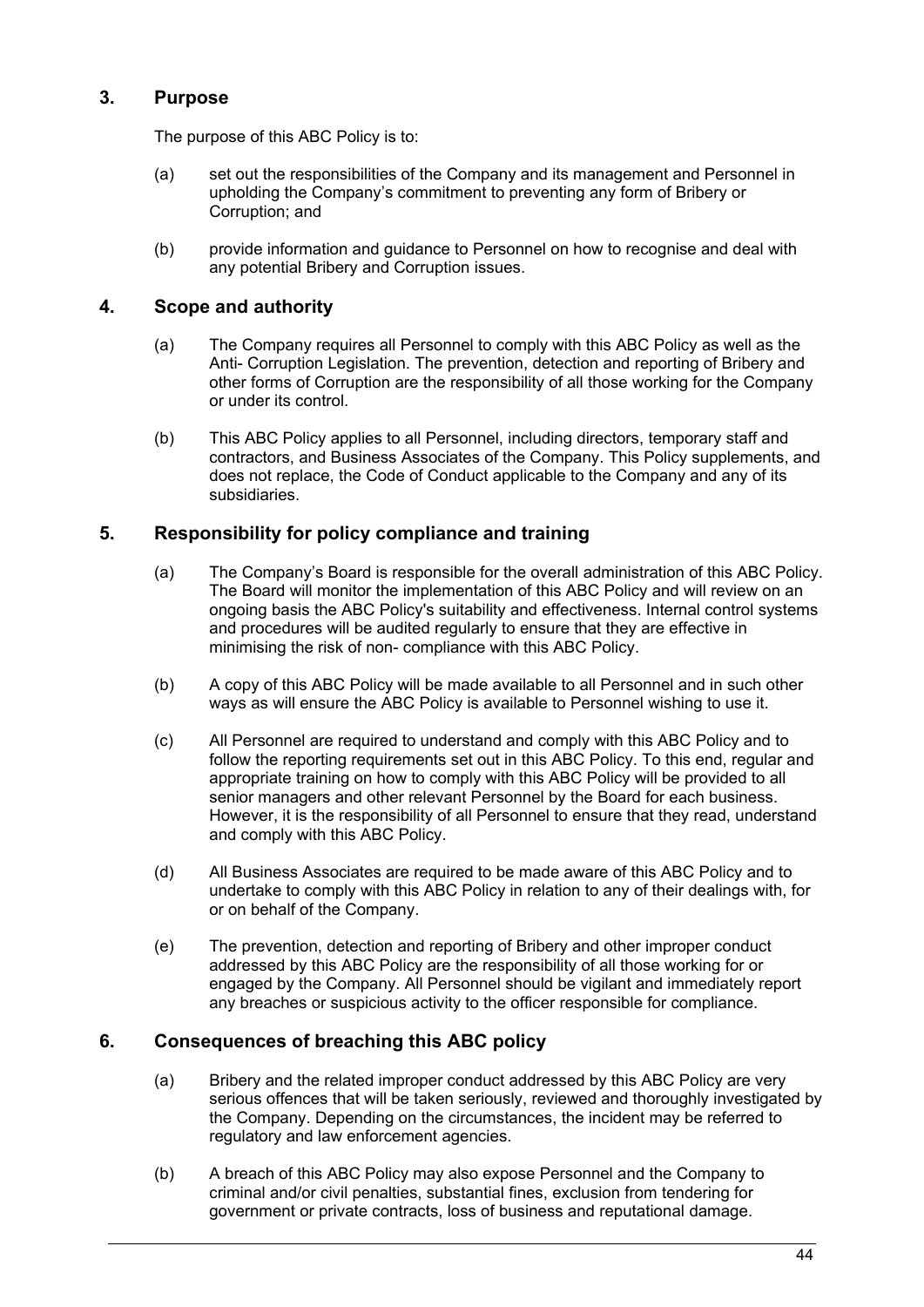## 3. Purpose

The purpose of this ABC Policy is to:

(a) set out the responsibilities of the Company and its management and Personnel in upholding the Company's commitment to preventing any form of Bribery or Corruption; and

(b) provide information and guidance to Personnel on how to recognise and deal with any potential Bribery and Corruption issues.

## 4. Scope and authority

(a) The Company requires all Personnel to comply with this ABC Policy as well as the Anti- Corruption Legislation. The prevention, detection and reporting of Bribery and other forms of Corruption are the responsibility of all those working for the Company or under its control.

(b) This ABC Policy applies to all Personnel, including directors, temporary staff and contractors, and Business Associates of the Company. This Policy supplements, and does not replace, the Code of Conduct applicable to the Company and any of its subsidiaries.

## 5. Responsibility for policy compliance and training

(a) The Company's Board is responsible for the overall administration of this ABC Policy. The Board will monitor the implementation of this ABC Policy and will review on an ongoing basis the ABC Policy's suitability and effectiveness. Internal control systems and procedures will be audited regularly to ensure that they are effective in minimising the risk of non- compliance with this ABC Policy.

(b) A copy of this ABC Policy will be made available to all Personnel and in such other ways as will ensure the ABC Policy is available to Personnel wishing to use it.

(c) All Personnel are required to understand and comply with this ABC Policy and to follow the reporting requirements set out in this ABC Policy. To this end, regular and appropriate training on how to comply with this ABC Policy will be provided to all senior managers and other relevant Personnel by the Board for each business. However, it is the responsibility of all Personnel to ensure that they read, understand and comply with this ABC Policy.

(d) All Business Associates are required to be made aware of this ABC Policy and to undertake to comply with this ABC Policy in relation to any of their dealings with, for or on behalf of the Company.

(e) The prevention, detection and reporting of Bribery and other improper conduct addressed by this ABC Policy are the responsibility of all those working for or engaged by the Company. All Personnel should be vigilant and immediately report any breaches or suspicious activity to the officer responsible for compliance.

## 6. Consequences of breaching this ABC policy

(a) Bribery and the related improper conduct addressed by this ABC Policy are very serious offences that will be taken seriously, reviewed and thoroughly investigated by the Company. Depending on the circumstances, the incident may be referred to regulatory and law enforcement agencies.

(b) A breach of this ABC Policy may also expose Personnel and the Company to criminal and/or civil penalties, substantial fines, exclusion from tendering for government or private contracts, loss of business and reputational damage.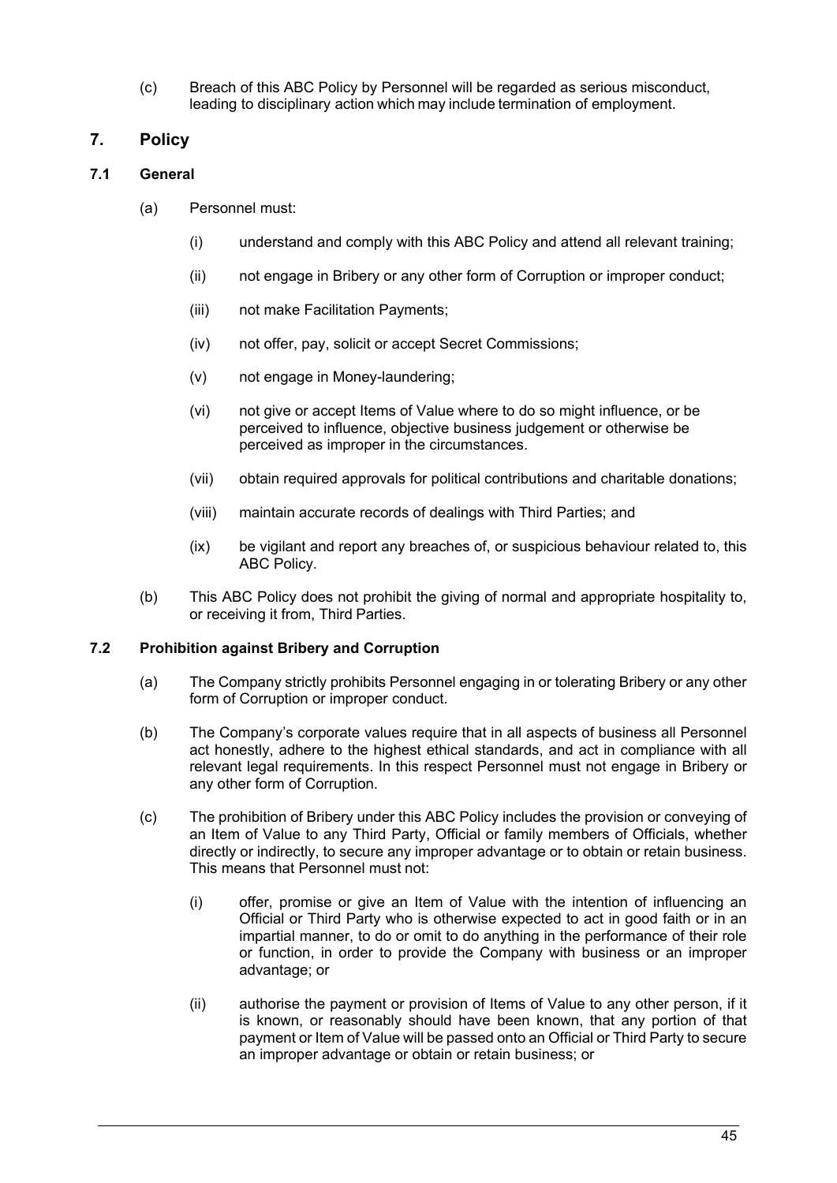(c) Breach of this ABC Policy by Personnel will be regarded as serious misconduct, leading to disciplinary action which may include termination of employment.

## 7. Policy

### 7.1 General

(a) Personnel must:

(i) understand and comply with this ABC Policy and attend all relevant training;

(ii) not engage in Bribery or any other form of Corruption or improper conduct;

(iii) not make Facilitation Payments;

(iv) not offer, pay, solicit or accept Secret Commissions;

(v) not engage in Money-laundering;

(vi) not give or accept Items of Value where to do so might influence, or be perceived to influence, objective business judgement or otherwise be perceived as improper in the circumstances.

(vii) obtain required approvals for political contributions and charitable donations;

(viii) maintain accurate records of dealings with Third Parties; and

(ix) be vigilant and report any breaches of, or suspicious behaviour related to, this ABC Policy.

(b) This ABC Policy does not prohibit the giving of normal and appropriate hospitality to, or receiving it from, Third Parties.

### 7.2 Prohibition against Bribery and Corruption

(a) The Company strictly prohibits Personnel engaging in or tolerating Bribery or any other form of Corruption or improper conduct.

(b) The Company's corporate values require that in all aspects of business all Personnel act honestly, adhere to the highest ethical standards, and act in compliance with all relevant legal requirements. In this respect Personnel must not engage in Bribery or any other form of Corruption.

(c) The prohibition of Bribery under this ABC Policy includes the provision or conveying of an Item of Value to any Third Party, Official or family members of Officials, whether directly or indirectly, to secure any improper advantage or to obtain or retain business. This means that Personnel must not:

(i) offer, promise or give an Item of Value with the intention of influencing an Official or Third Party who is otherwise expected to act in good faith or in an impartial manner, to do or omit to do anything in the performance of their role or function, in order to provide the Company with business or an improper advantage; or

(ii) authorise the payment or provision of Items of Value to any other person, if it is known, or reasonably should have been known, that any portion of that payment or Item of Value will be passed onto an Official or Third Party to secure an improper advantage or obtain or retain business; or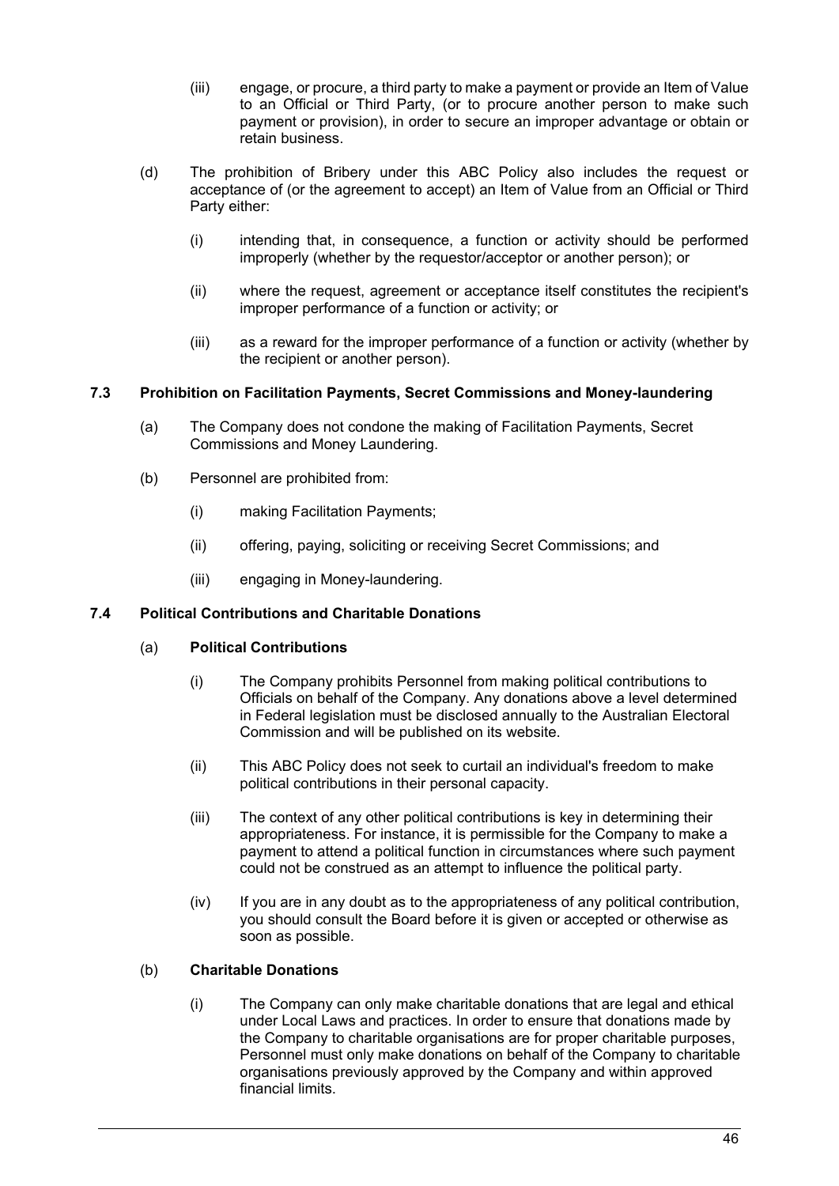(iii) engage, or procure, a third party to make a payment or provide an Item of Value to an Official or Third Party, (or to procure another person to make such payment or provision), in order to secure an improper advantage or obtain or retain business.

(d) The prohibition of Bribery under this ABC Policy also includes the request or acceptance of (or the agreement to accept) an Item of Value from an Official or Third Party either:

(i) intending that, in consequence, a function or activity should be performed improperly (whether by the requestor/acceptor or another person); or

(ii) where the request, agreement or acceptance itself constitutes the recipient's improper performance of a function or activity; or

(iii) as a reward for the improper performance of a function or activity (whether by the recipient or another person).

### 7.3 Prohibition on Facilitation Payments, Secret Commissions and Money-laundering

(a) The Company does not condone the making of Facilitation Payments, Secret Commissions and Money Laundering.

(b) Personnel are prohibited from:

(i) making Facilitation Payments;

(ii) offering, paying, soliciting or receiving Secret Commissions; and

(iii) engaging in Money-laundering.

### 7.4 Political Contributions and Charitable Donations

(a) **Political Contributions**

(i) The Company prohibits Personnel from making political contributions to Officials on behalf of the Company. Any donations above a level determined in Federal legislation must be disclosed annually to the Australian Electoral Commission and will be published on its website.

(ii) This ABC Policy does not seek to curtail an individual's freedom to make political contributions in their personal capacity.

(iii) The context of any other political contributions is key in determining their appropriateness. For instance, it is permissible for the Company to make a payment to attend a political function in circumstances where such payment could not be construed as an attempt to influence the political party.

(iv) If you are in any doubt as to the appropriateness of any political contribution, you should consult the Board before it is given or accepted or otherwise as soon as possible.

(b) **Charitable Donations**

(i) The Company can only make charitable donations that are legal and ethical under Local Laws and practices. In order to ensure that donations made by the Company to charitable organisations are for proper charitable purposes, Personnel must only make donations on behalf of the Company to charitable organisations previously approved by the Company and within approved financial limits.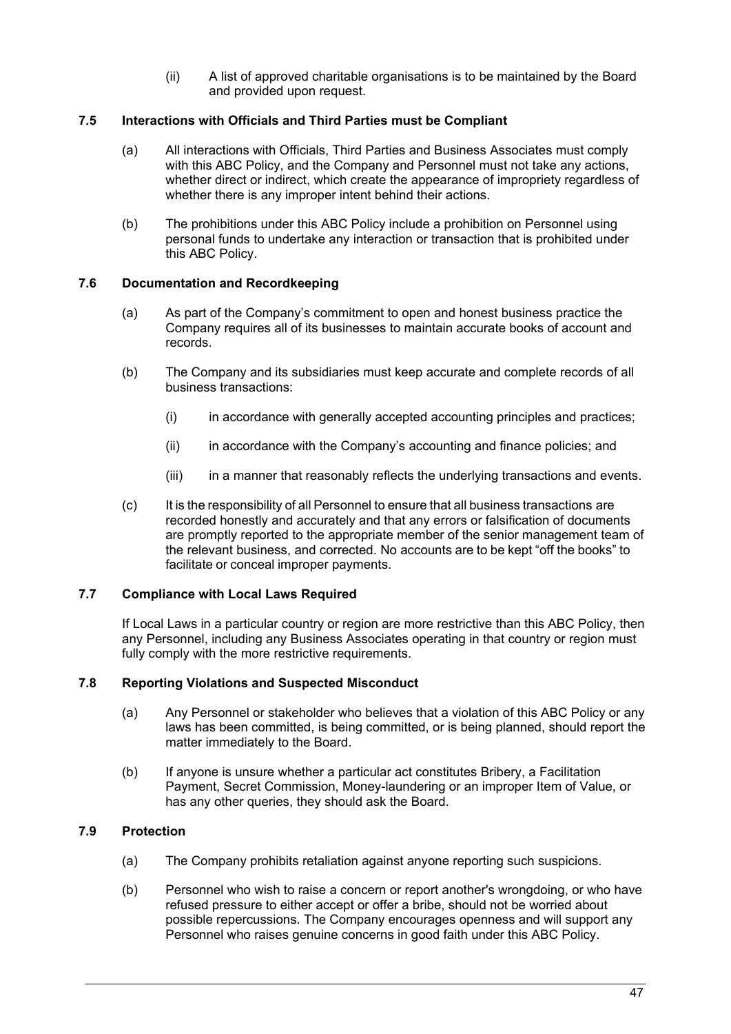(ii) A list of approved charitable organisations is to be maintained by the Board and provided upon request.

### 7.5 Interactions with Officials and Third Parties must be Compliant

(a) All interactions with Officials, Third Parties and Business Associates must comply with this ABC Policy, and the Company and Personnel must not take any actions, whether direct or indirect, which create the appearance of impropriety regardless of whether there is any improper intent behind their actions.

(b) The prohibitions under this ABC Policy include a prohibition on Personnel using personal funds to undertake any interaction or transaction that is prohibited under this ABC Policy.

### 7.6 Documentation and Recordkeeping

(a) As part of the Company's commitment to open and honest business practice the Company requires all of its businesses to maintain accurate books of account and records.

(b) The Company and its subsidiaries must keep accurate and complete records of all business transactions:

(i) in accordance with generally accepted accounting principles and practices;

(ii) in accordance with the Company's accounting and finance policies; and

(iii) in a manner that reasonably reflects the underlying transactions and events.

(c) It is the responsibility of all Personnel to ensure that all business transactions are recorded honestly and accurately and that any errors or falsification of documents are promptly reported to the appropriate member of the senior management team of the relevant business, and corrected. No accounts are to be kept "off the books" to facilitate or conceal improper payments.

### 7.7 Compliance with Local Laws Required

If Local Laws in a particular country or region are more restrictive than this ABC Policy, then any Personnel, including any Business Associates operating in that country or region must fully comply with the more restrictive requirements.

### 7.8 Reporting Violations and Suspected Misconduct

(a) Any Personnel or stakeholder who believes that a violation of this ABC Policy or any laws has been committed, is being committed, or is being planned, should report the matter immediately to the Board.

(b) If anyone is unsure whether a particular act constitutes Bribery, a Facilitation Payment, Secret Commission, Money-laundering or an improper Item of Value, or has any other queries, they should ask the Board.

### 7.9 Protection

(a) The Company prohibits retaliation against anyone reporting such suspicions.

(b) Personnel who wish to raise a concern or report another's wrongdoing, or who have refused pressure to either accept or offer a bribe, should not be worried about possible repercussions. The Company encourages openness and will support any Personnel who raises genuine concerns in good faith under this ABC Policy.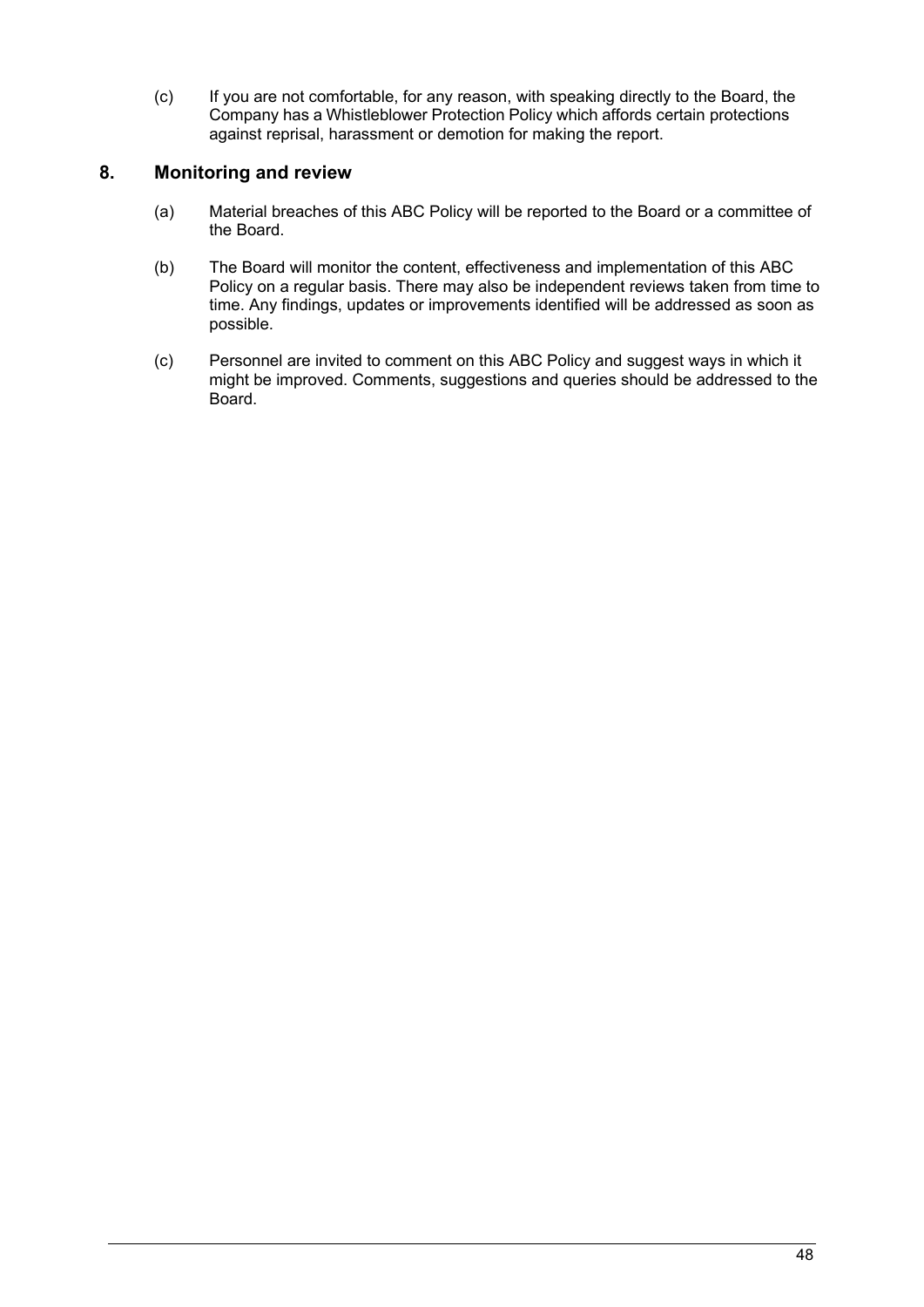(c) If you are not comfortable, for any reason, with speaking directly to the Board, the Company has a Whistleblower Protection Policy which affords certain protections against reprisal, harassment or demotion for making the report.

## 8. Monitoring and review

(a) Material breaches of this ABC Policy will be reported to the Board or a committee of the Board.

(b) The Board will monitor the content, effectiveness and implementation of this ABC Policy on a regular basis. There may also be independent reviews taken from time to time. Any findings, updates or improvements identified will be addressed as soon as possible.

(c) Personnel are invited to comment on this ABC Policy and suggest ways in which it might be improved. Comments, suggestions and queries should be addressed to the Board.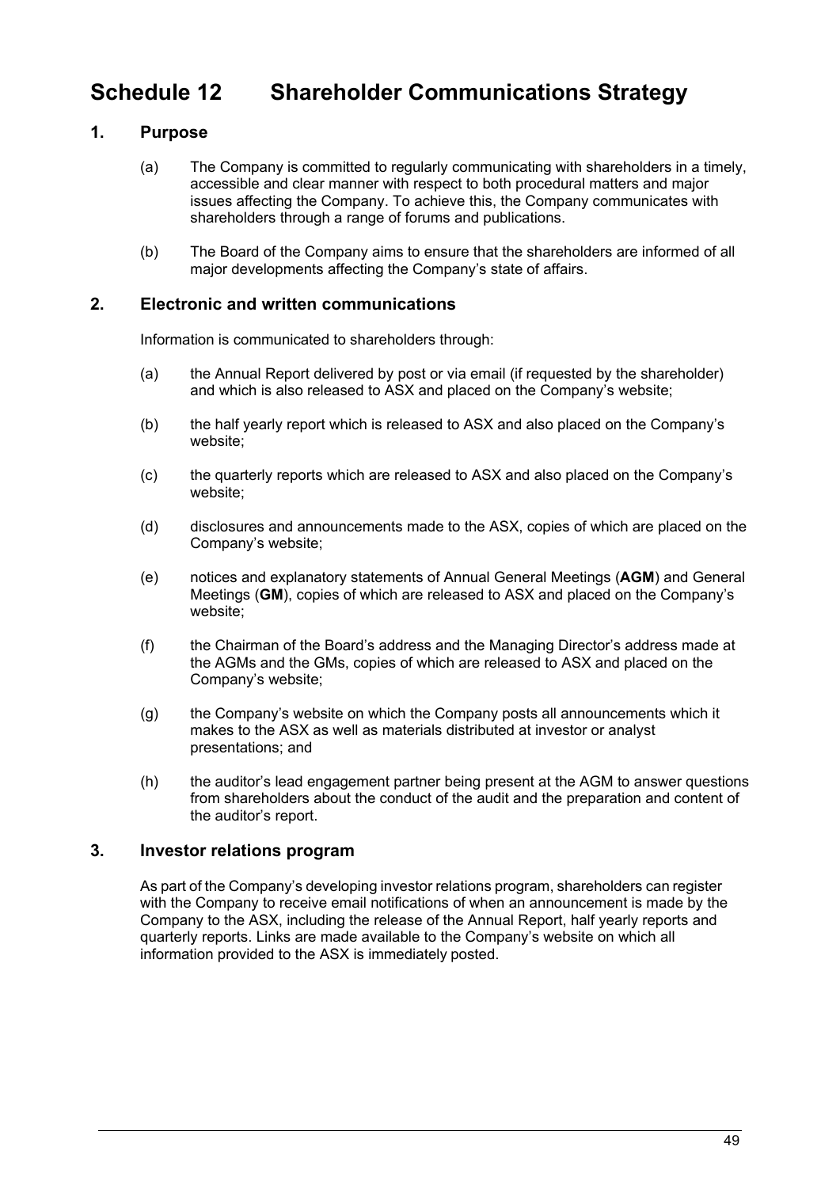# Schedule 12 Shareholder Communications Strategy

## 1. Purpose

(a) The Company is committed to regularly communicating with shareholders in a timely, accessible and clear manner with respect to both procedural matters and major issues affecting the Company. To achieve this, the Company communicates with shareholders through a range of forums and publications.

(b) The Board of the Company aims to ensure that the shareholders are informed of all major developments affecting the Company's state of affairs.

## 2. Electronic and written communications

Information is communicated to shareholders through:

(a) the Annual Report delivered by post or via email (if requested by the shareholder) and which is also released to ASX and placed on the Company's website;

(b) the half yearly report which is released to ASX and also placed on the Company's website;

(c) the quarterly reports which are released to ASX and also placed on the Company's website;

(d) disclosures and announcements made to the ASX, copies of which are placed on the Company's website;

(e) notices and explanatory statements of Annual General Meetings (**AGM**) and General Meetings (**GM**), copies of which are released to ASX and placed on the Company's website;

(f) the Chairman of the Board's address and the Managing Director's address made at the AGMs and the GMs, copies of which are released to ASX and placed on the Company's website;

(g) the Company's website on which the Company posts all announcements which it makes to the ASX as well as materials distributed at investor or analyst presentations; and

(h) the auditor's lead engagement partner being present at the AGM to answer questions from shareholders about the conduct of the audit and the preparation and content of the auditor's report.

## 3. Investor relations program

As part of the Company's developing investor relations program, shareholders can register with the Company to receive email notifications of when an announcement is made by the Company to the ASX, including the release of the Annual Report, half yearly reports and quarterly reports. Links are made available to the Company's website on which all information provided to the ASX is immediately posted.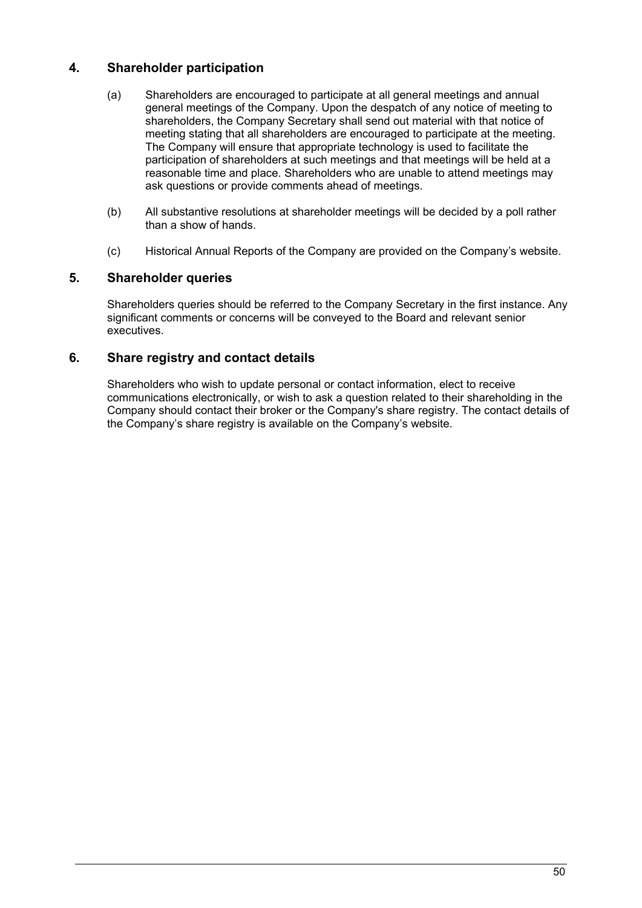## 4. Shareholder participation

(a) Shareholders are encouraged to participate at all general meetings and annual general meetings of the Company. Upon the despatch of any notice of meeting to shareholders, the Company Secretary shall send out material with that notice of meeting stating that all shareholders are encouraged to participate at the meeting. The Company will ensure that appropriate technology is used to facilitate the participation of shareholders at such meetings and that meetings will be held at a reasonable time and place. Shareholders who are unable to attend meetings may ask questions or provide comments ahead of meetings.

(b) All substantive resolutions at shareholder meetings will be decided by a poll rather than a show of hands.

(c) Historical Annual Reports of the Company are provided on the Company's website.

## 5. Shareholder queries

Shareholders queries should be referred to the Company Secretary in the first instance. Any significant comments or concerns will be conveyed to the Board and relevant senior executives.

## 6. Share registry and contact details

Shareholders who wish to update personal or contact information, elect to receive communications electronically, or wish to ask a question related to their shareholding in the Company should contact their broker or the Company's share registry. The contact details of the Company's share registry is available on the Company's website.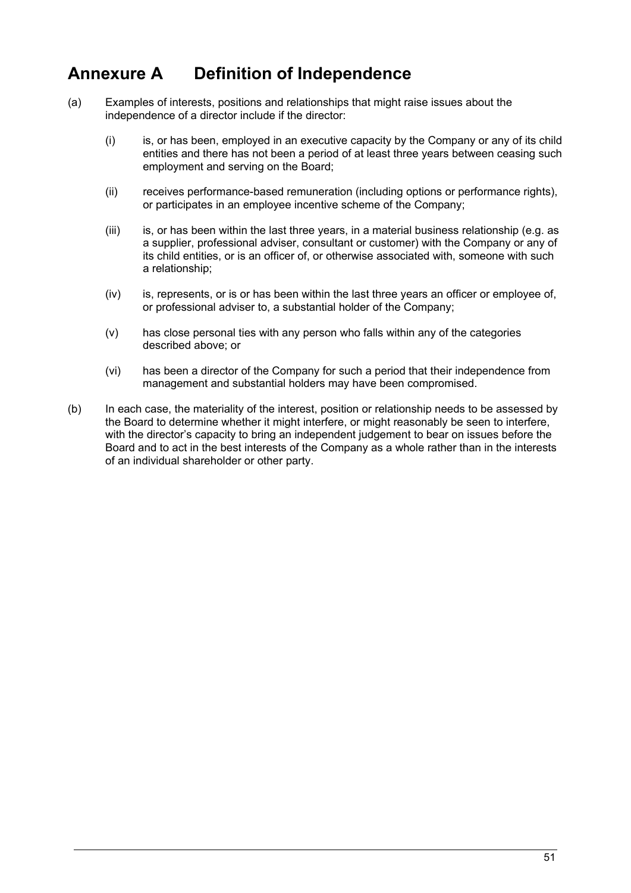# Annexure A Definition of Independence

(a) Examples of interests, positions and relationships that might raise issues about the independence of a director include if the director:

  (i) is, or has been, employed in an executive capacity by the Company or any of its child entities and there has not been a period of at least three years between ceasing such employment and serving on the Board;

  (ii) receives performance-based remuneration (including options or performance rights), or participates in an employee incentive scheme of the Company;

  (iii) is, or has been within the last three years, in a material business relationship (e.g. as a supplier, professional adviser, consultant or customer) with the Company or any of its child entities, or is an officer of, or otherwise associated with, someone with such a relationship;

  (iv) is, represents, or is or has been within the last three years an officer or employee of, or professional adviser to, a substantial holder of the Company;

  (v) has close personal ties with any person who falls within any of the categories described above; or

  (vi) has been a director of the Company for such a period that their independence from management and substantial holders may have been compromised.

(b) In each case, the materiality of the interest, position or relationship needs to be assessed by the Board to determine whether it might interfere, or might reasonably be seen to interfere, with the director's capacity to bring an independent judgement to bear on issues before the Board and to act in the best interests of the Company as a whole rather than in the interests of an individual shareholder or other party.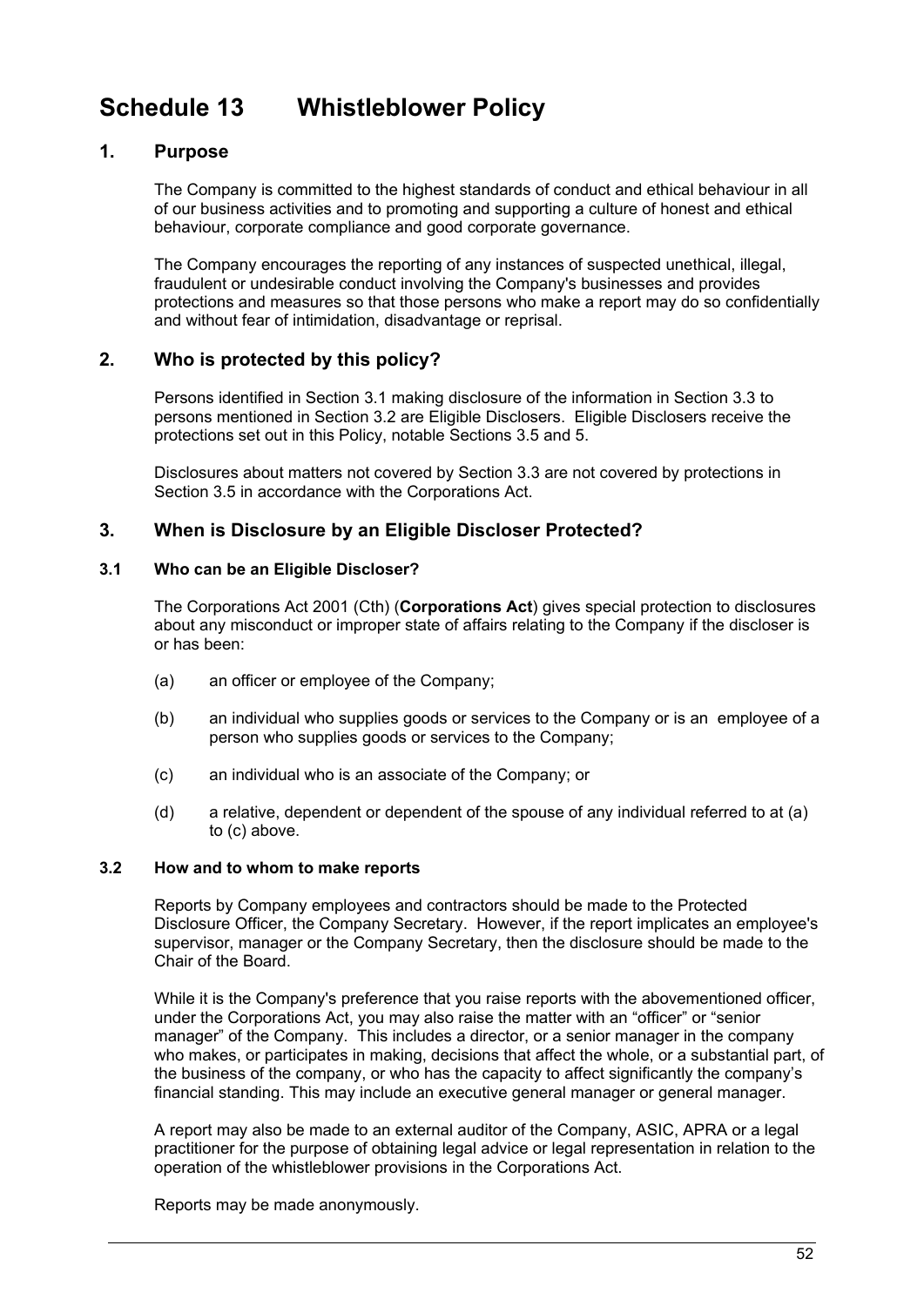# Schedule 13 Whistleblower Policy

## 1. Purpose

The Company is committed to the highest standards of conduct and ethical behaviour in all of our business activities and to promoting and supporting a culture of honest and ethical behaviour, corporate compliance and good corporate governance.

The Company encourages the reporting of any instances of suspected unethical, illegal, fraudulent or undesirable conduct involving the Company's businesses and provides protections and measures so that those persons who make a report may do so confidentially and without fear of intimidation, disadvantage or reprisal.

## 2. Who is protected by this policy?

Persons identified in Section 3.1 making disclosure of the information in Section 3.3 to persons mentioned in Section 3.2 are Eligible Disclosers. Eligible Disclosers receive the protections set out in this Policy, notable Sections 3.5 and 5.

Disclosures about matters not covered by Section 3.3 are not covered by protections in Section 3.5 in accordance with the Corporations Act.

## 3. When is Disclosure by an Eligible Discloser Protected?

### 3.1 Who can be an Eligible Discloser?

The Corporations Act 2001 (Cth) (**Corporations Act**) gives special protection to disclosures about any misconduct or improper state of affairs relating to the Company if the discloser is or has been:

(a) an officer or employee of the Company;

(b) an individual who supplies goods or services to the Company or is an employee of a person who supplies goods or services to the Company;

(c) an individual who is an associate of the Company; or

(d) a relative, dependent or dependent of the spouse of any individual referred to at (a) to (c) above.

### 3.2 How and to whom to make reports

Reports by Company employees and contractors should be made to the Protected Disclosure Officer, the Company Secretary. However, if the report implicates an employee's supervisor, manager or the Company Secretary, then the disclosure should be made to the Chair of the Board.

While it is the Company's preference that you raise reports with the abovementioned officer, under the Corporations Act, you may also raise the matter with an "officer" or "senior manager" of the Company. This includes a director, or a senior manager in the company who makes, or participates in making, decisions that affect the whole, or a substantial part, of the business of the company, or who has the capacity to affect significantly the company's financial standing. This may include an executive general manager or general manager.

A report may also be made to an external auditor of the Company, ASIC, APRA or a legal practitioner for the purpose of obtaining legal advice or legal representation in relation to the operation of the whistleblower provisions in the Corporations Act.

Reports may be made anonymously.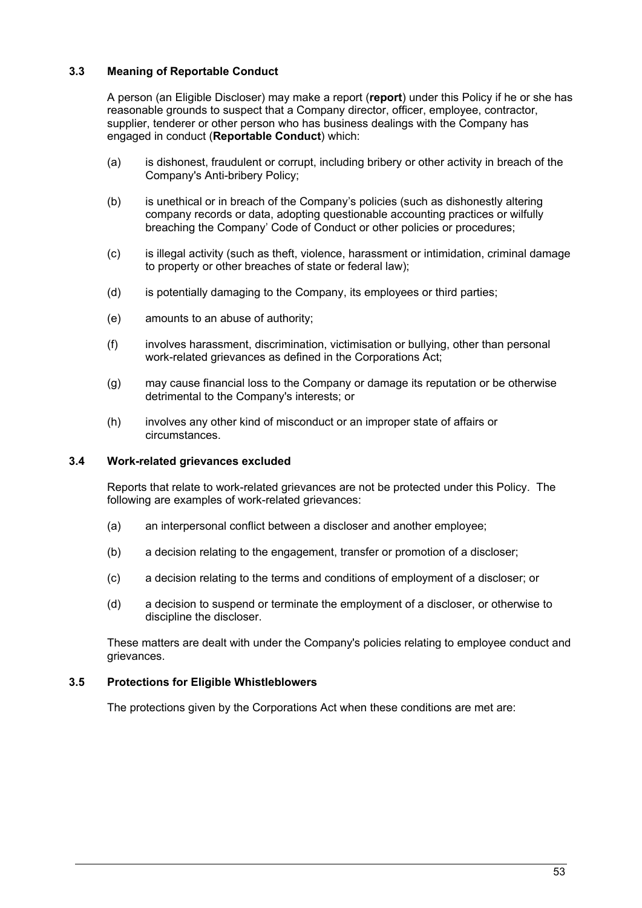### 3.3 Meaning of Reportable Conduct

A person (an Eligible Discloser) may make a report (**report**) under this Policy if he or she has reasonable grounds to suspect that a Company director, officer, employee, contractor, supplier, tenderer or other person who has business dealings with the Company has engaged in conduct (**Reportable Conduct**) which:

(a) is dishonest, fraudulent or corrupt, including bribery or other activity in breach of the Company's Anti-bribery Policy;

(b) is unethical or in breach of the Company's policies (such as dishonestly altering company records or data, adopting questionable accounting practices or wilfully breaching the Company' Code of Conduct or other policies or procedures;

(c) is illegal activity (such as theft, violence, harassment or intimidation, criminal damage to property or other breaches of state or federal law);

(d) is potentially damaging to the Company, its employees or third parties;

(e) amounts to an abuse of authority;

(f) involves harassment, discrimination, victimisation or bullying, other than personal work-related grievances as defined in the Corporations Act;

(g) may cause financial loss to the Company or damage its reputation or be otherwise detrimental to the Company's interests; or

(h) involves any other kind of misconduct or an improper state of affairs or circumstances.

### 3.4 Work-related grievances excluded

Reports that relate to work-related grievances are not be protected under this Policy. The following are examples of work-related grievances:

(a) an interpersonal conflict between a discloser and another employee;

(b) a decision relating to the engagement, transfer or promotion of a discloser;

(c) a decision relating to the terms and conditions of employment of a discloser; or

(d) a decision to suspend or terminate the employment of a discloser, or otherwise to discipline the discloser.

These matters are dealt with under the Company's policies relating to employee conduct and grievances.

### 3.5 Protections for Eligible Whistleblowers

The protections given by the Corporations Act when these conditions are met are: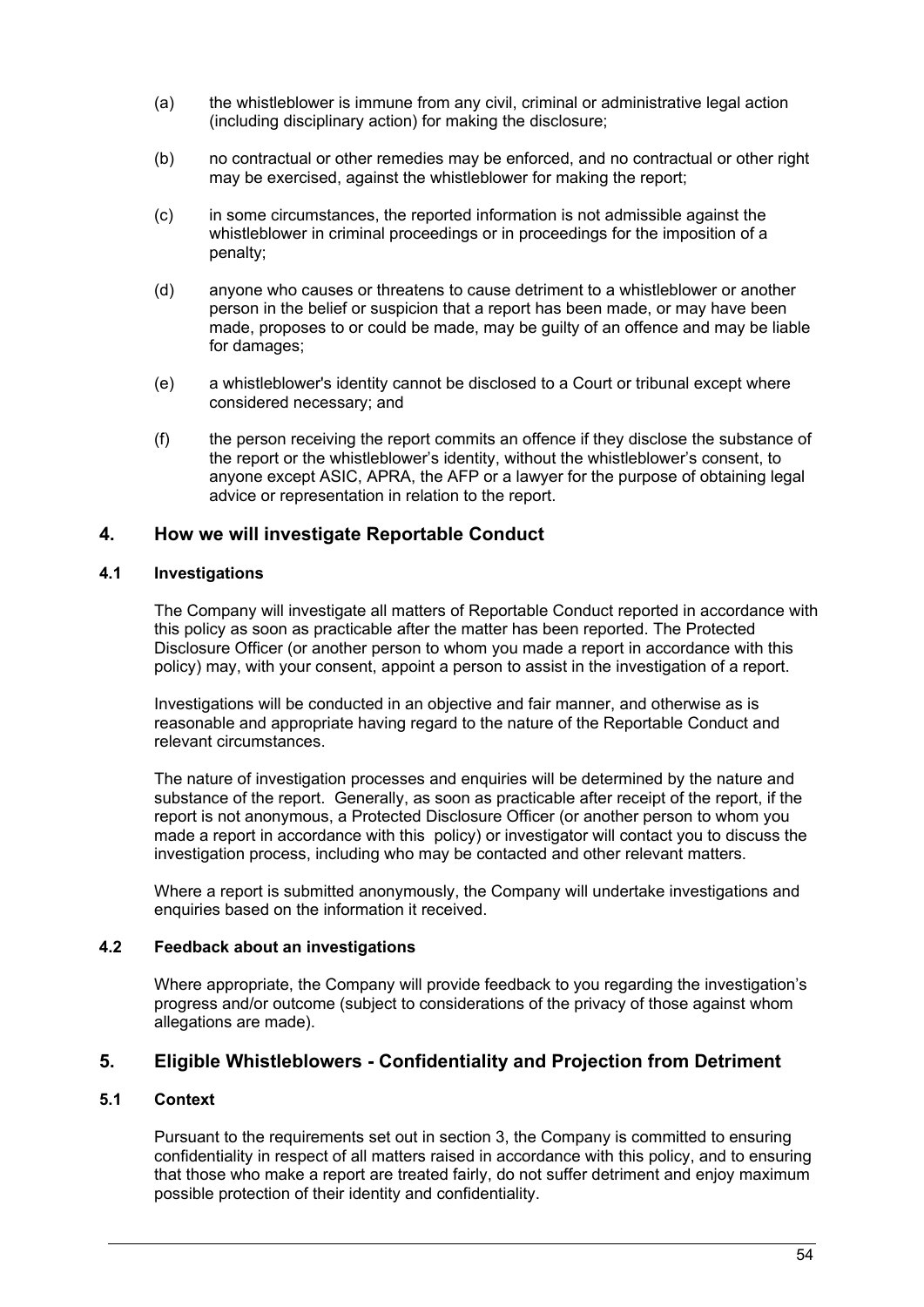(a) the whistleblower is immune from any civil, criminal or administrative legal action (including disciplinary action) for making the disclosure;

(b) no contractual or other remedies may be enforced, and no contractual or other right may be exercised, against the whistleblower for making the report;

(c) in some circumstances, the reported information is not admissible against the whistleblower in criminal proceedings or in proceedings for the imposition of a penalty;

(d) anyone who causes or threatens to cause detriment to a whistleblower or another person in the belief or suspicion that a report has been made, or may have been made, proposes to or could be made, may be guilty of an offence and may be liable for damages;

(e) a whistleblower's identity cannot be disclosed to a Court or tribunal except where considered necessary; and

(f) the person receiving the report commits an offence if they disclose the substance of the report or the whistleblower's identity, without the whistleblower's consent, to anyone except ASIC, APRA, the AFP or a lawyer for the purpose of obtaining legal advice or representation in relation to the report.

## 4. How we will investigate Reportable Conduct

### 4.1 Investigations

The Company will investigate all matters of Reportable Conduct reported in accordance with this policy as soon as practicable after the matter has been reported. The Protected Disclosure Officer (or another person to whom you made a report in accordance with this policy) may, with your consent, appoint a person to assist in the investigation of a report.

Investigations will be conducted in an objective and fair manner, and otherwise as is reasonable and appropriate having regard to the nature of the Reportable Conduct and relevant circumstances.

The nature of investigation processes and enquiries will be determined by the nature and substance of the report. Generally, as soon as practicable after receipt of the report, if the report is not anonymous, a Protected Disclosure Officer (or another person to whom you made a report in accordance with this policy) or investigator will contact you to discuss the investigation process, including who may be contacted and other relevant matters.

Where a report is submitted anonymously, the Company will undertake investigations and enquiries based on the information it received.

### 4.2 Feedback about an investigations

Where appropriate, the Company will provide feedback to you regarding the investigation's progress and/or outcome (subject to considerations of the privacy of those against whom allegations are made).

## 5. Eligible Whistleblowers - Confidentiality and Projection from Detriment

### 5.1 Context

Pursuant to the requirements set out in section 3, the Company is committed to ensuring confidentiality in respect of all matters raised in accordance with this policy, and to ensuring that those who make a report are treated fairly, do not suffer detriment and enjoy maximum possible protection of their identity and confidentiality.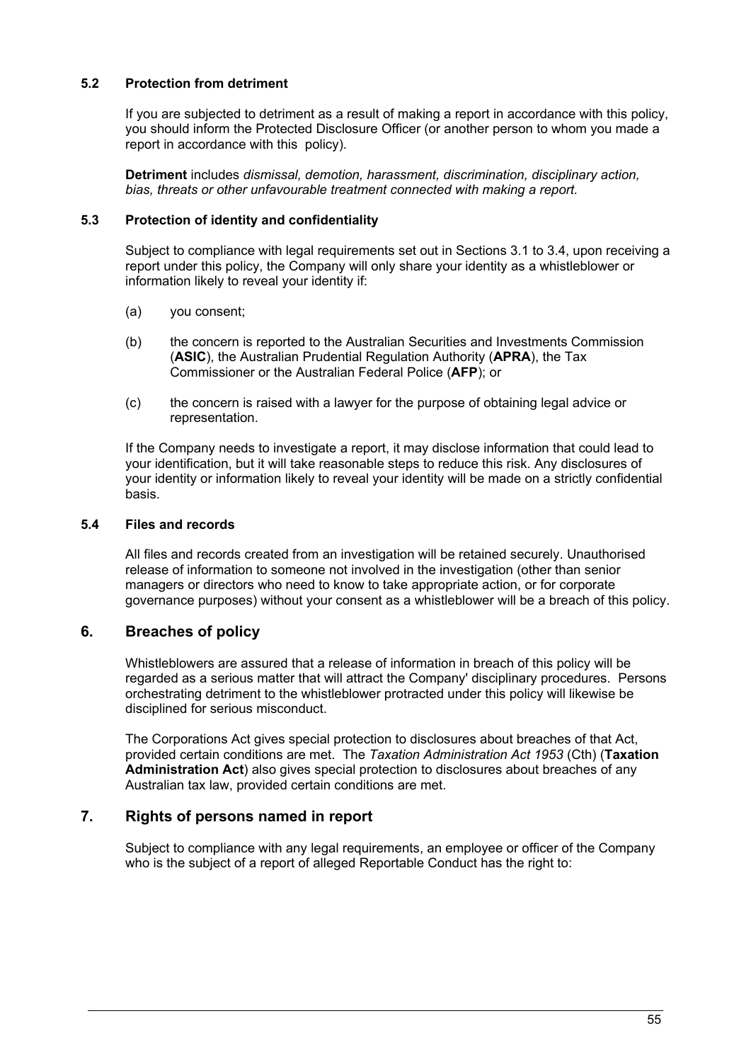### 5.2 Protection from detriment

If you are subjected to detriment as a result of making a report in accordance with this policy, you should inform the Protected Disclosure Officer (or another person to whom you made a report in accordance with this policy).

**Detriment** includes *dismissal, demotion, harassment, discrimination, disciplinary action, bias, threats or other unfavourable treatment connected with making a report.*

### 5.3 Protection of identity and confidentiality

Subject to compliance with legal requirements set out in Sections 3.1 to 3.4, upon receiving a report under this policy, the Company will only share your identity as a whistleblower or information likely to reveal your identity if:

(a) you consent;

(b) the concern is reported to the Australian Securities and Investments Commission (**ASIC**), the Australian Prudential Regulation Authority (**APRA**), the Tax Commissioner or the Australian Federal Police (**AFP**); or

(c) the concern is raised with a lawyer for the purpose of obtaining legal advice or representation.

If the Company needs to investigate a report, it may disclose information that could lead to your identification, but it will take reasonable steps to reduce this risk. Any disclosures of your identity or information likely to reveal your identity will be made on a strictly confidential basis.

### 5.4 Files and records

All files and records created from an investigation will be retained securely. Unauthorised release of information to someone not involved in the investigation (other than senior managers or directors who need to know to take appropriate action, or for corporate governance purposes) without your consent as a whistleblower will be a breach of this policy.

## 6. Breaches of policy

Whistleblowers are assured that a release of information in breach of this policy will be regarded as a serious matter that will attract the Company' disciplinary procedures. Persons orchestrating detriment to the whistleblower protracted under this policy will likewise be disciplined for serious misconduct.

The Corporations Act gives special protection to disclosures about breaches of that Act, provided certain conditions are met. The *Taxation Administration Act 1953* (Cth) (**Taxation Administration Act**) also gives special protection to disclosures about breaches of any Australian tax law, provided certain conditions are met.

## 7. Rights of persons named in report

Subject to compliance with any legal requirements, an employee or officer of the Company who is the subject of a report of alleged Reportable Conduct has the right to: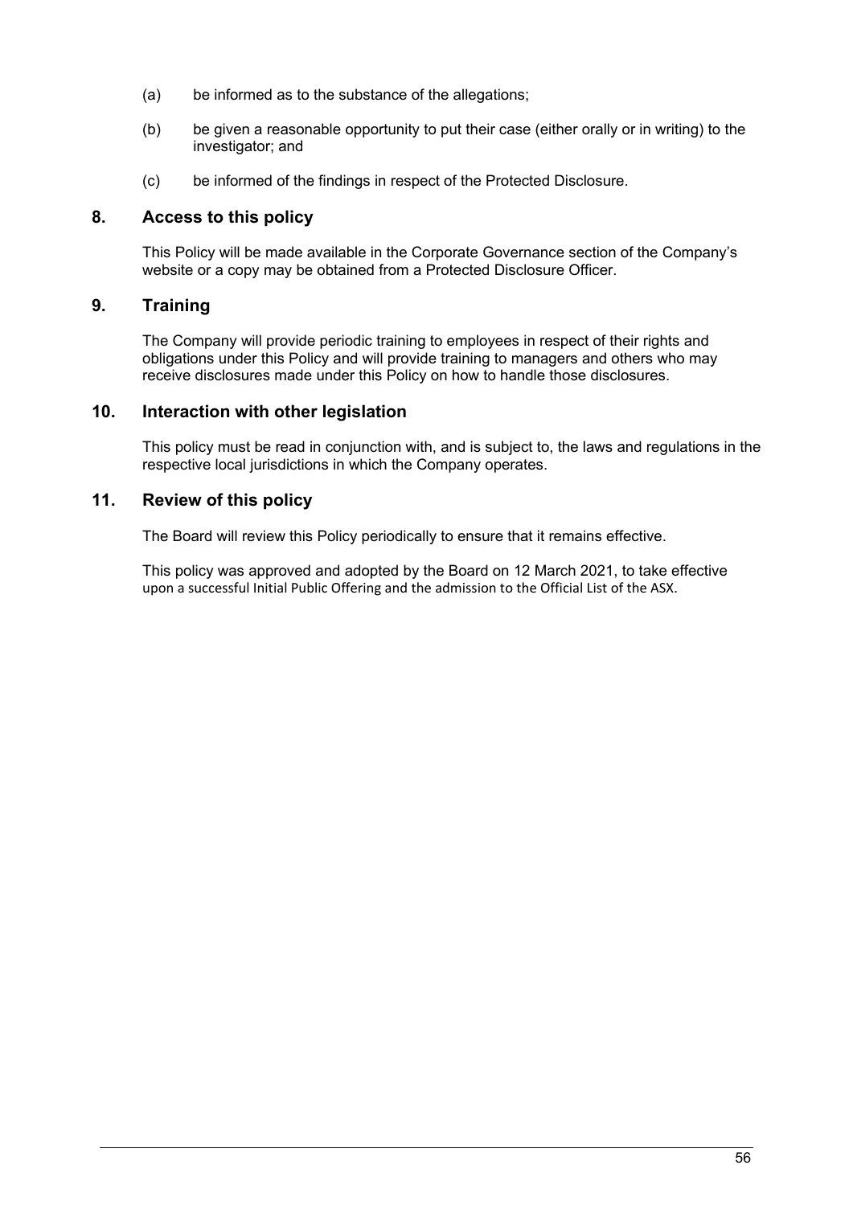(a) be informed as to the substance of the allegations;

(b) be given a reasonable opportunity to put their case (either orally or in writing) to the investigator; and

(c) be informed of the findings in respect of the Protected Disclosure.

## 8. Access to this policy

This Policy will be made available in the Corporate Governance section of the Company's website or a copy may be obtained from a Protected Disclosure Officer.

## 9. Training

The Company will provide periodic training to employees in respect of their rights and obligations under this Policy and will provide training to managers and others who may receive disclosures made under this Policy on how to handle those disclosures.

## 10. Interaction with other legislation

This policy must be read in conjunction with, and is subject to, the laws and regulations in the respective local jurisdictions in which the Company operates.

## 11. Review of this policy

The Board will review this Policy periodically to ensure that it remains effective.

This policy was approved and adopted by the Board on 12 March 2021, to take effective upon a successful Initial Public Offering and the admission to the Official List of the ASX.